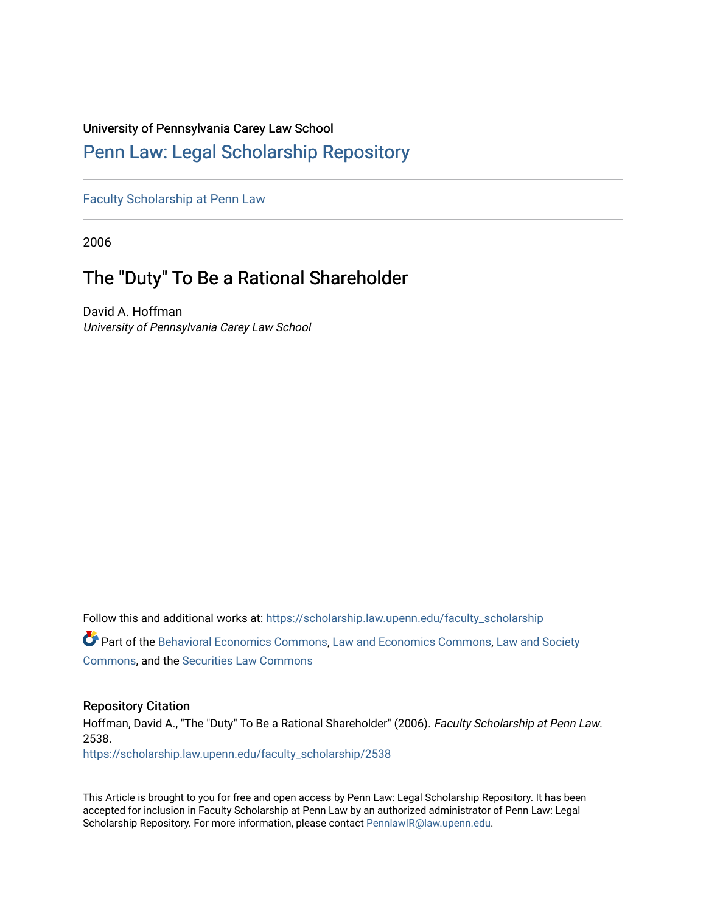University of Pennsylvania Carey Law School

# Penn Law: Legal Scholarship Repository

Faculty Scholarship at Penn Law

2006

## The "Duty" To Be a Rational Shareholder

David A. Hoffman
*University of Pennsylvania Carey Law School*

Follow this and additional works at: https://scholarship.law.upenn.edu/faculty_scholarship

Part of the Behavioral Economics Commons, Law and Economics Commons, Law and Society Commons, and the Securities Law Commons

### Repository Citation

Hoffman, David A., "The "Duty" To Be a Rational Shareholder" (2006). *Faculty Scholarship at Penn Law*. 2538.
https://scholarship.law.upenn.edu/faculty_scholarship/2538

This Article is brought to you for free and open access by Penn Law: Legal Scholarship Repository. It has been accepted for inclusion in Faculty Scholarship at Penn Law by an authorized administrator of Penn Law: Legal Scholarship Repository. For more information, please contact PennlawIR@law.upenn.edu.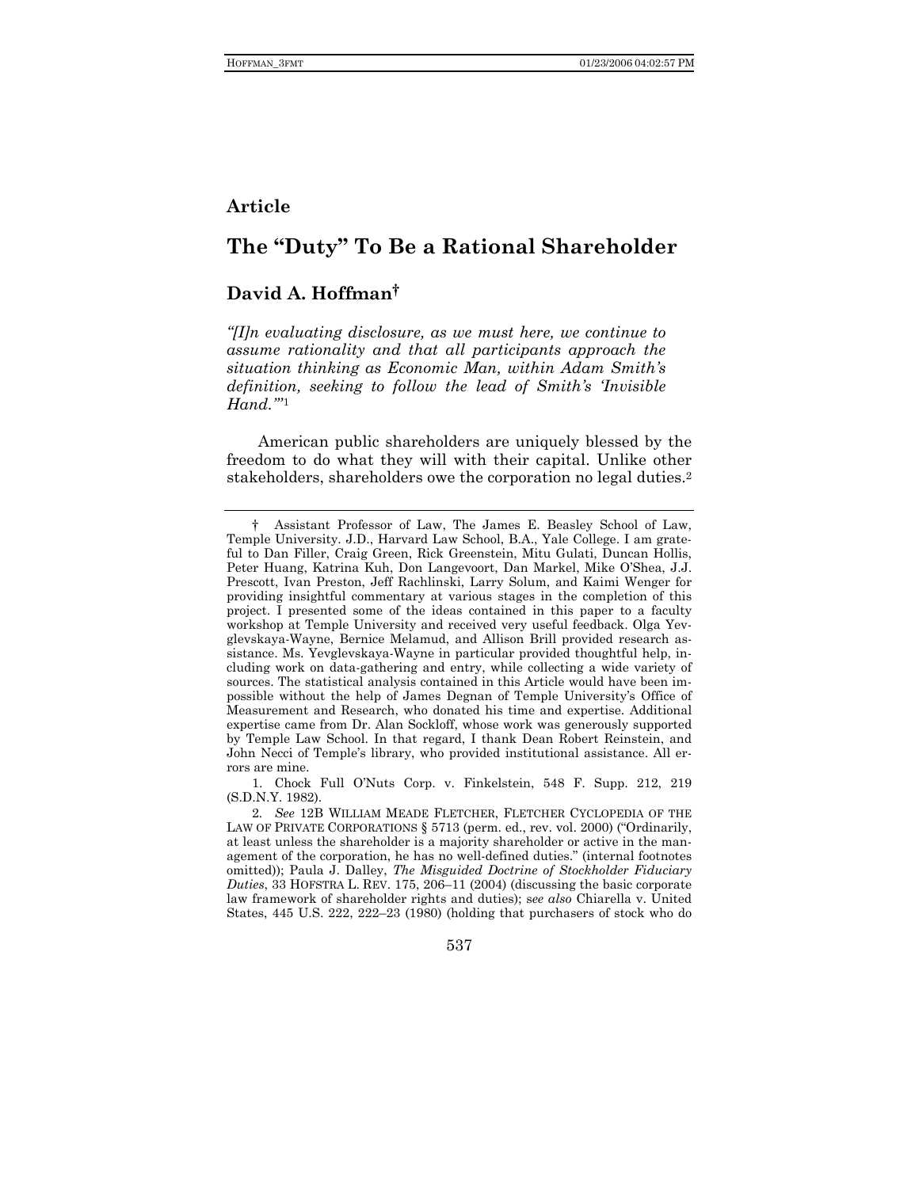**Article**

# The "Duty" To Be a Rational Shareholder

## David A. Hoffman†

*"[I]n evaluating disclosure, as we must here, we continue to assume rationality and that all participants approach the situation thinking as Economic Man, within Adam Smith's definition, seeking to follow the lead of Smith's 'Invisible Hand.'"*[1]

American public shareholders are uniquely blessed by the freedom to do what they will with their capital. Unlike other stakeholders, shareholders owe the corporation no legal duties.[2]

---

† Assistant Professor of Law, The James E. Beasley School of Law, Temple University. J.D., Harvard Law School, B.A., Yale College. I am grateful to Dan Filler, Craig Green, Rick Greenstein, Mitu Gulati, Duncan Hollis, Peter Huang, Katrina Kuh, Don Langevoort, Dan Markel, Mike O'Shea, J.J. Prescott, Ivan Preston, Jeff Rachlinski, Larry Solum, and Kaimi Wenger for providing insightful commentary at various stages in the completion of this project. I presented some of the ideas contained in this paper to a faculty workshop at Temple University and received very useful feedback. Olga Yevglevskaya-Wayne, Bernice Melamud, and Allison Brill provided research assistance. Ms. Yevglevskaya-Wayne in particular provided thoughtful help, including work on data-gathering and entry, while collecting a wide variety of sources. The statistical analysis contained in this Article would have been impossible without the help of James Degnan of Temple University's Office of Measurement and Research, who donated his time and expertise. Additional expertise came from Dr. Alan Sockloff, whose work was generously supported by Temple Law School. In that regard, I thank Dean Robert Reinstein, and John Necci of Temple's library, who provided institutional assistance. All errors are mine.

1. Chock Full O'Nuts Corp. v. Finkelstein, 548 F. Supp. 212, 219 (S.D.N.Y. 1982).

2. *See* 12B WILLIAM MEADE FLETCHER, FLETCHER CYCLOPEDIA OF THE LAW OF PRIVATE CORPORATIONS § 5713 (perm. ed., rev. vol. 2000) ("Ordinarily, at least unless the shareholder is a majority shareholder or active in the management of the corporation, he has no well-defined duties." (internal footnotes omitted)); Paula J. Dalley, *The Misguided Doctrine of Stockholder Fiduciary Duties*, 33 HOFSTRA L. REV. 175, 206–11 (2004) (discussing the basic corporate law framework of shareholder rights and duties); *see also* Chiarella v. United States, 445 U.S. 222, 222–23 (1980) (holding that purchasers of stock who do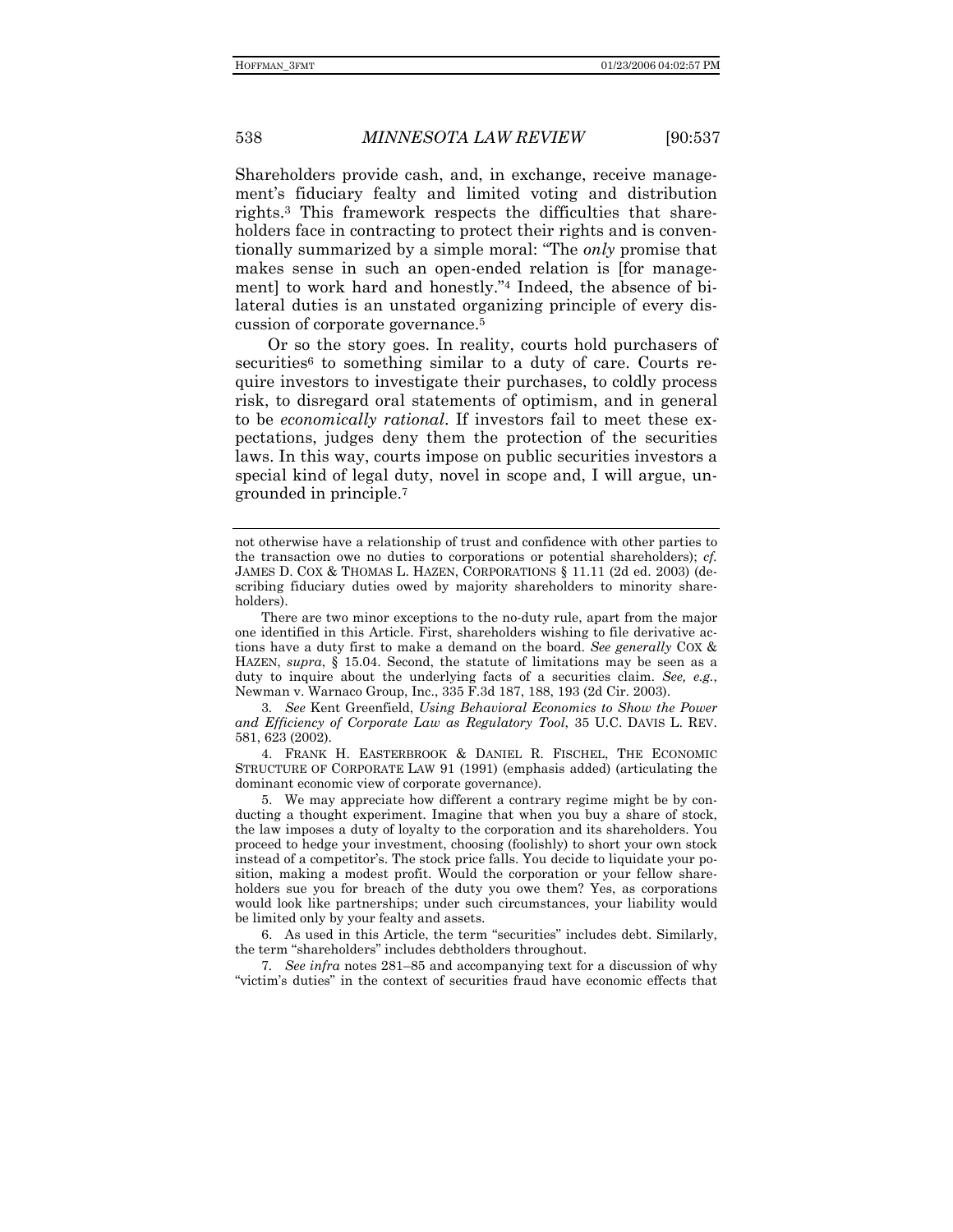Shareholders provide cash, and, in exchange, receive management's fiduciary fealty and limited voting and distribution rights.[3] This framework respects the difficulties that shareholders face in contracting to protect their rights and is conventionally summarized by a simple moral: "The *only* promise that makes sense in such an open-ended relation is [for management] to work hard and honestly."[4] Indeed, the absence of bilateral duties is an unstated organizing principle of every discussion of corporate governance.[5]

Or so the story goes. In reality, courts hold purchasers of securities[6] to something similar to a duty of care. Courts require investors to investigate their purchases, to coldly process risk, to disregard oral statements of optimism, and in general to be *economically rational*. If investors fail to meet these expectations, judges deny them the protection of the securities laws. In this way, courts impose on public securities investors a special kind of legal duty, novel in scope and, I will argue, ungrounded in principle.[7]

---

not otherwise have a relationship of trust and confidence with other parties to the transaction owe no duties to corporations or potential shareholders); *cf.* JAMES D. COX & THOMAS L. HAZEN, CORPORATIONS § 11.11 (2d ed. 2003) (describing fiduciary duties owed by majority shareholders to minority shareholders).

There are two minor exceptions to the no-duty rule, apart from the major one identified in this Article. First, shareholders wishing to file derivative actions have a duty first to make a demand on the board. *See generally* COX & HAZEN, *supra*, § 15.04. Second, the statute of limitations may be seen as a duty to inquire about the underlying facts of a securities claim. *See, e.g.*, Newman v. Warnaco Group, Inc., 335 F.3d 187, 188, 193 (2d Cir. 2003).

3. *See* Kent Greenfield, *Using Behavioral Economics to Show the Power and Efficiency of Corporate Law as Regulatory Tool*, 35 U.C. DAVIS L. REV. 581, 623 (2002).

4. FRANK H. EASTERBROOK & DANIEL R. FISCHEL, THE ECONOMIC STRUCTURE OF CORPORATE LAW 91 (1991) (emphasis added) (articulating the dominant economic view of corporate governance).

5. We may appreciate how different a contrary regime might be by conducting a thought experiment. Imagine that when you buy a share of stock, the law imposes a duty of loyalty to the corporation and its shareholders. You proceed to hedge your investment, choosing (foolishly) to short your own stock instead of a competitor's. The stock price falls. You decide to liquidate your position, making a modest profit. Would the corporation or your fellow shareholders sue you for breach of the duty you owe them? Yes, as corporations would look like partnerships; under such circumstances, your liability would be limited only by your fealty and assets.

6. As used in this Article, the term "securities" includes debt. Similarly, the term "shareholders" includes debtholders throughout.

7. *See infra* notes 281–85 and accompanying text for a discussion of why "victim's duties" in the context of securities fraud have economic effects that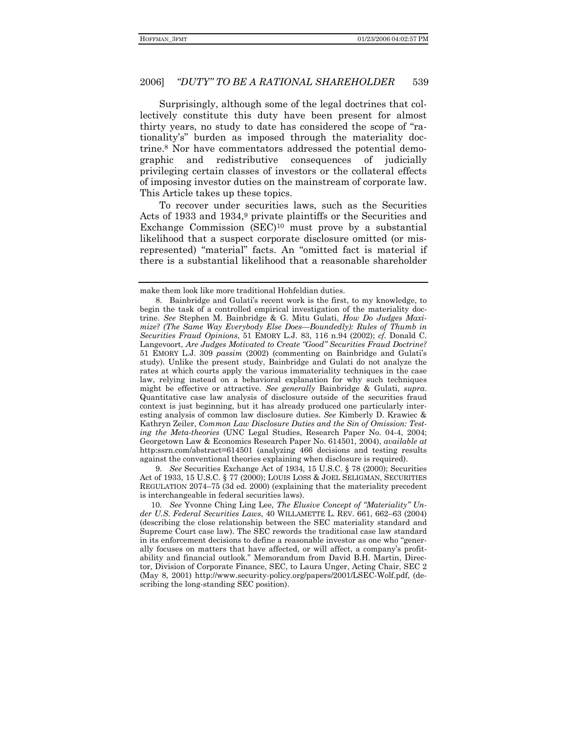Surprisingly, although some of the legal doctrines that collectively constitute this duty have been present for almost thirty years, no study to date has considered the scope of "rationality's" burden as imposed through the materiality doctrine.[8] Nor have commentators addressed the potential demographic and redistributive consequences of judicially privileging certain classes of investors or the collateral effects of imposing investor duties on the mainstream of corporate law. This Article takes up these topics.

To recover under securities laws, such as the Securities Acts of 1933 and 1934,[9] private plaintiffs or the Securities and Exchange Commission (SEC)[10] must prove by a substantial likelihood that a suspect corporate disclosure omitted (or misrepresented) "material" facts. An "omitted fact is material if there is a substantial likelihood that a reasonable shareholder

---

make them look like more traditional Hohfeldian duties.

8. Bainbridge and Gulati's recent work is the first, to my knowledge, to begin the task of a controlled empirical investigation of the materiality doctrine. *See* Stephen M. Bainbridge & G. Mitu Gulati, *How Do Judges Maximize? (The Same Way Everybody Else Does—Boundedly): Rules of Thumb in Securities Fraud Opinions*, 51 EMORY L.J. 83, 116 n.94 (2002); *cf.* Donald C. Langevoort, *Are Judges Motivated to Create "Good" Securities Fraud Doctrine?* 51 EMORY L.J. 309 *passim* (2002) (commenting on Bainbridge and Gulati's study). Unlike the present study, Bainbridge and Gulati do not analyze the rates at which courts apply the various immateriality techniques in the case law, relying instead on a behavioral explanation for why such techniques might be effective or attractive. *See generally* Bainbridge & Gulati, *supra*. Quantitative case law analysis of disclosure outside of the securities fraud context is just beginning, but it has already produced one particularly interesting analysis of common law disclosure duties. *See* Kimberly D. Krawiec & Kathryn Zeiler, *Common Law Disclosure Duties and the Sin of Omission: Testing the Meta-theories* (UNC Legal Studies, Research Paper No. 04-4, 2004; Georgetown Law & Economics Research Paper No. 614501, 2004), *available at* http:ssrn.com/abstract=614501 (analyzing 466 decisions and testing results against the conventional theories explaining when disclosure is required).

9. *See* Securities Exchange Act of 1934, 15 U.S.C. § 78 (2000); Securities Act of 1933, 15 U.S.C. § 77 (2000); LOUIS LOSS & JOEL SELIGMAN, SECURITIES REGULATION 2074–75 (3d ed. 2000) (explaining that the materiality precedent is interchangeable in federal securities laws).

10. *See* Yvonne Ching Ling Lee, *The Elusive Concept of "Materiality" Under U.S. Federal Securities Laws*, 40 WILLAMETTE L. REV. 661, 662–63 (2004) (describing the close relationship between the SEC materiality standard and Supreme Court case law). The SEC rewords the traditional case law standard in its enforcement decisions to define a reasonable investor as one who "generally focuses on matters that have affected, or will affect, a company's profitability and financial outlook." Memorandum from David B.H. Martin, Director, Division of Corporate Finance, SEC, to Laura Unger, Acting Chair, SEC 2 (May 8, 2001) http://www.security-policy.org/papers/2001/LSEC-Wolf.pdf, (describing the long-standing SEC position).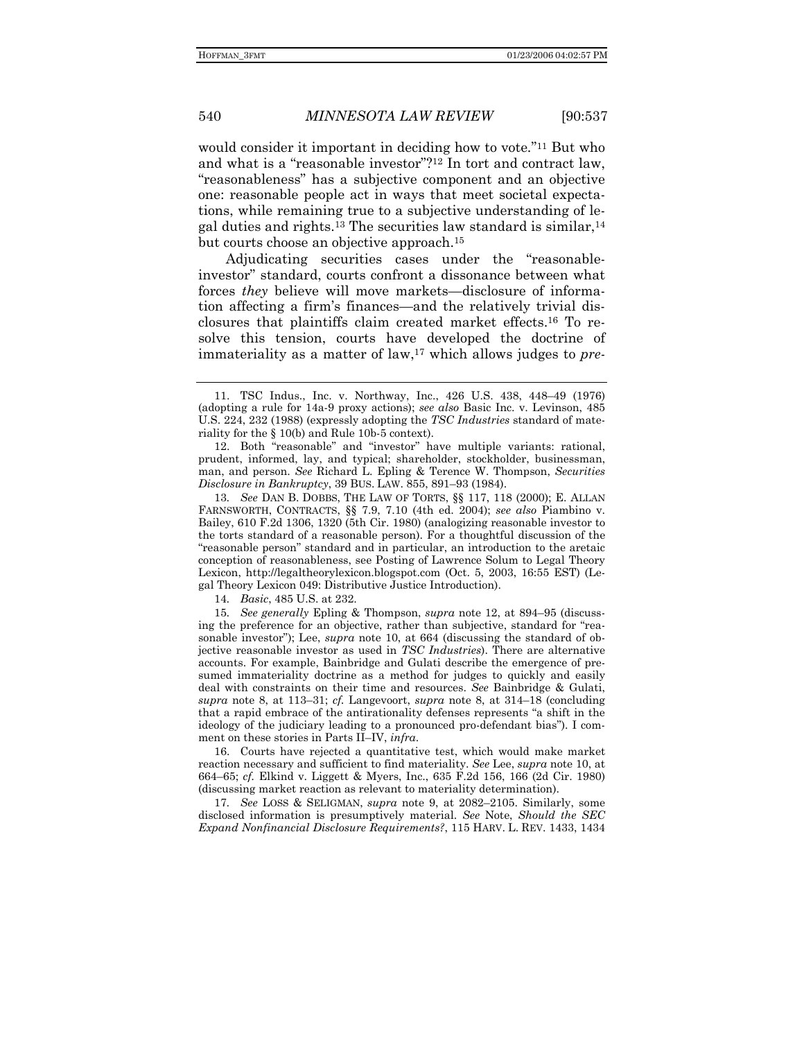would consider it important in deciding how to vote."[11] But who and what is a "reasonable investor"?[12] In tort and contract law, "reasonableness" has a subjective component and an objective one: reasonable people act in ways that meet societal expectations, while remaining true to a subjective understanding of legal duties and rights.[13] The securities law standard is similar,[14] but courts choose an objective approach.[15]

Adjudicating securities cases under the "reasonable-investor" standard, courts confront a dissonance between what forces *they* believe will move markets—disclosure of information affecting a firm's finances—and the relatively trivial disclosures that plaintiffs claim created market effects.[16] To resolve this tension, courts have developed the doctrine of immateriality as a matter of law,[17] which allows judges to *pre-*

---

11. TSC Indus., Inc. v. Northway, Inc., 426 U.S. 438, 448–49 (1976) (adopting a rule for 14a-9 proxy actions); *see also* Basic Inc. v. Levinson, 485 U.S. 224, 232 (1988) (expressly adopting the *TSC Industries* standard of materiality for the § 10(b) and Rule 10b-5 context).

12. Both "reasonable" and "investor" have multiple variants: rational, prudent, informed, lay, and typical; shareholder, stockholder, businessman, man, and person. *See* Richard L. Epling & Terence W. Thompson, *Securities Disclosure in Bankruptcy*, 39 BUS. LAW. 855, 891–93 (1984).

13. *See* DAN B. DOBBS, THE LAW OF TORTS, §§ 117, 118 (2000); E. ALLAN FARNSWORTH, CONTRACTS, §§ 7.9, 7.10 (4th ed. 2004); *see also* Piambino v. Bailey, 610 F.2d 1306, 1320 (5th Cir. 1980) (analogizing reasonable investor to the torts standard of a reasonable person). For a thoughtful discussion of the "reasonable person" standard and in particular, an introduction to the aretaic conception of reasonableness, see Posting of Lawrence Solum to Legal Theory Lexicon, http://legaltheorylexicon.blogspot.com (Oct. 5, 2003, 16:55 EST) (Legal Theory Lexicon 049: Distributive Justice Introduction).

14. *Basic*, 485 U.S. at 232.

15. *See generally* Epling & Thompson, *supra* note 12, at 894–95 (discussing the preference for an objective, rather than subjective, standard for "reasonable investor"); Lee, *supra* note 10, at 664 (discussing the standard of objective reasonable investor as used in *TSC Industries*). There are alternative accounts. For example, Bainbridge and Gulati describe the emergence of presumed immateriality doctrine as a method for judges to quickly and easily deal with constraints on their time and resources. *See* Bainbridge & Gulati, *supra* note 8, at 113–31; *cf.* Langevoort, *supra* note 8, at 314–18 (concluding that a rapid embrace of the antirationality defenses represents "a shift in the ideology of the judiciary leading to a pronounced pro-defendant bias"). I comment on these stories in Parts II–IV, *infra*.

16. Courts have rejected a quantitative test, which would make market reaction necessary and sufficient to find materiality. *See* Lee, *supra* note 10, at 664–65; *cf.* Elkind v. Liggett & Myers, Inc., 635 F.2d 156, 166 (2d Cir. 1980) (discussing market reaction as relevant to materiality determination).

17. *See* LOSS & SELIGMAN, *supra* note 9, at 2082–2105. Similarly, some disclosed information is presumptively material. *See* Note, *Should the SEC Expand Nonfinancial Disclosure Requirements?*, 115 HARV. L. REV. 1433, 1434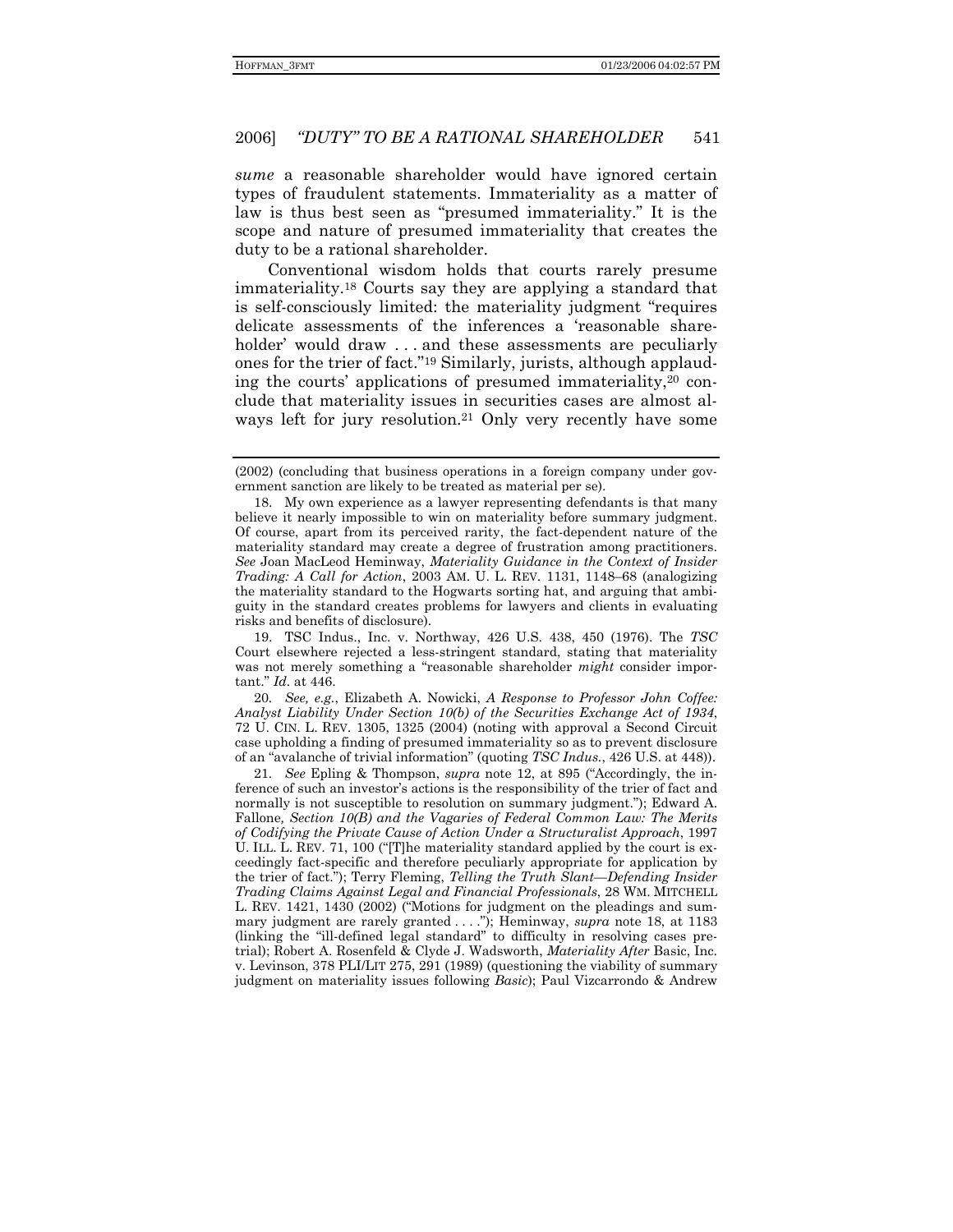*sume* a reasonable shareholder would have ignored certain types of fraudulent statements. Immateriality as a matter of law is thus best seen as "presumed immateriality." It is the scope and nature of presumed immateriality that creates the duty to be a rational shareholder.

Conventional wisdom holds that courts rarely presume immateriality.[18] Courts say they are applying a standard that is self-consciously limited: the materiality judgment "requires delicate assessments of the inferences a 'reasonable shareholder' would draw . . . and these assessments are peculiarly ones for the trier of fact."[19] Similarly, jurists, although applauding the courts' applications of presumed immateriality,[20] conclude that materiality issues in securities cases are almost always left for jury resolution.[21] Only very recently have some

---

(2002) (concluding that business operations in a foreign company under government sanction are likely to be treated as material per se).

18. My own experience as a lawyer representing defendants is that many believe it nearly impossible to win on materiality before summary judgment. Of course, apart from its perceived rarity, the fact-dependent nature of the materiality standard may create a degree of frustration among practitioners. *See* Joan MacLeod Heminway, *Materiality Guidance in the Context of Insider Trading: A Call for Action*, 2003 AM. U. L. REV. 1131, 1148–68 (analogizing the materiality standard to the Hogwarts sorting hat, and arguing that ambiguity in the standard creates problems for lawyers and clients in evaluating risks and benefits of disclosure).

19. TSC Indus., Inc. v. Northway, 426 U.S. 438, 450 (1976). The *TSC* Court elsewhere rejected a less-stringent standard, stating that materiality was not merely something a "reasonable shareholder *might* consider important." *Id*. at 446.

20. *See, e.g.*, Elizabeth A. Nowicki, *A Response to Professor John Coffee: Analyst Liability Under Section 10(b) of the Securities Exchange Act of 1934*, 72 U. CIN. L. REV. 1305, 1325 (2004) (noting with approval a Second Circuit case upholding a finding of presumed immateriality so as to prevent disclosure of an "avalanche of trivial information" (quoting *TSC Indus.*, 426 U.S. at 448)).

21. *See* Epling & Thompson, *supra* note 12, at 895 ("Accordingly, the inference of such an investor's actions is the responsibility of the trier of fact and normally is not susceptible to resolution on summary judgment."); Edward A. Fallone*, Section 10(B) and the Vagaries of Federal Common Law: The Merits of Codifying the Private Cause of Action Under a Structuralist Approach*, 1997 U. ILL. L. REV. 71, 100 ("[T]he materiality standard applied by the court is exceedingly fact-specific and therefore peculiarly appropriate for application by the trier of fact."); Terry Fleming, *Telling the Truth Slant—Defending Insider Trading Claims Against Legal and Financial Professionals*, 28 WM. MITCHELL L. REV. 1421, 1430 (2002) ("Motions for judgment on the pleadings and summary judgment are rarely granted . . . ."); Heminway, *supra* note 18, at 1183 (linking the "ill-defined legal standard" to difficulty in resolving cases pretrial); Robert A. Rosenfeld & Clyde J. Wadsworth, *Materiality After* Basic, Inc. v. Levinson, 378 PLI/LIT 275, 291 (1989) (questioning the viability of summary judgment on materiality issues following *Basic*); Paul Vizcarrondo & Andrew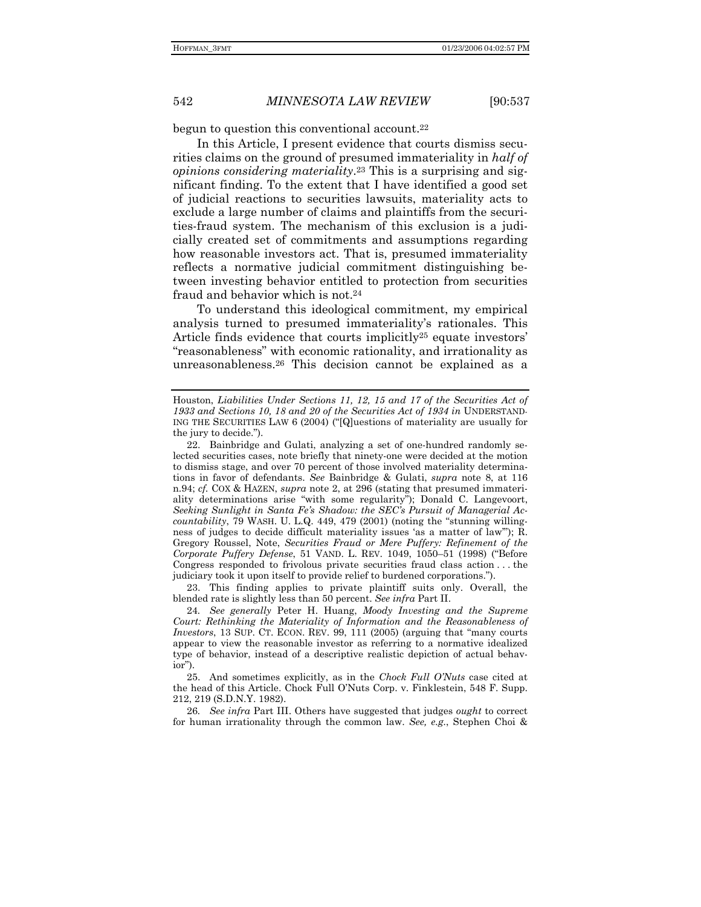begun to question this conventional account.[22]

In this Article, I present evidence that courts dismiss securities claims on the ground of presumed immateriality in *half of opinions considering materiality*.[23] This is a surprising and significant finding. To the extent that I have identified a good set of judicial reactions to securities lawsuits, materiality acts to exclude a large number of claims and plaintiffs from the securities-fraud system. The mechanism of this exclusion is a judicially created set of commitments and assumptions regarding how reasonable investors act. That is, presumed immateriality reflects a normative judicial commitment distinguishing between investing behavior entitled to protection from securities fraud and behavior which is not.[24]

To understand this ideological commitment, my empirical analysis turned to presumed immateriality's rationales. This Article finds evidence that courts implicitly[25] equate investors' "reasonableness" with economic rationality, and irrationality as unreasonableness.[26] This decision cannot be explained as a

---

Houston, *Liabilities Under Sections 11, 12, 15 and 17 of the Securities Act of 1933 and Sections 10, 18 and 20 of the Securities Act of 1934 in* UNDERSTANDING THE SECURITIES LAW 6 (2004) ("[Q]uestions of materiality are usually for the jury to decide.").

22. Bainbridge and Gulati, analyzing a set of one-hundred randomly selected securities cases, note briefly that ninety-one were decided at the motion to dismiss stage, and over 70 percent of those involved materiality determinations in favor of defendants. *See* Bainbridge & Gulati, *supra* note 8, at 116 n.94; *cf.* COX & HAZEN, *supra* note 2, at 296 (stating that presumed immateriality determinations arise "with some regularity"); Donald C. Langevoort, *Seeking Sunlight in Santa Fe's Shadow: the SEC's Pursuit of Managerial Accountability*, 79 WASH. U. L.Q. 449, 479 (2001) (noting the "stunning willingness of judges to decide difficult materiality issues 'as a matter of law'"); R. Gregory Roussel, Note, *Securities Fraud or Mere Puffery: Refinement of the Corporate Puffery Defense*, 51 VAND. L. REV. 1049, 1050–51 (1998) ("Before Congress responded to frivolous private securities fraud class action . . . the judiciary took it upon itself to provide relief to burdened corporations.").

23. This finding applies to private plaintiff suits only. Overall, the blended rate is slightly less than 50 percent. *See infra* Part II.

24. *See generally* Peter H. Huang, *Moody Investing and the Supreme Court: Rethinking the Materiality of Information and the Reasonableness of Investors*, 13 SUP. CT. ECON. REV. 99, 111 (2005) (arguing that "many courts appear to view the reasonable investor as referring to a normative idealized type of behavior, instead of a descriptive realistic depiction of actual behavior").

25. And sometimes explicitly, as in the *Chock Full O'Nuts* case cited at the head of this Article. Chock Full O'Nuts Corp. v. Finklestein, 548 F. Supp. 212, 219 (S.D.N.Y. 1982).

26. *See infra* Part III. Others have suggested that judges *ought* to correct for human irrationality through the common law. *See, e.g.*, Stephen Choi &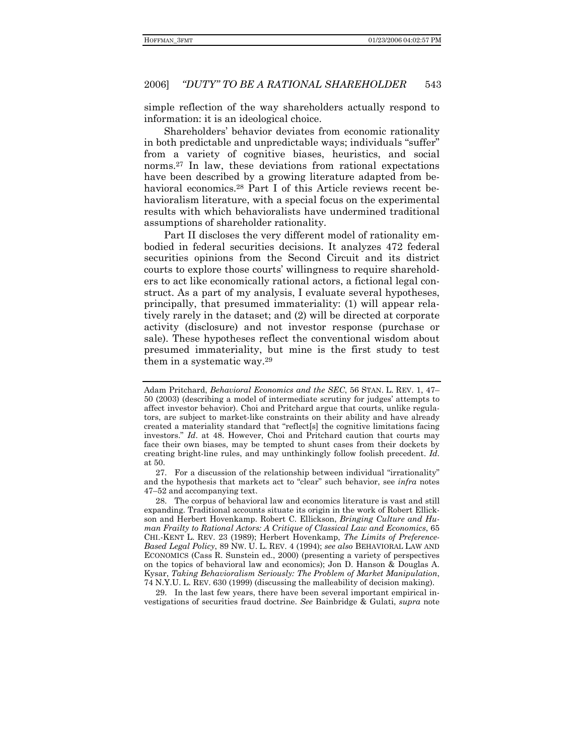simple reflection of the way shareholders actually respond to information: it is an ideological choice.

Shareholders' behavior deviates from economic rationality in both predictable and unpredictable ways; individuals "suffer" from a variety of cognitive biases, heuristics, and social norms.[27] In law, these deviations from rational expectations have been described by a growing literature adapted from behavioral economics.[28] Part I of this Article reviews recent behavioralism literature, with a special focus on the experimental results with which behavioralists have undermined traditional assumptions of shareholder rationality.

Part II discloses the very different model of rationality embodied in federal securities decisions. It analyzes 472 federal securities opinions from the Second Circuit and its district courts to explore those courts' willingness to require shareholders to act like economically rational actors, a fictional legal construct. As a part of my analysis, I evaluate several hypotheses, principally, that presumed immateriality: (1) will appear relatively rarely in the dataset; and (2) will be directed at corporate activity (disclosure) and not investor response (purchase or sale). These hypotheses reflect the conventional wisdom about presumed immateriality, but mine is the first study to test them in a systematic way.[29]

---

Adam Pritchard, *Behavioral Economics and the SEC*, 56 STAN. L. REV. 1, 47–50 (2003) (describing a model of intermediate scrutiny for judges' attempts to affect investor behavior). Choi and Pritchard argue that courts, unlike regulators, are subject to market-like constraints on their ability and have already created a materiality standard that "reflect[s] the cognitive limitations facing investors." *Id*. at 48. However, Choi and Pritchard caution that courts may face their own biases, may be tempted to shunt cases from their dockets by creating bright-line rules, and may unthinkingly follow foolish precedent. *Id*. at 50.

27. For a discussion of the relationship between individual "irrationality" and the hypothesis that markets act to "clear" such behavior, see *infra* notes 47–52 and accompanying text.

28. The corpus of behavioral law and economics literature is vast and still expanding. Traditional accounts situate its origin in the work of Robert Ellickson and Herbert Hovenkamp. Robert C. Ellickson, *Bringing Culture and Human Frailty to Rational Actors: A Critique of Classical Law and Economics*, 65 CHI.-KENT L. REV. 23 (1989); Herbert Hovenkamp, *The Limits of Preference-Based Legal Policy*, 89 NW. U. L. REV. 4 (1994); *see also* BEHAVIORAL LAW AND ECONOMICS (Cass R. Sunstein ed., 2000) (presenting a variety of perspectives on the topics of behavioral law and economics); Jon D. Hanson & Douglas A. Kysar, *Taking Behavioralism Seriously: The Problem of Market Manipulation*, 74 N.Y.U. L. REV. 630 (1999) (discussing the malleability of decision making).

29. In the last few years, there have been several important empirical investigations of securities fraud doctrine. *See* Bainbridge & Gulati, *supra* note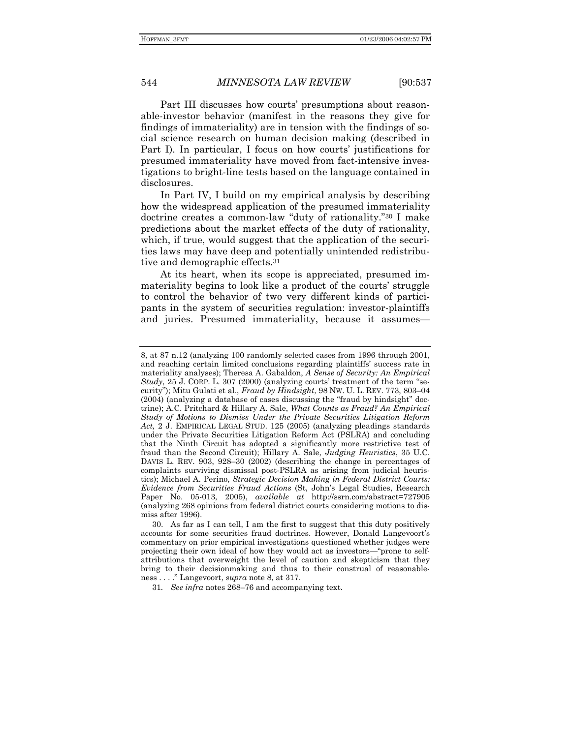Part III discusses how courts' presumptions about reasonable-investor behavior (manifest in the reasons they give for findings of immateriality) are in tension with the findings of social science research on human decision making (described in Part I). In particular, I focus on how courts' justifications for presumed immateriality have moved from fact-intensive investigations to bright-line tests based on the language contained in disclosures.

In Part IV, I build on my empirical analysis by describing how the widespread application of the presumed immateriality doctrine creates a common-law "duty of rationality."[30] I make predictions about the market effects of the duty of rationality, which, if true, would suggest that the application of the securities laws may have deep and potentially unintended redistributive and demographic effects.[31]

At its heart, when its scope is appreciated, presumed immateriality begins to look like a product of the courts' struggle to control the behavior of two very different kinds of participants in the system of securities regulation: investor-plaintiffs and juries. Presumed immateriality, because it assumes—

---

8, at 87 n.12 (analyzing 100 randomly selected cases from 1996 through 2001, and reaching certain limited conclusions regarding plaintiffs' success rate in materiality analyses); Theresa A. Gabaldon, *A Sense of Security: An Empirical Study*, 25 J. CORP. L. 307 (2000) (analyzing courts' treatment of the term "security"); Mitu Gulati et al., *Fraud by Hindsight*, 98 NW. U. L. REV. 773, 803–04 (2004) (analyzing a database of cases discussing the "fraud by hindsight" doctrine); A.C. Pritchard & Hillary A. Sale, *What Counts as Fraud? An Empirical Study of Motions to Dismiss Under the Private Securities Litigation Reform Act,* 2 J. EMPIRICAL LEGAL STUD. 125 (2005) (analyzing pleadings standards under the Private Securities Litigation Reform Act (PSLRA) and concluding that the Ninth Circuit has adopted a significantly more restrictive test of fraud than the Second Circuit); Hillary A. Sale, *Judging Heuristics*, 35 U.C. DAVIS L. REV. 903, 928–30 (2002) (describing the change in percentages of complaints surviving dismissal post-PSLRA as arising from judicial heuristics); Michael A. Perino, *Strategic Decision Making in Federal District Courts: Evidence from Securities Fraud Actions* (St, John's Legal Studies, Research Paper No. 05-013, 2005), *available at* http://ssrn.com/abstract=727905 (analyzing 268 opinions from federal district courts considering motions to dismiss after 1996).

30. As far as I can tell, I am the first to suggest that this duty positively accounts for some securities fraud doctrines. However, Donald Langevoort's commentary on prior empirical investigations questioned whether judges were projecting their own ideal of how they would act as investors—"prone to self-attributions that overweight the level of caution and skepticism that they bring to their decisionmaking and thus to their construal of reasonableness . . . ." Langevoort, *supra* note 8, at 317.

31. *See infra* notes 268–76 and accompanying text.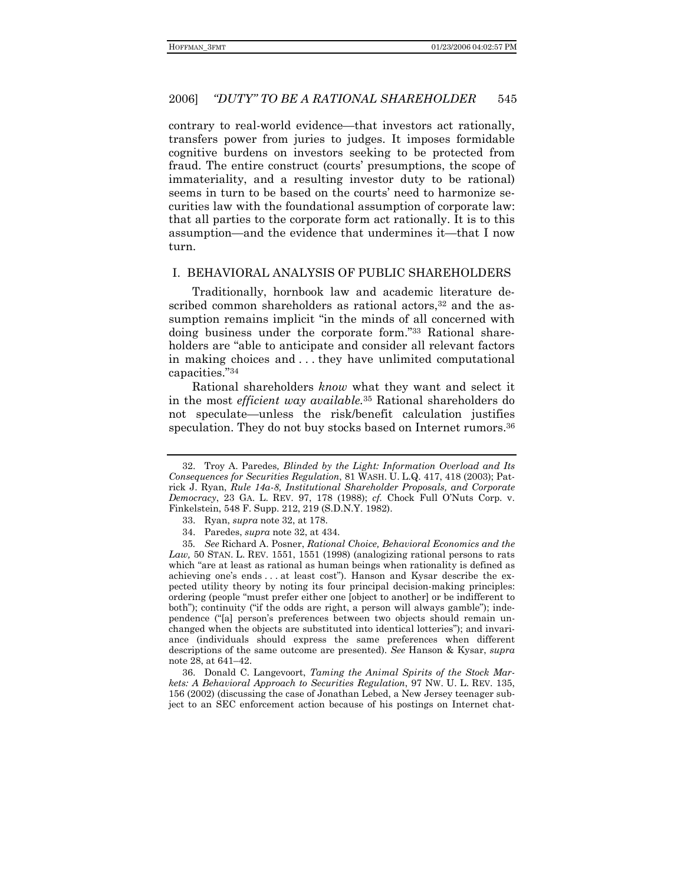contrary to real-world evidence—that investors act rationally, transfers power from juries to judges. It imposes formidable cognitive burdens on investors seeking to be protected from fraud. The entire construct (courts' presumptions, the scope of immateriality, and a resulting investor duty to be rational) seems in turn to be based on the courts' need to harmonize securities law with the foundational assumption of corporate law: that all parties to the corporate form act rationally. It is to this assumption—and the evidence that undermines it—that I now turn.

## I. BEHAVIORAL ANALYSIS OF PUBLIC SHAREHOLDERS

Traditionally, hornbook law and academic literature described common shareholders as rational actors,[32] and the assumption remains implicit "in the minds of all concerned with doing business under the corporate form."[33] Rational shareholders are "able to anticipate and consider all relevant factors in making choices and . . . they have unlimited computational capacities."[34]

Rational shareholders *know* what they want and select it in the most *efficient way available*.[35] Rational shareholders do not speculate—unless the risk/benefit calculation justifies speculation. They do not buy stocks based on Internet rumors.[36]

---

32. Troy A. Paredes, *Blinded by the Light: Information Overload and Its Consequences for Securities Regulation*, 81 WASH. U. L.Q. 417, 418 (2003); Patrick J. Ryan, *Rule 14a-8, Institutional Shareholder Proposals, and Corporate Democracy*, 23 GA. L. REV. 97, 178 (1988); *cf.* Chock Full O'Nuts Corp. v. Finkelstein, 548 F. Supp. 212, 219 (S.D.N.Y. 1982).

33. Ryan, *supra* note 32, at 178.

34. Paredes, *supra* note 32, at 434.

35. *See* Richard A. Posner, *Rational Choice, Behavioral Economics and the Law,* 50 STAN. L. REV. 1551, 1551 (1998) (analogizing rational persons to rats which "are at least as rational as human beings when rationality is defined as achieving one's ends . . . at least cost"). Hanson and Kysar describe the expected utility theory by noting its four principal decision-making principles: ordering (people "must prefer either one [object to another] or be indifferent to both"); continuity ("if the odds are right, a person will always gamble"); independence ("[a] person's preferences between two objects should remain unchanged when the objects are substituted into identical lotteries"); and invariance (individuals should express the same preferences when different descriptions of the same outcome are presented). *See* Hanson & Kysar, *supra* note 28, at 641–42.

36. Donald C. Langevoort, *Taming the Animal Spirits of the Stock Markets: A Behavioral Approach to Securities Regulation*, 97 NW. U. L. REV. 135, 156 (2002) (discussing the case of Jonathan Lebed, a New Jersey teenager subject to an SEC enforcement action because of his postings on Internet chat-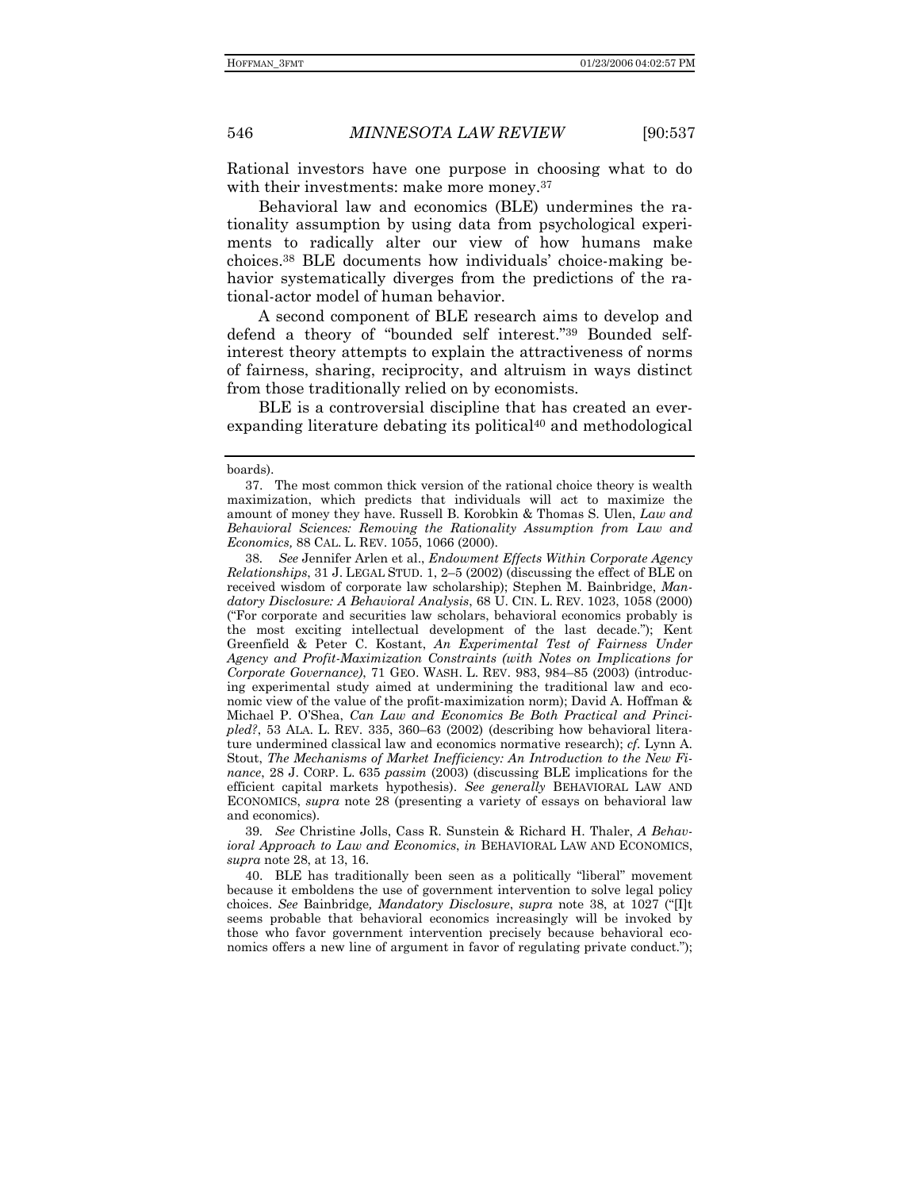Rational investors have one purpose in choosing what to do with their investments: make more money.[37]

Behavioral law and economics (BLE) undermines the rationality assumption by using data from psychological experiments to radically alter our view of how humans make choices.[38] BLE documents how individuals' choice-making behavior systematically diverges from the predictions of the rational-actor model of human behavior.

A second component of BLE research aims to develop and defend a theory of "bounded self interest."[39] Bounded self-interest theory attempts to explain the attractiveness of norms of fairness, sharing, reciprocity, and altruism in ways distinct from those traditionally relied on by economists.

BLE is a controversial discipline that has created an ever-expanding literature debating its political[40] and methodological

---

boards).

37. The most common thick version of the rational choice theory is wealth maximization, which predicts that individuals will act to maximize the amount of money they have. Russell B. Korobkin & Thomas S. Ulen, *Law and Behavioral Sciences: Removing the Rationality Assumption from Law and Economics,* 88 CAL. L. REV. 1055, 1066 (2000).

38. *See* Jennifer Arlen et al., *Endowment Effects Within Corporate Agency Relationships*, 31 J. LEGAL STUD. 1, 2–5 (2002) (discussing the effect of BLE on received wisdom of corporate law scholarship); Stephen M. Bainbridge, *Mandatory Disclosure: A Behavioral Analysis*, 68 U. CIN. L. REV. 1023, 1058 (2000) ("For corporate and securities law scholars, behavioral economics probably is the most exciting intellectual development of the last decade."); Kent Greenfield & Peter C. Kostant, *An Experimental Test of Fairness Under Agency and Profit-Maximization Constraints (with Notes on Implications for Corporate Governance)*, 71 GEO. WASH. L. REV. 983, 984–85 (2003) (introducing experimental study aimed at undermining the traditional law and economic view of the value of the profit-maximization norm); David A. Hoffman & Michael P. O'Shea, *Can Law and Economics Be Both Practical and Principled?*, 53 ALA. L. REV. 335, 360–63 (2002) (describing how behavioral literature undermined classical law and economics normative research); *cf.* Lynn A. Stout, *The Mechanisms of Market Inefficiency: An Introduction to the New Finance*, 28 J. CORP. L. 635 *passim* (2003) (discussing BLE implications for the efficient capital markets hypothesis). *See generally* BEHAVIORAL LAW AND ECONOMICS, *supra* note 28 (presenting a variety of essays on behavioral law and economics).

39. *See* Christine Jolls, Cass R. Sunstein & Richard H. Thaler, *A Behavioral Approach to Law and Economics*, *in* BEHAVIORAL LAW AND ECONOMICS, *supra* note 28, at 13, 16.

40. BLE has traditionally been seen as a politically "liberal" movement because it emboldens the use of government intervention to solve legal policy choices. *See* Bainbridge*, Mandatory Disclosure*, *supra* note 38, at 1027 ("[I]t seems probable that behavioral economics increasingly will be invoked by those who favor government intervention precisely because behavioral economics offers a new line of argument in favor of regulating private conduct.");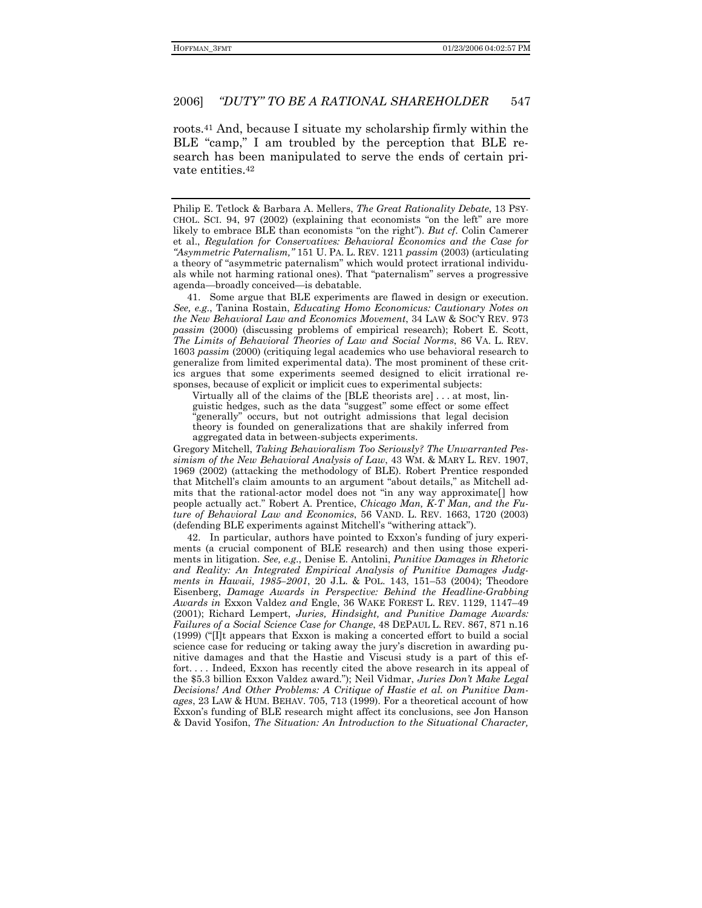roots.[41] And, because I situate my scholarship firmly within the BLE "camp," I am troubled by the perception that BLE research has been manipulated to serve the ends of certain private entities.[42]

---

Philip E. Tetlock & Barbara A. Mellers, *The Great Rationality Debate*, 13 PSYCHOL. SCI. 94, 97 (2002) (explaining that economists "on the left" are more likely to embrace BLE than economists "on the right"). *But cf.* Colin Camerer et al., *Regulation for Conservatives: Behavioral Economics and the Case for "Asymmetric Paternalism,"* 151 U. PA. L. REV. 1211 *passim* (2003) (articulating a theory of "asymmetric paternalism" which would protect irrational individuals while not harming rational ones). That "paternalism" serves a progressive agenda—broadly conceived—is debatable.

41. Some argue that BLE experiments are flawed in design or execution. *See, e.g.*, Tanina Rostain, *Educating Homo Economicus: Cautionary Notes on the New Behavioral Law and Economics Movement*, 34 LAW & SOC'Y REV. 973 *passim* (2000) (discussing problems of empirical research); Robert E. Scott, *The Limits of Behavioral Theories of Law and Social Norms*, 86 VA. L. REV. 1603 *passim* (2000) (critiquing legal academics who use behavioral research to generalize from limited experimental data). The most prominent of these critics argues that some experiments seemed designed to elicit irrational responses, because of explicit or implicit cues to experimental subjects:

> Virtually all of the claims of the [BLE theorists are] . . . at most, linguistic hedges, such as the data "suggest" some effect or some effect "generally" occurs, but not outright admissions that legal decision theory is founded on generalizations that are shakily inferred from aggregated data in between-subjects experiments.

Gregory Mitchell, *Taking Behavioralism Too Seriously? The Unwarranted Pessimism of the New Behavioral Analysis of Law*, 43 WM. & MARY L. REV. 1907, 1969 (2002) (attacking the methodology of BLE). Robert Prentice responded that Mitchell's claim amounts to an argument "about details," as Mitchell admits that the rational-actor model does not "in any way approximate[] how people actually act." Robert A. Prentice, *Chicago Man, K-T Man, and the Future of Behavioral Law and Economics*, 56 VAND. L. REV. 1663, 1720 (2003) (defending BLE experiments against Mitchell's "withering attack").

42. In particular, authors have pointed to Exxon's funding of jury experiments (a crucial component of BLE research) and then using those experiments in litigation. *See, e.g.*, Denise E. Antolini, *Punitive Damages in Rhetoric and Reality: An Integrated Empirical Analysis of Punitive Damages Judgments in Hawaii, 1985–2001*, 20 J.L. & POL. 143, 151–53 (2004); Theodore Eisenberg, *Damage Awards in Perspective: Behind the Headline-Grabbing Awards in* Exxon Valdez *and* Engle, 36 WAKE FOREST L. REV. 1129, 1147–49 (2001); Richard Lempert, *Juries, Hindsight, and Punitive Damage Awards: Failures of a Social Science Case for Change*, 48 DEPAUL L. REV. 867, 871 n.16 (1999) ("[I]t appears that Exxon is making a concerted effort to build a social science case for reducing or taking away the jury's discretion in awarding punitive damages and that the Hastie and Viscusi study is a part of this effort. . . . Indeed, Exxon has recently cited the above research in its appeal of the $5.3 billion Exxon Valdez award."); Neil Vidmar, *Juries Don't Make Legal Decisions! And Other Problems: A Critique of Hastie et al. on Punitive Damages*, 23 LAW & HUM. BEHAV. 705, 713 (1999). For a theoretical account of how Exxon's funding of BLE research might affect its conclusions, see Jon Hanson & David Yosifon, *The Situation: An Introduction to the Situational Character,*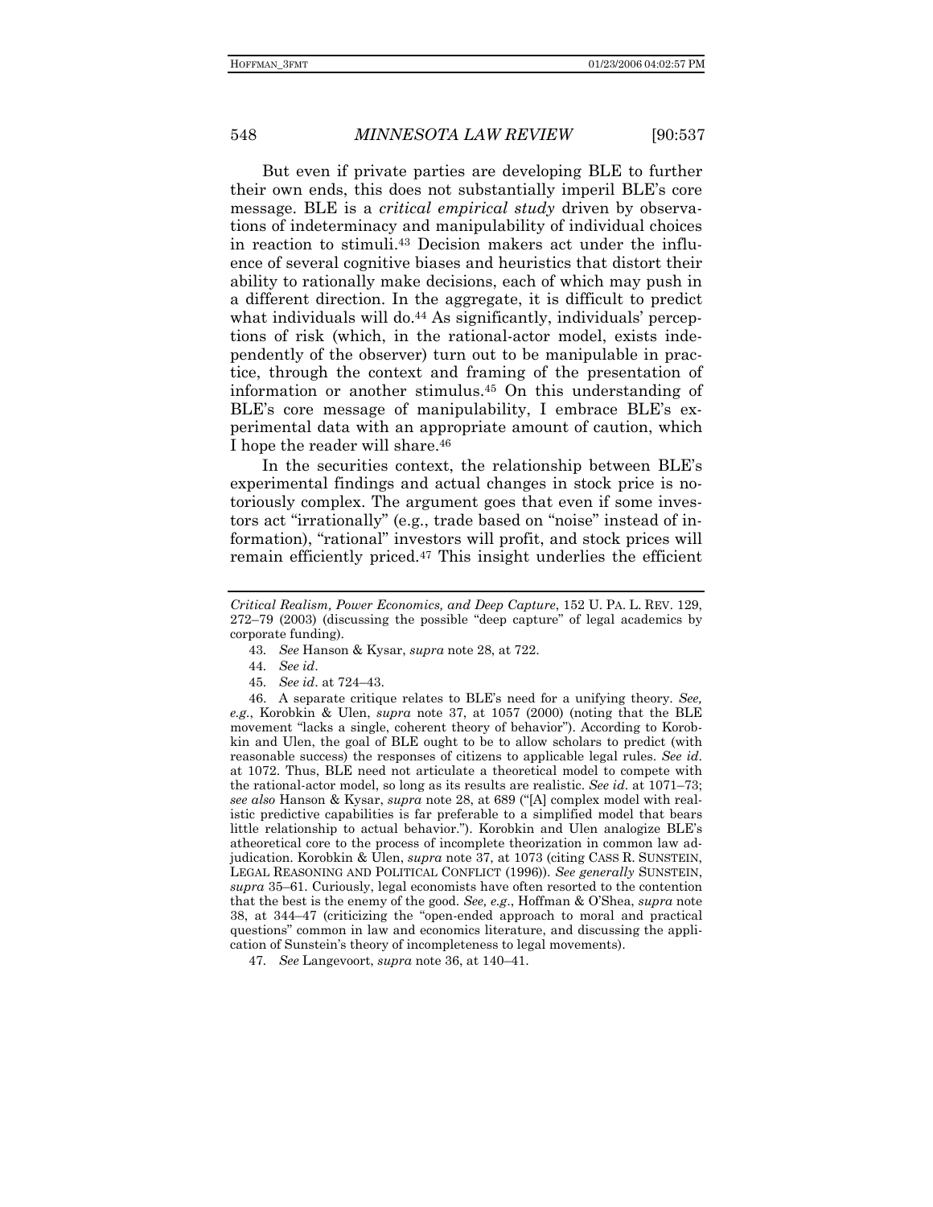But even if private parties are developing BLE to further their own ends, this does not substantially imperil BLE's core message. BLE is a *critical empirical study* driven by observations of indeterminacy and manipulability of individual choices in reaction to stimuli.[43] Decision makers act under the influence of several cognitive biases and heuristics that distort their ability to rationally make decisions, each of which may push in a different direction. In the aggregate, it is difficult to predict what individuals will do.[44] As significantly, individuals' perceptions of risk (which, in the rational-actor model, exists independently of the observer) turn out to be manipulable in practice, through the context and framing of the presentation of information or another stimulus.[45] On this understanding of BLE's core message of manipulability, I embrace BLE's experimental data with an appropriate amount of caution, which I hope the reader will share.[46]

In the securities context, the relationship between BLE's experimental findings and actual changes in stock price is notoriously complex. The argument goes that even if some investors act "irrationally" (e.g., trade based on "noise" instead of information), "rational" investors will profit, and stock prices will remain efficiently priced.[47] This insight underlies the efficient

---

*Critical Realism, Power Economics, and Deep Capture*, 152 U. PA. L. REV. 129, 272–79 (2003) (discussing the possible "deep capture" of legal academics by corporate funding).

43. *See* Hanson & Kysar, *supra* note 28, at 722.

44. *See id*.

45. *See id*. at 724–43.

46. A separate critique relates to BLE's need for a unifying theory. *See, e.g.*, Korobkin & Ulen, *supra* note 37, at 1057 (2000) (noting that the BLE movement "lacks a single, coherent theory of behavior"). According to Korobkin and Ulen, the goal of BLE ought to be to allow scholars to predict (with reasonable success) the responses of citizens to applicable legal rules. *See id*. at 1072. Thus, BLE need not articulate a theoretical model to compete with the rational-actor model, so long as its results are realistic. *See id*. at 1071–73; *see also* Hanson & Kysar, *supra* note 28, at 689 ("[A] complex model with realistic predictive capabilities is far preferable to a simplified model that bears little relationship to actual behavior."). Korobkin and Ulen analogize BLE's atheoretical core to the process of incomplete theorization in common law adjudication. Korobkin & Ulen, *supra* note 37, at 1073 (citing CASS R. SUNSTEIN, LEGAL REASONING AND POLITICAL CONFLICT (1996)). *See generally* SUNSTEIN, *supra* 35–61. Curiously, legal economists have often resorted to the contention that the best is the enemy of the good. *See, e.g.*, Hoffman & O'Shea, *supra* note 38, at 344–47 (criticizing the "open-ended approach to moral and practical questions" common in law and economics literature, and discussing the application of Sunstein's theory of incompleteness to legal movements).

47. *See* Langevoort, *supra* note 36, at 140–41.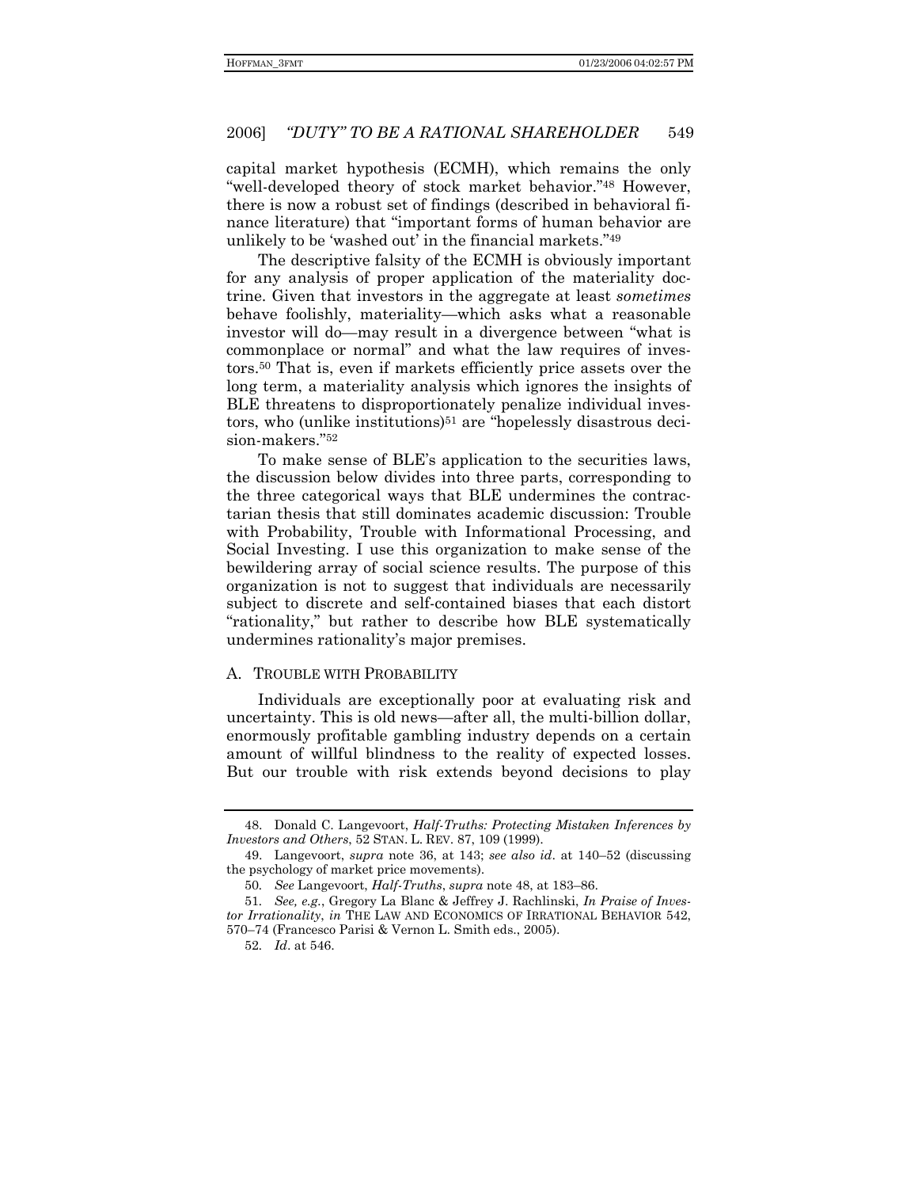capital market hypothesis (ECMH), which remains the only "well-developed theory of stock market behavior."[48] However, there is now a robust set of findings (described in behavioral finance literature) that "important forms of human behavior are unlikely to be 'washed out' in the financial markets."[49]

The descriptive falsity of the ECMH is obviously important for any analysis of proper application of the materiality doctrine. Given that investors in the aggregate at least *sometimes* behave foolishly, materiality—which asks what a reasonable investor will do—may result in a divergence between "what is commonplace or normal" and what the law requires of investors.[50] That is, even if markets efficiently price assets over the long term, a materiality analysis which ignores the insights of BLE threatens to disproportionately penalize individual investors, who (unlike institutions)[51] are "hopelessly disastrous decision-makers."[52]

To make sense of BLE's application to the securities laws, the discussion below divides into three parts, corresponding to the three categorical ways that BLE undermines the contractarian thesis that still dominates academic discussion: Trouble with Probability, Trouble with Informational Processing, and Social Investing. I use this organization to make sense of the bewildering array of social science results. The purpose of this organization is not to suggest that individuals are necessarily subject to discrete and self-contained biases that each distort "rationality," but rather to describe how BLE systematically undermines rationality's major premises.

### A. TROUBLE WITH PROBABILITY

Individuals are exceptionally poor at evaluating risk and uncertainty. This is old news—after all, the multi-billion dollar, enormously profitable gambling industry depends on a certain amount of willful blindness to the reality of expected losses. But our trouble with risk extends beyond decisions to play

---

48. Donald C. Langevoort, *Half-Truths: Protecting Mistaken Inferences by Investors and Others*, 52 STAN. L. REV. 87, 109 (1999).

49. Langevoort, *supra* note 36, at 143; *see also id*. at 140–52 (discussing the psychology of market price movements).

50. *See* Langevoort, *Half-Truths*, *supra* note 48, at 183–86.

51. *See, e.g.*, Gregory La Blanc & Jeffrey J. Rachlinski, *In Praise of Investor Irrationality*, *in* THE LAW AND ECONOMICS OF IRRATIONAL BEHAVIOR 542, 570–74 (Francesco Parisi & Vernon L. Smith eds., 2005).

52. *Id*. at 546.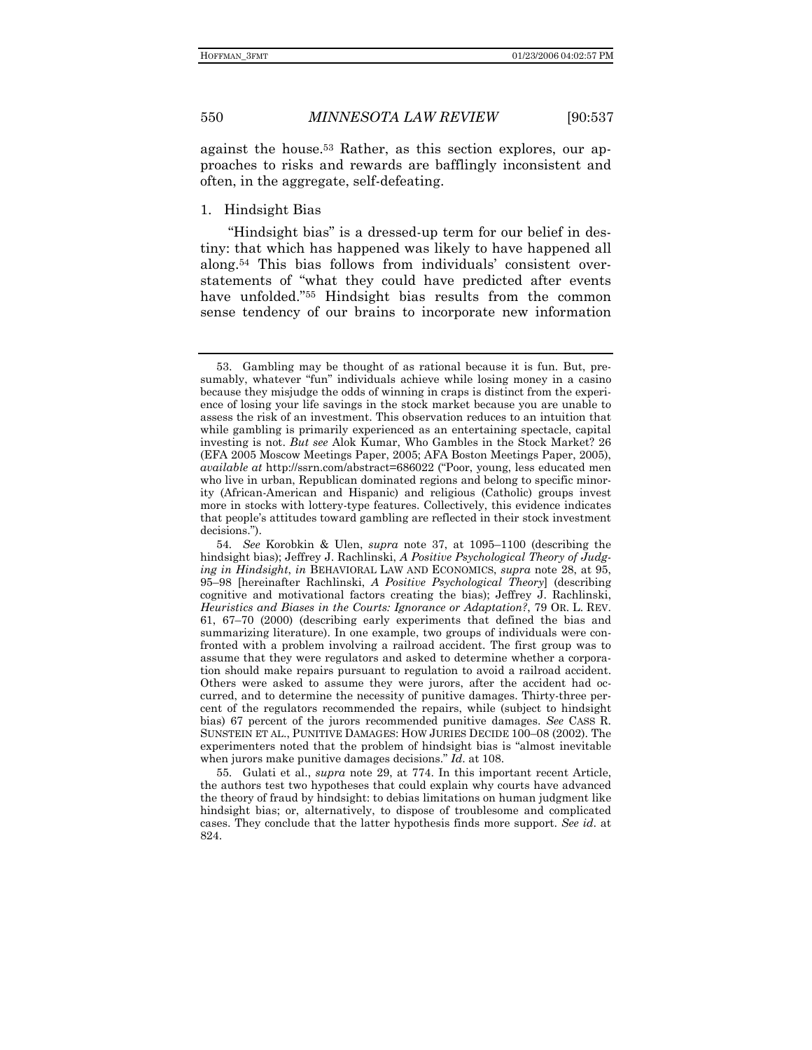against the house.[53] Rather, as this section explores, our approaches to risks and rewards are bafflingly inconsistent and often, in the aggregate, self-defeating.

### 1. Hindsight Bias

"Hindsight bias" is a dressed-up term for our belief in destiny: that which has happened was likely to have happened all along.[54] This bias follows from individuals' consistent overstatements of "what they could have predicted after events have unfolded."[55] Hindsight bias results from the common sense tendency of our brains to incorporate new information

---

53. Gambling may be thought of as rational because it is fun. But, presumably, whatever "fun" individuals achieve while losing money in a casino because they misjudge the odds of winning in craps is distinct from the experience of losing your life savings in the stock market because you are unable to assess the risk of an investment. This observation reduces to an intuition that while gambling is primarily experienced as an entertaining spectacle, capital investing is not. *But see* Alok Kumar, Who Gambles in the Stock Market? 26 (EFA 2005 Moscow Meetings Paper, 2005; AFA Boston Meetings Paper, 2005), *available at* http://ssrn.com/abstract=686022 ("Poor, young, less educated men who live in urban, Republican dominated regions and belong to specific minority (African-American and Hispanic) and religious (Catholic) groups invest more in stocks with lottery-type features. Collectively, this evidence indicates that people's attitudes toward gambling are reflected in their stock investment decisions.").

54. *See* Korobkin & Ulen, *supra* note 37, at 1095–1100 (describing the hindsight bias); Jeffrey J. Rachlinski, *A Positive Psychological Theory of Judging in Hindsight*, *in* BEHAVIORAL LAW AND ECONOMICS, *supra* note 28, at 95, 95–98 [hereinafter Rachlinski, *A Positive Psychological Theory*] (describing cognitive and motivational factors creating the bias); Jeffrey J. Rachlinski, *Heuristics and Biases in the Courts: Ignorance or Adaptation?*, 79 OR. L. REV. 61, 67–70 (2000) (describing early experiments that defined the bias and summarizing literature). In one example, two groups of individuals were confronted with a problem involving a railroad accident. The first group was to assume that they were regulators and asked to determine whether a corporation should make repairs pursuant to regulation to avoid a railroad accident. Others were asked to assume they were jurors, after the accident had occurred, and to determine the necessity of punitive damages. Thirty-three percent of the regulators recommended the repairs, while (subject to hindsight bias) 67 percent of the jurors recommended punitive damages. *See* CASS R. SUNSTEIN ET AL., PUNITIVE DAMAGES: HOW JURIES DECIDE 100–08 (2002). The experimenters noted that the problem of hindsight bias is "almost inevitable when jurors make punitive damages decisions." *Id.* at 108.

55. Gulati et al., *supra* note 29, at 774. In this important recent Article, the authors test two hypotheses that could explain why courts have advanced the theory of fraud by hindsight: to debias limitations on human judgment like hindsight bias; or, alternatively, to dispose of troublesome and complicated cases. They conclude that the latter hypothesis finds more support. *See id.* at 824.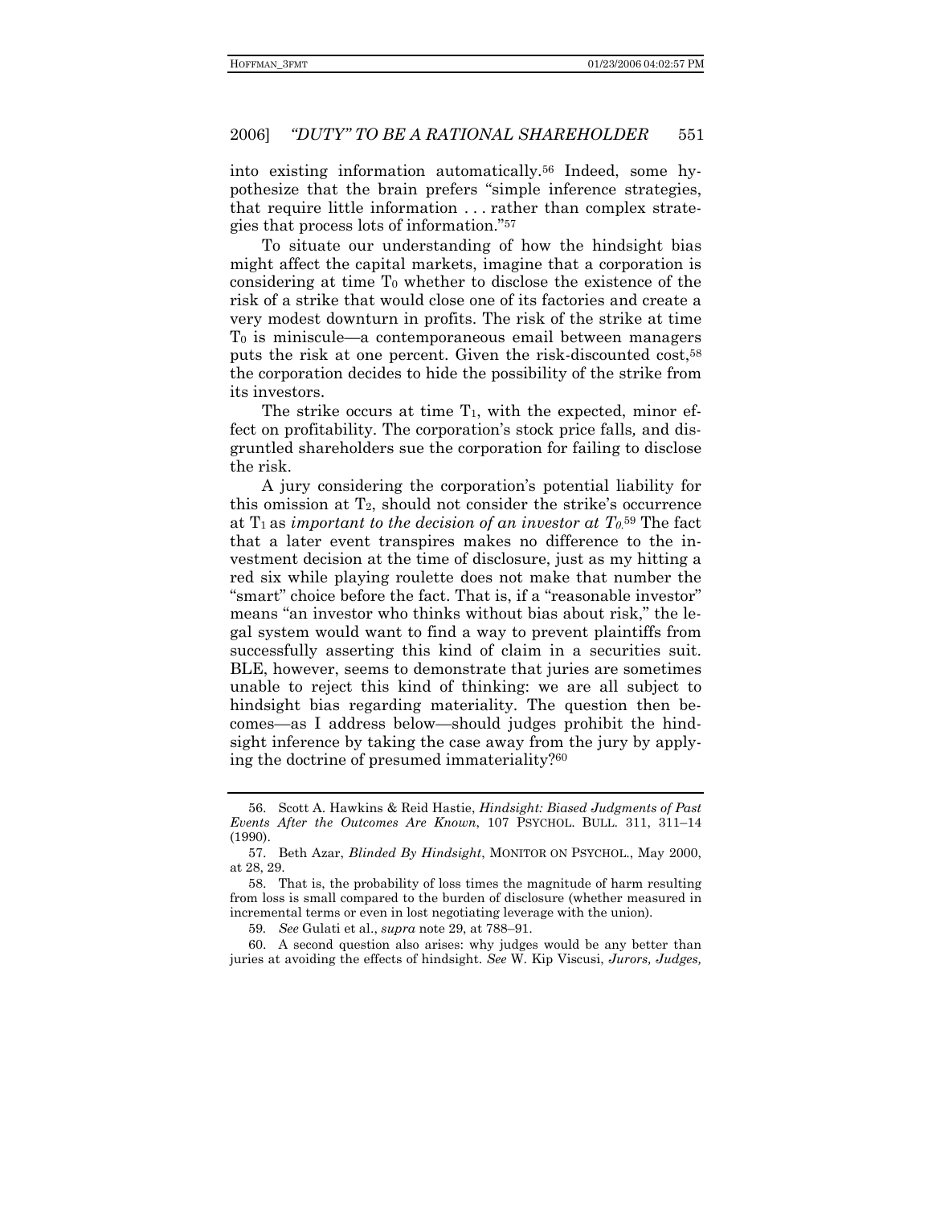into existing information automatically.[56] Indeed, some hypothesize that the brain prefers "simple inference strategies, that require little information . . . rather than complex strategies that process lots of information."[57]

To situate our understanding of how the hindsight bias might affect the capital markets, imagine that a corporation is considering at time $T_0$ whether to disclose the existence of the risk of a strike that would close one of its factories and create a very modest downturn in profits. The risk of the strike at time $T_0$ is miniscule—a contemporaneous email between managers puts the risk at one percent. Given the risk-discounted cost,[58] the corporation decides to hide the possibility of the strike from its investors.

The strike occurs at time $T_1$, with the expected, minor effect on profitability. The corporation's stock price falls, and disgruntled shareholders sue the corporation for failing to disclose the risk.

A jury considering the corporation's potential liability for this omission at $T_2$, should not consider the strike's occurrence at $T_1$ as *important to the decision of an investor at* $T_0$.[59] The fact that a later event transpires makes no difference to the investment decision at the time of disclosure, just as my hitting a red six while playing roulette does not make that number the "smart" choice before the fact. That is, if a "reasonable investor" means "an investor who thinks without bias about risk," the legal system would want to find a way to prevent plaintiffs from successfully asserting this kind of claim in a securities suit. BLE, however, seems to demonstrate that juries are sometimes unable to reject this kind of thinking: we are all subject to hindsight bias regarding materiality. The question then becomes—as I address below—should judges prohibit the hindsight inference by taking the case away from the jury by applying the doctrine of presumed immateriality?[60]

---

56. Scott A. Hawkins & Reid Hastie, *Hindsight: Biased Judgments of Past Events After the Outcomes Are Known*, 107 PSYCHOL. BULL. 311, 311–14 (1990).

57. Beth Azar, *Blinded By Hindsight*, MONITOR ON PSYCHOL., May 2000, at 28, 29.

58. That is, the probability of loss times the magnitude of harm resulting from loss is small compared to the burden of disclosure (whether measured in incremental terms or even in lost negotiating leverage with the union).

59. *See* Gulati et al., *supra* note 29, at 788–91.

60. A second question also arises: why judges would be any better than juries at avoiding the effects of hindsight. *See* W. Kip Viscusi, *Jurors, Judges,*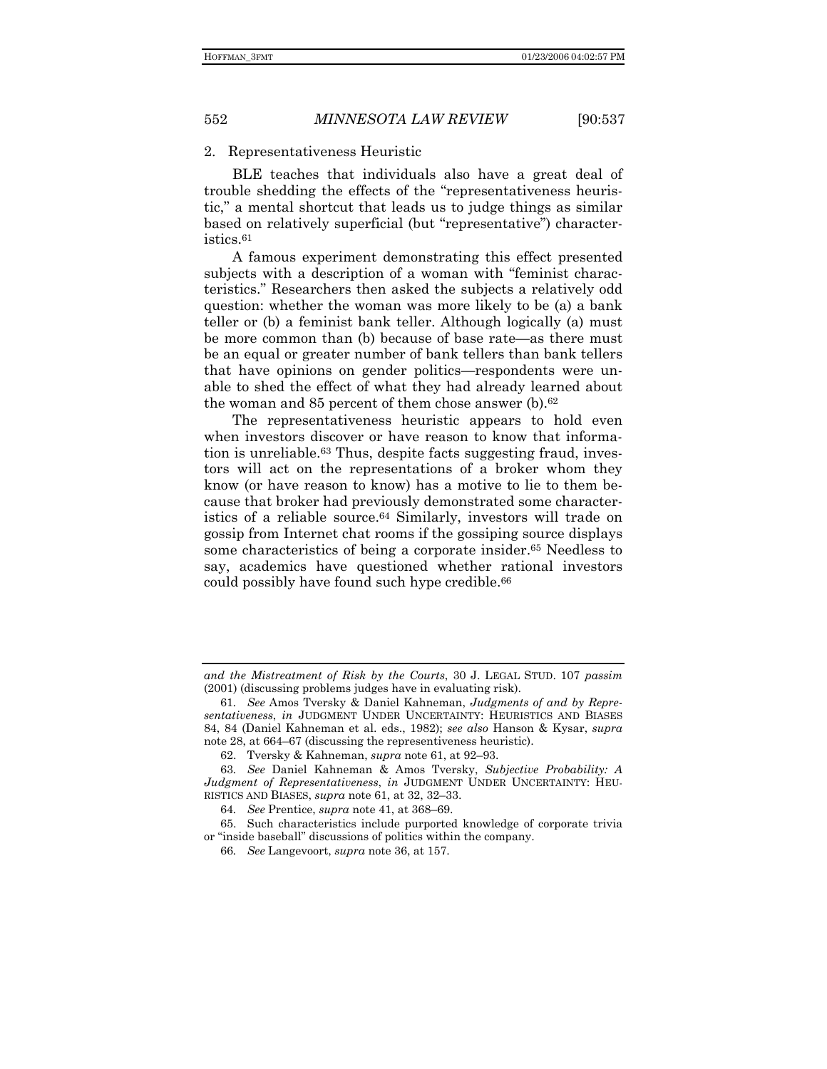### 2. Representativeness Heuristic

BLE teaches that individuals also have a great deal of trouble shedding the effects of the "representativeness heuristic," a mental shortcut that leads us to judge things as similar based on relatively superficial (but "representative") characteristics.[61]

A famous experiment demonstrating this effect presented subjects with a description of a woman with "feminist characteristics." Researchers then asked the subjects a relatively odd question: whether the woman was more likely to be (a) a bank teller or (b) a feminist bank teller. Although logically (a) must be more common than (b) because of base rate—as there must be an equal or greater number of bank tellers than bank tellers that have opinions on gender politics—respondents were unable to shed the effect of what they had already learned about the woman and 85 percent of them chose answer (b).[62]

The representativeness heuristic appears to hold even when investors discover or have reason to know that information is unreliable.[63] Thus, despite facts suggesting fraud, investors will act on the representations of a broker whom they know (or have reason to know) has a motive to lie to them because that broker had previously demonstrated some characteristics of a reliable source.[64] Similarly, investors will trade on gossip from Internet chat rooms if the gossiping source displays some characteristics of being a corporate insider.[65] Needless to say, academics have questioned whether rational investors could possibly have found such hype credible.[66]

---

*and the Mistreatment of Risk by the Courts*, 30 J. LEGAL STUD. 107 *passim* (2001) (discussing problems judges have in evaluating risk).

61. *See* Amos Tversky & Daniel Kahneman, *Judgments of and by Representativeness*, *in* JUDGMENT UNDER UNCERTAINTY: HEURISTICS AND BIASES 84, 84 (Daniel Kahneman et al. eds., 1982); *see also* Hanson & Kysar, *supra* note 28, at 664–67 (discussing the representiveness heuristic).

62. Tversky & Kahneman, *supra* note 61, at 92–93.

63. *See* Daniel Kahneman & Amos Tversky, *Subjective Probability: A Judgment of Representativeness*, *in* JUDGMENT UNDER UNCERTAINTY: HEURISTICS AND BIASES, *supra* note 61, at 32, 32–33.

64. *See* Prentice, *supra* note 41, at 368–69.

65. Such characteristics include purported knowledge of corporate trivia or "inside baseball" discussions of politics within the company.

66. *See* Langevoort, *supra* note 36, at 157.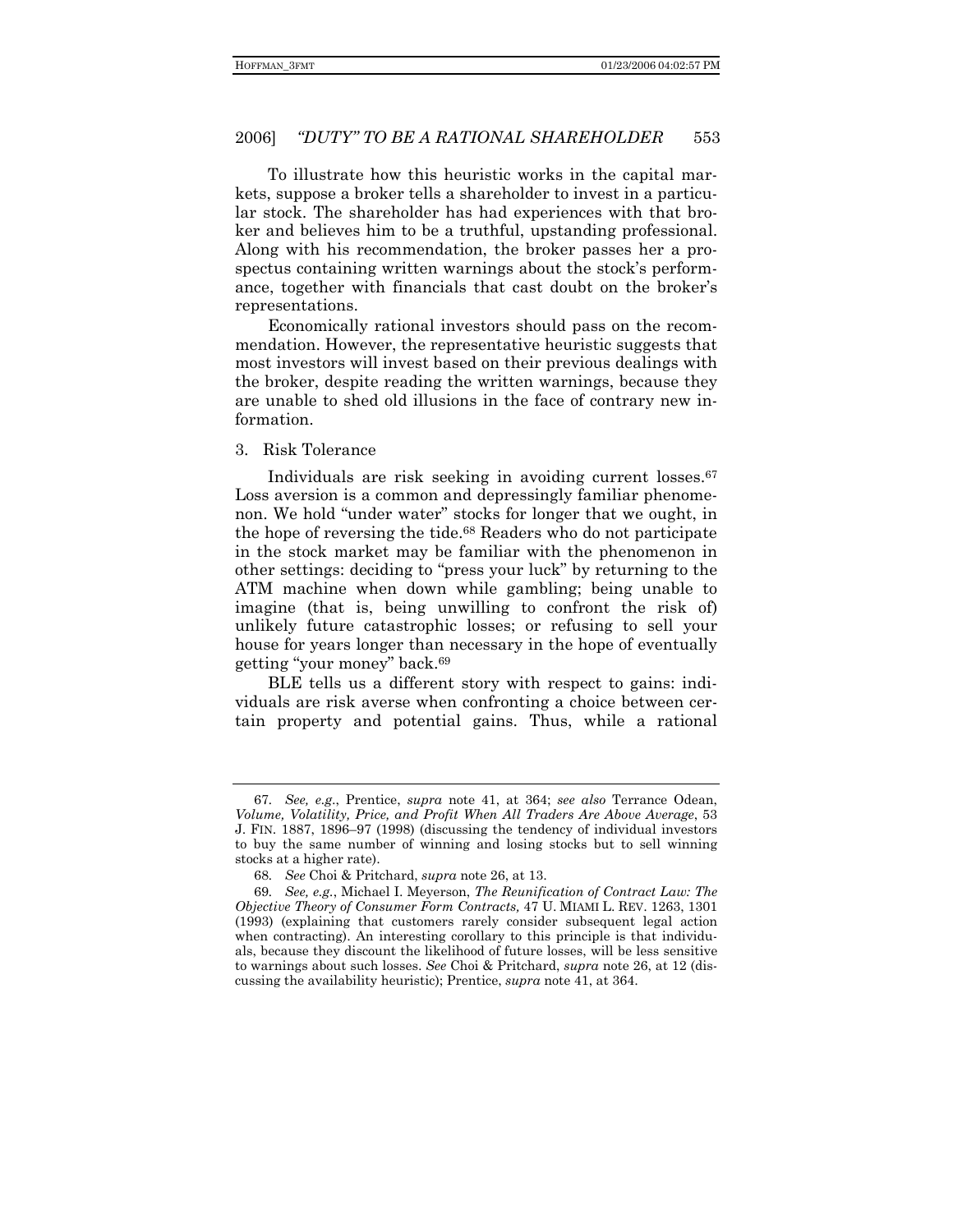To illustrate how this heuristic works in the capital markets, suppose a broker tells a shareholder to invest in a particular stock. The shareholder has had experiences with that broker and believes him to be a truthful, upstanding professional. Along with his recommendation, the broker passes her a prospectus containing written warnings about the stock's performance, together with financials that cast doubt on the broker's representations.

Economically rational investors should pass on the recommendation. However, the representative heuristic suggests that most investors will invest based on their previous dealings with the broker, despite reading the written warnings, because they are unable to shed old illusions in the face of contrary new information.

3. Risk Tolerance

Individuals are risk seeking in avoiding current losses.[67] Loss aversion is a common and depressingly familiar phenomenon. We hold "under water" stocks for longer that we ought, in the hope of reversing the tide.[68] Readers who do not participate in the stock market may be familiar with the phenomenon in other settings: deciding to "press your luck" by returning to the ATM machine when down while gambling; being unable to imagine (that is, being unwilling to confront the risk of) unlikely future catastrophic losses; or refusing to sell your house for years longer than necessary in the hope of eventually getting "your money" back.[69]

BLE tells us a different story with respect to gains: individuals are risk averse when confronting a choice between certain property and potential gains. Thus, while a rational

---

67. *See, e.g.*, Prentice, *supra* note 41, at 364; *see also* Terrance Odean, *Volume, Volatility, Price, and Profit When All Traders Are Above Average*, 53 J. FIN. 1887, 1896–97 (1998) (discussing the tendency of individual investors to buy the same number of winning and losing stocks but to sell winning stocks at a higher rate).

68. *See* Choi & Pritchard, *supra* note 26, at 13.

69. *See, e.g.*, Michael I. Meyerson, *The Reunification of Contract Law: The Objective Theory of Consumer Form Contracts,* 47 U. MIAMI L. REV. 1263, 1301 (1993) (explaining that customers rarely consider subsequent legal action when contracting). An interesting corollary to this principle is that individuals, because they discount the likelihood of future losses, will be less sensitive to warnings about such losses. *See* Choi & Pritchard, *supra* note 26, at 12 (discussing the availability heuristic); Prentice, *supra* note 41, at 364.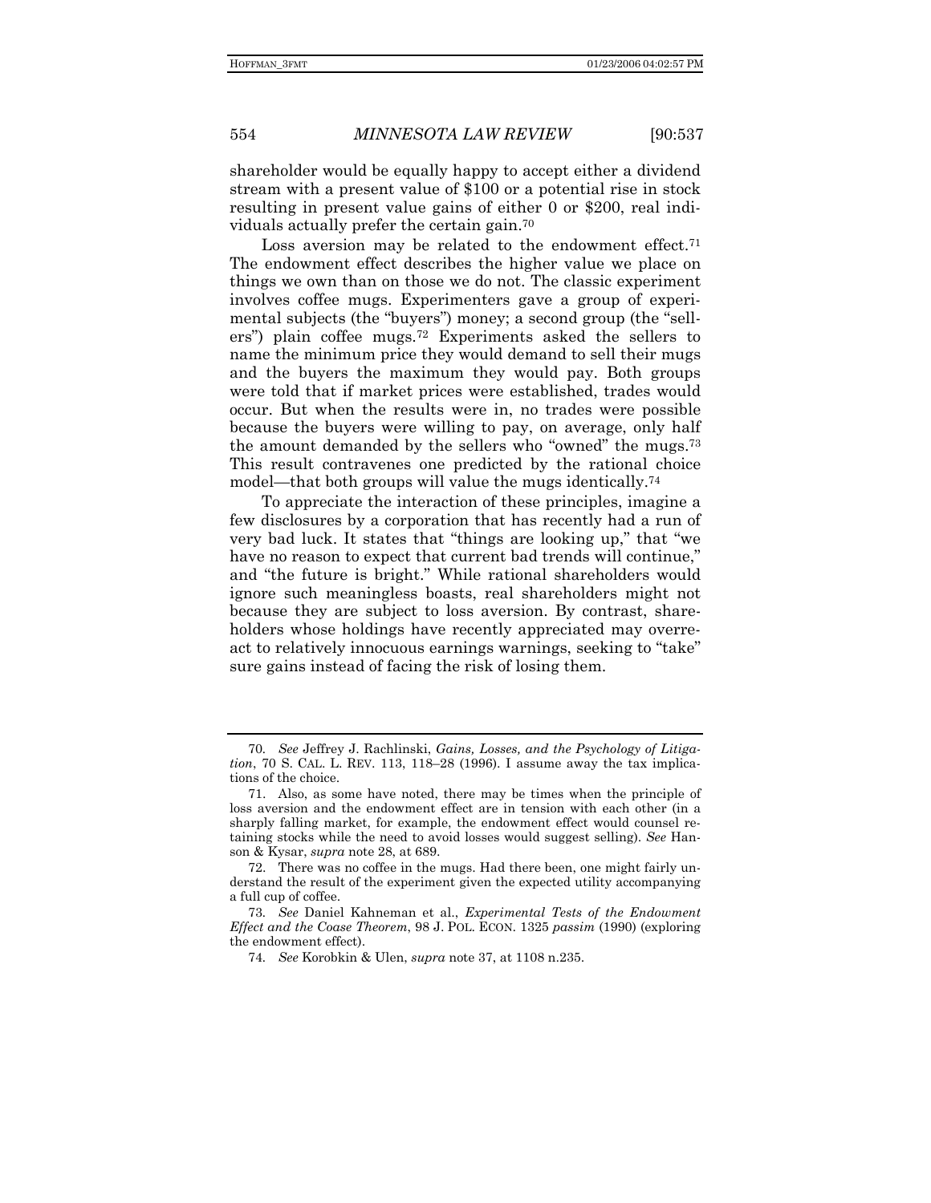shareholder would be equally happy to accept either a dividend stream with a present value of $100 or a potential rise in stock resulting in present value gains of either 0 or $200, real individuals actually prefer the certain gain.[70]

Loss aversion may be related to the endowment effect.[71] The endowment effect describes the higher value we place on things we own than on those we do not. The classic experiment involves coffee mugs. Experimenters gave a group of experimental subjects (the "buyers") money; a second group (the "sellers") plain coffee mugs.[72] Experiments asked the sellers to name the minimum price they would demand to sell their mugs and the buyers the maximum they would pay. Both groups were told that if market prices were established, trades would occur. But when the results were in, no trades were possible because the buyers were willing to pay, on average, only half the amount demanded by the sellers who "owned" the mugs.[73] This result contravenes one predicted by the rational choice model—that both groups will value the mugs identically.[74]

To appreciate the interaction of these principles, imagine a few disclosures by a corporation that has recently had a run of very bad luck. It states that "things are looking up," that "we have no reason to expect that current bad trends will continue," and "the future is bright." While rational shareholders would ignore such meaningless boasts, real shareholders might not because they are subject to loss aversion. By contrast, shareholders whose holdings have recently appreciated may overreact to relatively innocuous earnings warnings, seeking to "take" sure gains instead of facing the risk of losing them.

---

70. *See* Jeffrey J. Rachlinski, *Gains, Losses, and the Psychology of Litigation*, 70 S. CAL. L. REV. 113, 118–28 (1996). I assume away the tax implications of the choice.

71. Also, as some have noted, there may be times when the principle of loss aversion and the endowment effect are in tension with each other (in a sharply falling market, for example, the endowment effect would counsel retaining stocks while the need to avoid losses would suggest selling). *See* Hanson & Kysar, *supra* note 28, at 689.

72. There was no coffee in the mugs. Had there been, one might fairly understand the result of the experiment given the expected utility accompanying a full cup of coffee.

73. *See* Daniel Kahneman et al., *Experimental Tests of the Endowment Effect and the Coase Theorem*, 98 J. POL. ECON. 1325 *passim* (1990) (exploring the endowment effect).

74. *See* Korobkin & Ulen, *supra* note 37, at 1108 n.235.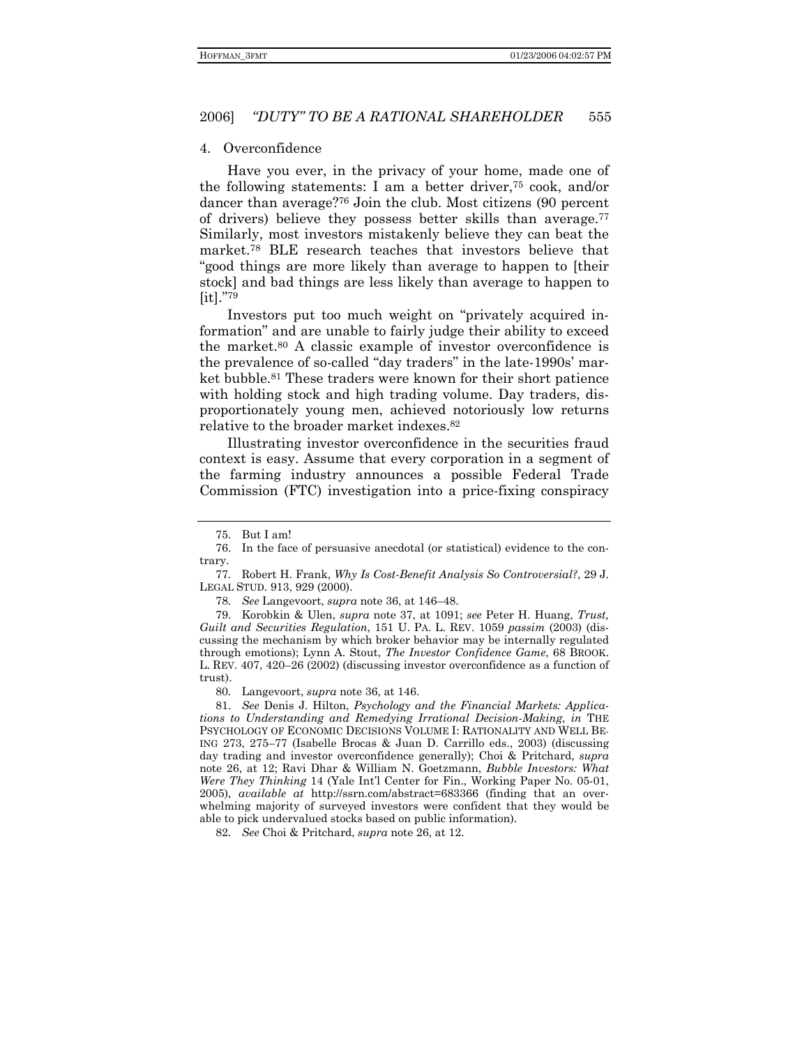#### 4. Overconfidence

Have you ever, in the privacy of your home, made one of the following statements: I am a better driver,[75] cook, and/or dancer than average?[76] Join the club. Most citizens (90 percent of drivers) believe they possess better skills than average.[77] Similarly, most investors mistakenly believe they can beat the market.[78] BLE research teaches that investors believe that "good things are more likely than average to happen to [their stock] and bad things are less likely than average to happen to [it]."[79]

Investors put too much weight on "privately acquired information" and are unable to fairly judge their ability to exceed the market.[80] A classic example of investor overconfidence is the prevalence of so-called "day traders" in the late-1990s' market bubble.[81] These traders were known for their short patience with holding stock and high trading volume. Day traders, disproportionately young men, achieved notoriously low returns relative to the broader market indexes.[82]

Illustrating investor overconfidence in the securities fraud context is easy. Assume that every corporation in a segment of the farming industry announces a possible Federal Trade Commission (FTC) investigation into a price-fixing conspiracy

---

75. But I am!

76. In the face of persuasive anecdotal (or statistical) evidence to the contrary.

77. Robert H. Frank, *Why Is Cost-Benefit Analysis So Controversial?*, 29 J. LEGAL STUD. 913, 929 (2000).

78. *See* Langevoort, *supra* note 36, at 146–48.

79. Korobkin & Ulen, *supra* note 37, at 1091; *see* Peter H. Huang, *Trust, Guilt and Securities Regulation*, 151 U. PA. L. REV. 1059 *passim* (2003) (discussing the mechanism by which broker behavior may be internally regulated through emotions); Lynn A. Stout, *The Investor Confidence Game*, 68 BROOK. L. REV. 407, 420–26 (2002) (discussing investor overconfidence as a function of trust).

80. Langevoort, *supra* note 36, at 146.

81. *See* Denis J. Hilton, *Psychology and the Financial Markets: Applications to Understanding and Remedying Irrational Decision-Making*, *in* THE PSYCHOLOGY OF ECONOMIC DECISIONS VOLUME I: RATIONALITY AND WELL BEING 273, 275–77 (Isabelle Brocas & Juan D. Carrillo eds., 2003) (discussing day trading and investor overconfidence generally); Choi & Pritchard, *supra* note 26, at 12; Ravi Dhar & William N. Goetzmann, *Bubble Investors: What Were They Thinking* 14 (Yale Int'l Center for Fin., Working Paper No. 05-01, 2005), *available at* http://ssrn.com/abstract=683366 (finding that an overwhelming majority of surveyed investors were confident that they would be able to pick undervalued stocks based on public information).

82. *See* Choi & Pritchard, *supra* note 26, at 12.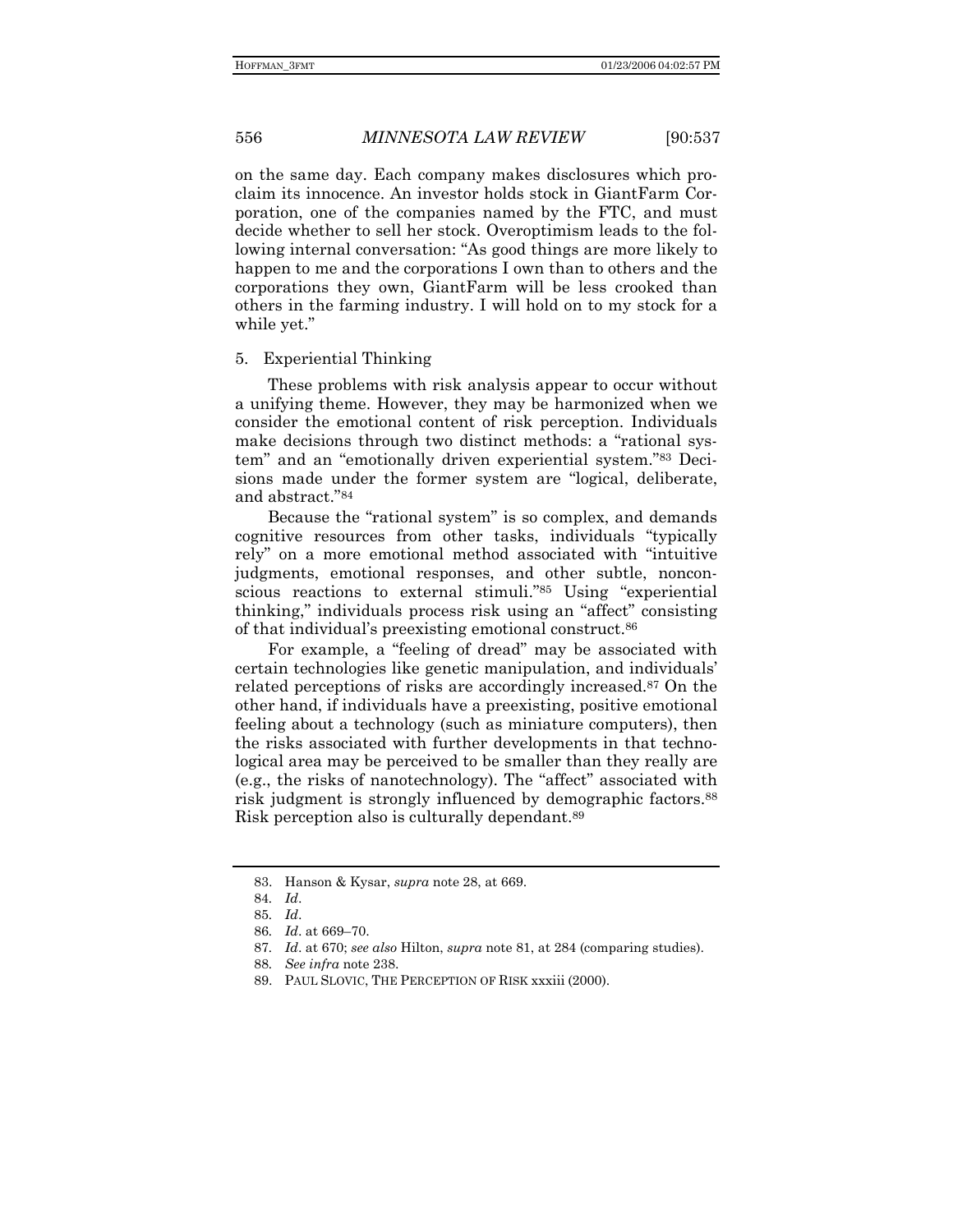on the same day. Each company makes disclosures which proclaim its innocence. An investor holds stock in GiantFarm Corporation, one of the companies named by the FTC, and must decide whether to sell her stock. Overoptimism leads to the following internal conversation: "As good things are more likely to happen to me and the corporations I own than to others and the corporations they own, GiantFarm will be less crooked than others in the farming industry. I will hold on to my stock for a while yet."

### 5. Experiential Thinking

These problems with risk analysis appear to occur without a unifying theme. However, they may be harmonized when we consider the emotional content of risk perception. Individuals make decisions through two distinct methods: a "rational system" and an "emotionally driven experiential system."[83] Decisions made under the former system are "logical, deliberate, and abstract."[84]

Because the "rational system" is so complex, and demands cognitive resources from other tasks, individuals "typically rely" on a more emotional method associated with "intuitive judgments, emotional responses, and other subtle, nonconscious reactions to external stimuli."[85] Using "experiential thinking," individuals process risk using an "affect" consisting of that individual's preexisting emotional construct.[86]

For example, a "feeling of dread" may be associated with certain technologies like genetic manipulation, and individuals' related perceptions of risks are accordingly increased.[87] On the other hand, if individuals have a preexisting, positive emotional feeling about a technology (such as miniature computers), then the risks associated with further developments in that technological area may be perceived to be smaller than they really are (e.g., the risks of nanotechnology). The "affect" associated with risk judgment is strongly influenced by demographic factors.[88] Risk perception also is culturally dependant.[89]

---

83. Hanson & Kysar, *supra* note 28, at 669.

84. *Id*.

85. *Id*.

86. *Id*. at 669–70.

87. *Id*. at 670; *see also* Hilton, *supra* note 81, at 284 (comparing studies).

88. *See infra* note 238.

89. PAUL SLOVIC, THE PERCEPTION OF RISK xxxiii (2000).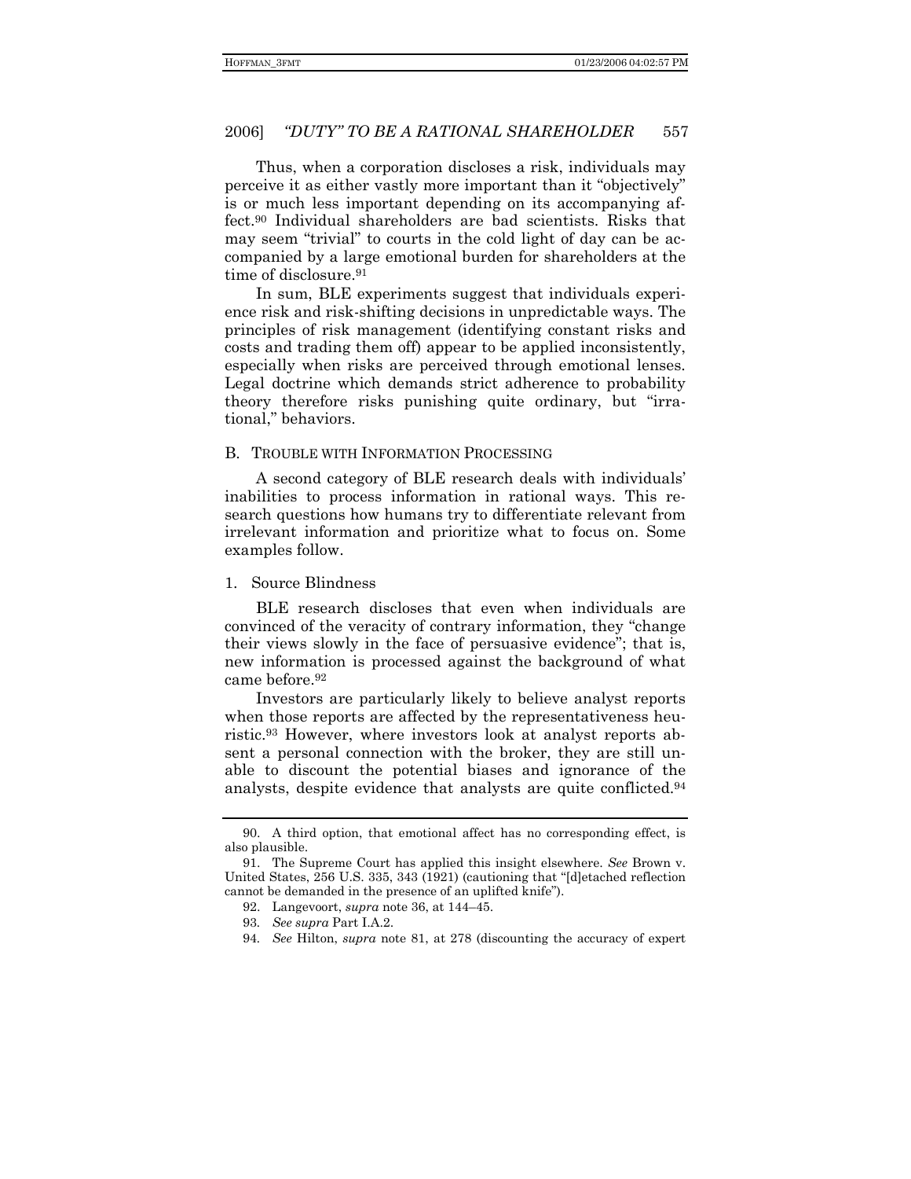Thus, when a corporation discloses a risk, individuals may perceive it as either vastly more important than it "objectively" is or much less important depending on its accompanying affect.[90] Individual shareholders are bad scientists. Risks that may seem "trivial" to courts in the cold light of day can be accompanied by a large emotional burden for shareholders at the time of disclosure.[91]

In sum, BLE experiments suggest that individuals experience risk and risk-shifting decisions in unpredictable ways. The principles of risk management (identifying constant risks and costs and trading them off) appear to be applied inconsistently, especially when risks are perceived through emotional lenses. Legal doctrine which demands strict adherence to probability theory therefore risks punishing quite ordinary, but "irrational," behaviors.

### B. Trouble with Information Processing

A second category of BLE research deals with individuals' inabilities to process information in rational ways. This research questions how humans try to differentiate relevant from irrelevant information and prioritize what to focus on. Some examples follow.

#### 1. Source Blindness

BLE research discloses that even when individuals are convinced of the veracity of contrary information, they "change their views slowly in the face of persuasive evidence"; that is, new information is processed against the background of what came before.[92]

Investors are particularly likely to believe analyst reports when those reports are affected by the representativeness heuristic.[93] However, where investors look at analyst reports absent a personal connection with the broker, they are still unable to discount the potential biases and ignorance of the analysts, despite evidence that analysts are quite conflicted.[94]

---

90. A third option, that emotional affect has no corresponding effect, is also plausible.

91. The Supreme Court has applied this insight elsewhere. *See* Brown v. United States, 256 U.S. 335, 343 (1921) (cautioning that "[d]etached reflection cannot be demanded in the presence of an uplifted knife").

92. Langevoort, *supra* note 36, at 144–45.

93. *See supra* Part I.A.2.

94. *See* Hilton, *supra* note 81, at 278 (discounting the accuracy of expert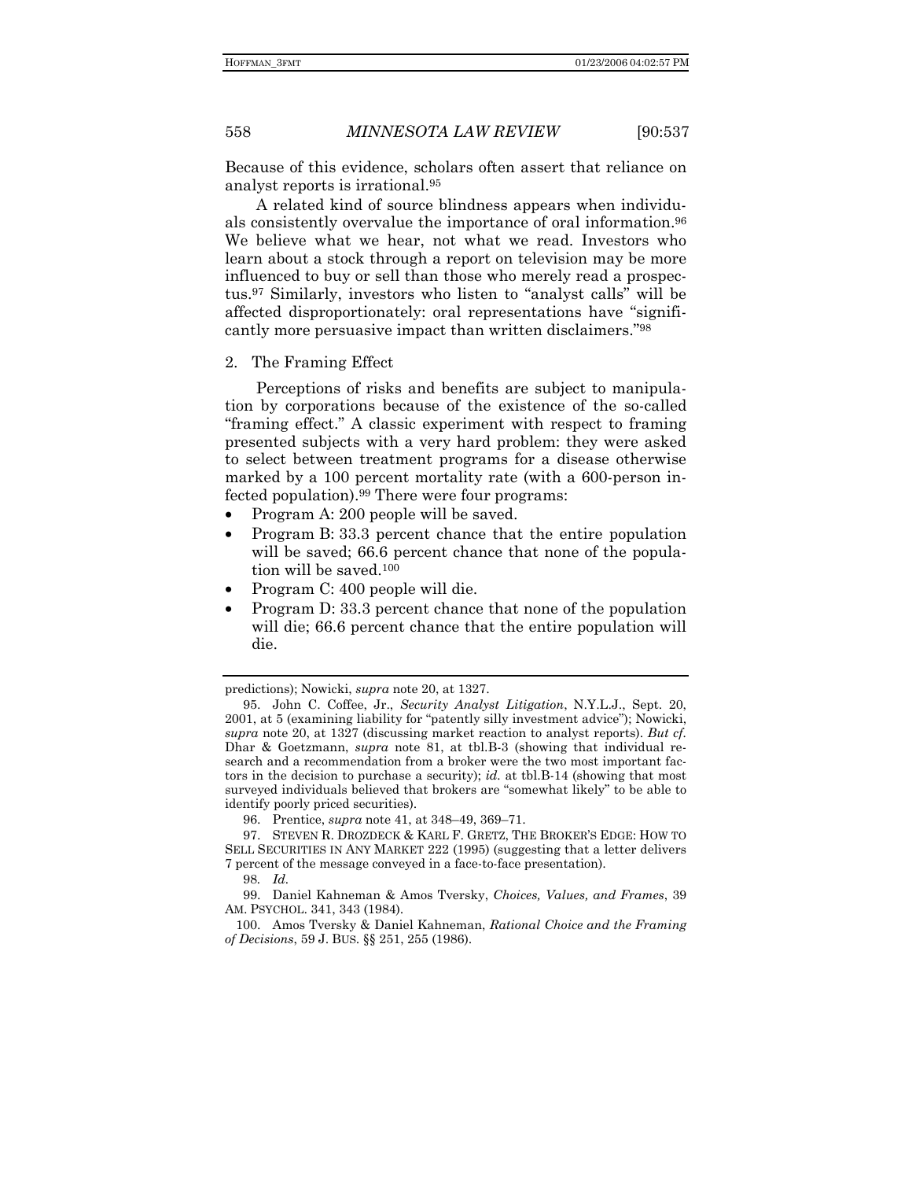Because of this evidence, scholars often assert that reliance on analyst reports is irrational.[95]

A related kind of source blindness appears when individuals consistently overvalue the importance of oral information.[96] We believe what we hear, not what we read. Investors who learn about a stock through a report on television may be more influenced to buy or sell than those who merely read a prospectus.[97] Similarly, investors who listen to "analyst calls" will be affected disproportionately: oral representations have "significantly more persuasive impact than written disclaimers."[98]

### 2. The Framing Effect

Perceptions of risks and benefits are subject to manipulation by corporations because of the existence of the so-called "framing effect." A classic experiment with respect to framing presented subjects with a very hard problem: they were asked to select between treatment programs for a disease otherwise marked by a 100 percent mortality rate (with a 600-person infected population).[99] There were four programs:

- Program A: 200 people will be saved.
- Program B: 33.3 percent chance that the entire population will be saved; 66.6 percent chance that none of the population will be saved.[100]
- Program C: 400 people will die.
- Program D: 33.3 percent chance that none of the population will die; 66.6 percent chance that the entire population will die.

---

predictions); Nowicki, *supra* note 20, at 1327.

95. John C. Coffee, Jr., *Security Analyst Litigation*, N.Y.L.J., Sept. 20, 2001, at 5 (examining liability for "patently silly investment advice"); Nowicki, *supra* note 20, at 1327 (discussing market reaction to analyst reports). *But cf.* Dhar & Goetzmann, *supra* note 81, at tbl.B-3 (showing that individual research and a recommendation from a broker were the two most important factors in the decision to purchase a security); *id.* at tbl.B-14 (showing that most surveyed individuals believed that brokers are "somewhat likely" to be able to identify poorly priced securities).

96. Prentice, *supra* note 41, at 348–49, 369–71.

97. STEVEN R. DROZDECK & KARL F. GRETZ, THE BROKER'S EDGE: HOW TO SELL SECURITIES IN ANY MARKET 222 (1995) (suggesting that a letter delivers 7 percent of the message conveyed in a face-to-face presentation).

98. *Id.*

99. Daniel Kahneman & Amos Tversky, *Choices, Values, and Frames*, 39 AM. PSYCHOL. 341, 343 (1984).

100. Amos Tversky & Daniel Kahneman, *Rational Choice and the Framing of Decisions*, 59 J. BUS. §§ 251, 255 (1986).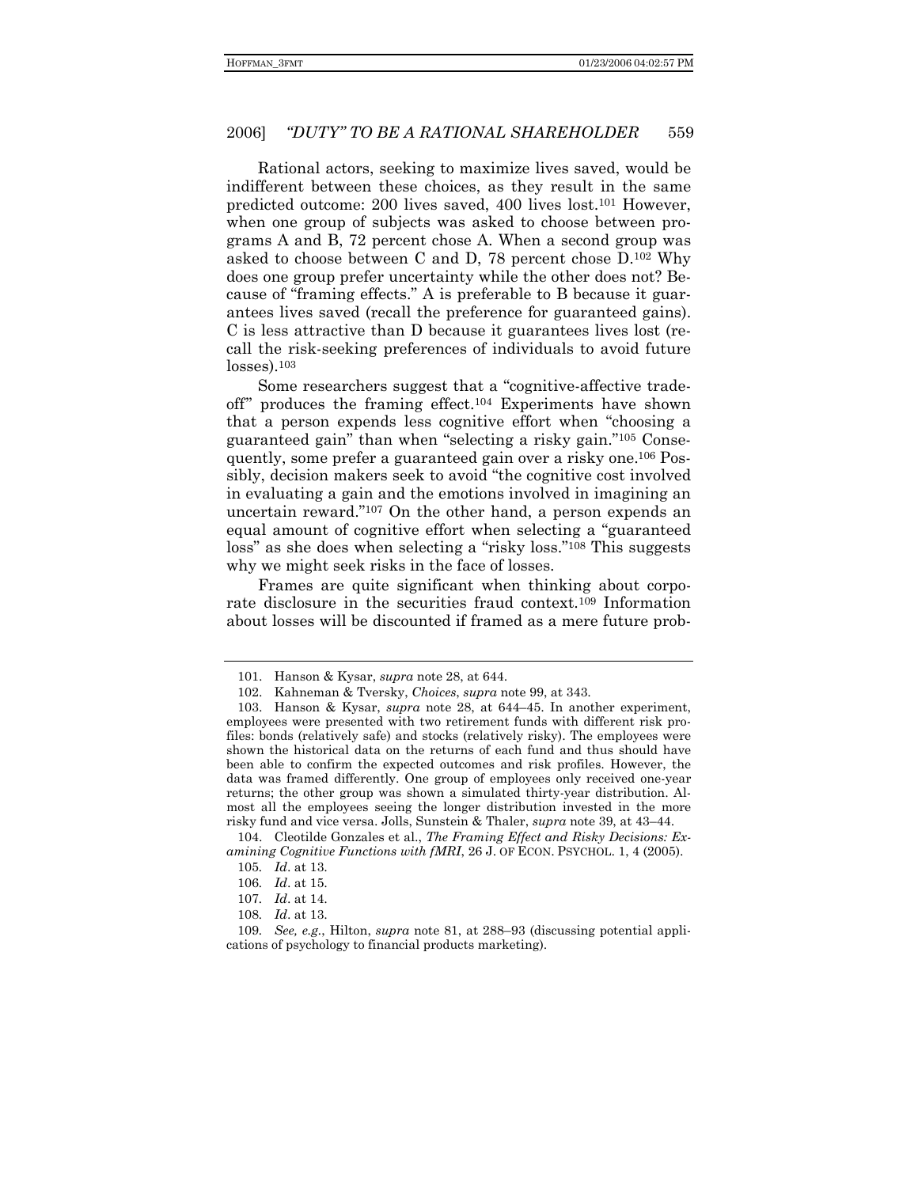Rational actors, seeking to maximize lives saved, would be indifferent between these choices, as they result in the same predicted outcome: 200 lives saved, 400 lives lost.[101] However, when one group of subjects was asked to choose between programs A and B, 72 percent chose A. When a second group was asked to choose between C and D, 78 percent chose D.[102] Why does one group prefer uncertainty while the other does not? Because of "framing effects." A is preferable to B because it guarantees lives saved (recall the preference for guaranteed gains). C is less attractive than D because it guarantees lives lost (recall the risk-seeking preferences of individuals to avoid future losses).[103]

Some researchers suggest that a "cognitive-affective tradeoff" produces the framing effect.[104] Experiments have shown that a person expends less cognitive effort when "choosing a guaranteed gain" than when "selecting a risky gain."[105] Consequently, some prefer a guaranteed gain over a risky one.[106] Possibly, decision makers seek to avoid "the cognitive cost involved in evaluating a gain and the emotions involved in imagining an uncertain reward."[107] On the other hand, a person expends an equal amount of cognitive effort when selecting a "guaranteed loss" as she does when selecting a "risky loss."[108] This suggests why we might seek risks in the face of losses.

Frames are quite significant when thinking about corporate disclosure in the securities fraud context.[109] Information about losses will be discounted if framed as a mere future prob-

---

101. Hanson & Kysar, *supra* note 28, at 644.

102. Kahneman & Tversky, *Choices*, *supra* note 99, at 343.

103. Hanson & Kysar, *supra* note 28, at 644–45. In another experiment, employees were presented with two retirement funds with different risk profiles: bonds (relatively safe) and stocks (relatively risky). The employees were shown the historical data on the returns of each fund and thus should have been able to confirm the expected outcomes and risk profiles. However, the data was framed differently. One group of employees only received one-year returns; the other group was shown a simulated thirty-year distribution. Almost all the employees seeing the longer distribution invested in the more risky fund and vice versa. Jolls, Sunstein & Thaler, *supra* note 39, at 43–44.

104. Cleotilde Gonzales et al., *The Framing Effect and Risky Decisions: Examining Cognitive Functions with fMRI*, 26 J. OF ECON. PSYCHOL. 1, 4 (2005).

105. *Id*. at 13.

106. *Id*. at 15.

107. *Id*. at 14.

108. *Id*. at 13.

109. *See, e.g.*, Hilton, *supra* note 81, at 288–93 (discussing potential applications of psychology to financial products marketing).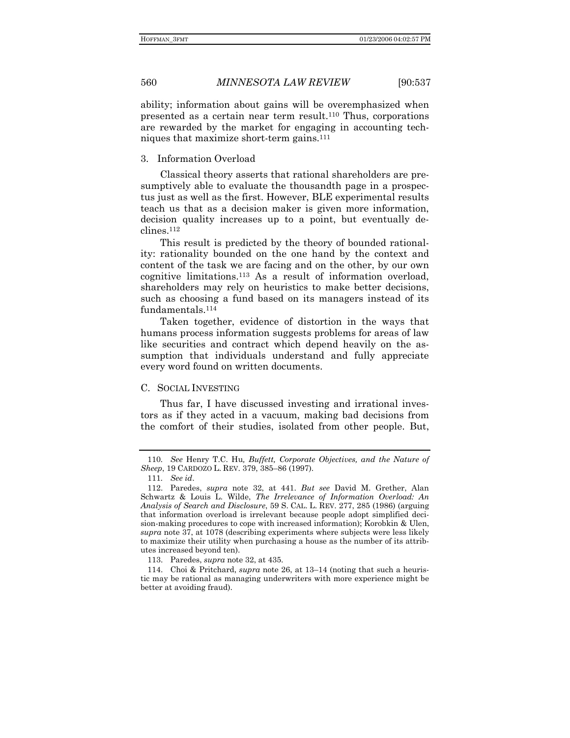ability; information about gains will be overemphasized when presented as a certain near term result.[110] Thus, corporations are rewarded by the market for engaging in accounting techniques that maximize short-term gains.[111]

### 3. Information Overload

Classical theory asserts that rational shareholders are presumptively able to evaluate the thousandth page in a prospectus just as well as the first. However, BLE experimental results teach us that as a decision maker is given more information, decision quality increases up to a point, but eventually declines.[112]

This result is predicted by the theory of bounded rationality: rationality bounded on the one hand by the context and content of the task we are facing and on the other, by our own cognitive limitations.[113] As a result of information overload, shareholders may rely on heuristics to make better decisions, such as choosing a fund based on its managers instead of its fundamentals.[114]

Taken together, evidence of distortion in the ways that humans process information suggests problems for areas of law like securities and contract which depend heavily on the assumption that individuals understand and fully appreciate every word found on written documents.

## C. Social Investing

Thus far, I have discussed investing and irrational investors as if they acted in a vacuum, making bad decisions from the comfort of their studies, isolated from other people. But,

---

110. *See* Henry T.C. Hu, *Buffett, Corporate Objectives, and the Nature of Sheep*, 19 CARDOZO L. REV. 379, 385–86 (1997).

111. *See id*.

112. Paredes, *supra* note 32, at 441. *But see* David M. Grether, Alan Schwartz & Louis L. Wilde, *The Irrelevance of Information Overload: An Analysis of Search and Disclosure*, 59 S. CAL. L. REV. 277, 285 (1986) (arguing that information overload is irrelevant because people adopt simplified decision-making procedures to cope with increased information); Korobkin & Ulen, *supra* note 37, at 1078 (describing experiments where subjects were less likely to maximize their utility when purchasing a house as the number of its attributes increased beyond ten).

113. Paredes, *supra* note 32, at 435.

114. Choi & Pritchard, *supra* note 26, at 13–14 (noting that such a heuristic may be rational as managing underwriters with more experience might be better at avoiding fraud).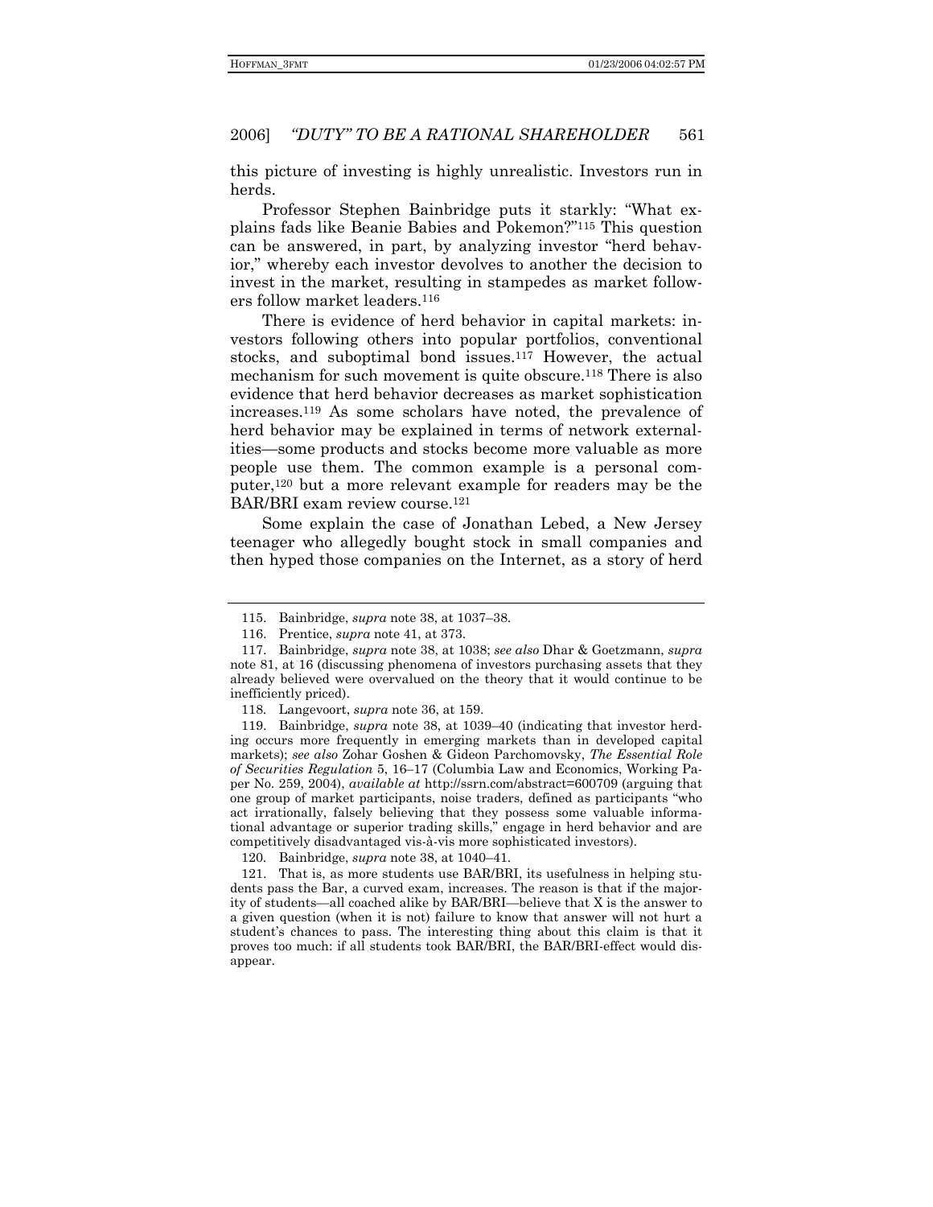this picture of investing is highly unrealistic. Investors run in herds.

Professor Stephen Bainbridge puts it starkly: "What explains fads like Beanie Babies and Pokemon?"[115] This question can be answered, in part, by analyzing investor "herd behavior," whereby each investor devolves to another the decision to invest in the market, resulting in stampedes as market followers follow market leaders.[116]

There is evidence of herd behavior in capital markets: investors following others into popular portfolios, conventional stocks, and suboptimal bond issues.[117] However, the actual mechanism for such movement is quite obscure.[118] There is also evidence that herd behavior decreases as market sophistication increases.[119] As some scholars have noted, the prevalence of herd behavior may be explained in terms of network externalities—some products and stocks become more valuable as more people use them. The common example is a personal computer,[120] but a more relevant example for readers may be the BAR/BRI exam review course.[121]

Some explain the case of Jonathan Lebed, a New Jersey teenager who allegedly bought stock in small companies and then hyped those companies on the Internet, as a story of herd

---

115. Bainbridge, *supra* note 38, at 1037–38.

116. Prentice, *supra* note 41, at 373.

117. Bainbridge, *supra* note 38, at 1038; *see also* Dhar & Goetzmann, *supra* note 81, at 16 (discussing phenomena of investors purchasing assets that they already believed were overvalued on the theory that it would continue to be inefficiently priced).

118. Langevoort, *supra* note 36, at 159.

119. Bainbridge, *supra* note 38, at 1039–40 (indicating that investor herding occurs more frequently in emerging markets than in developed capital markets); *see also* Zohar Goshen & Gideon Parchomovsky, *The Essential Role of Securities Regulation* 5, 16–17 (Columbia Law and Economics, Working Paper No. 259, 2004), *available at* http://ssrn.com/abstract=600709 (arguing that one group of market participants, noise traders, defined as participants "who act irrationally, falsely believing that they possess some valuable informational advantage or superior trading skills," engage in herd behavior and are competitively disadvantaged vis-à-vis more sophisticated investors).

120. Bainbridge, *supra* note 38, at 1040–41.

121. That is, as more students use BAR/BRI, its usefulness in helping students pass the Bar, a curved exam, increases. The reason is that if the majority of students—all coached alike by BAR/BRI—believe that X is the answer to a given question (when it is not) failure to know that answer will not hurt a student's chances to pass. The interesting thing about this claim is that it proves too much: if all students took BAR/BRI, the BAR/BRI-effect would disappear.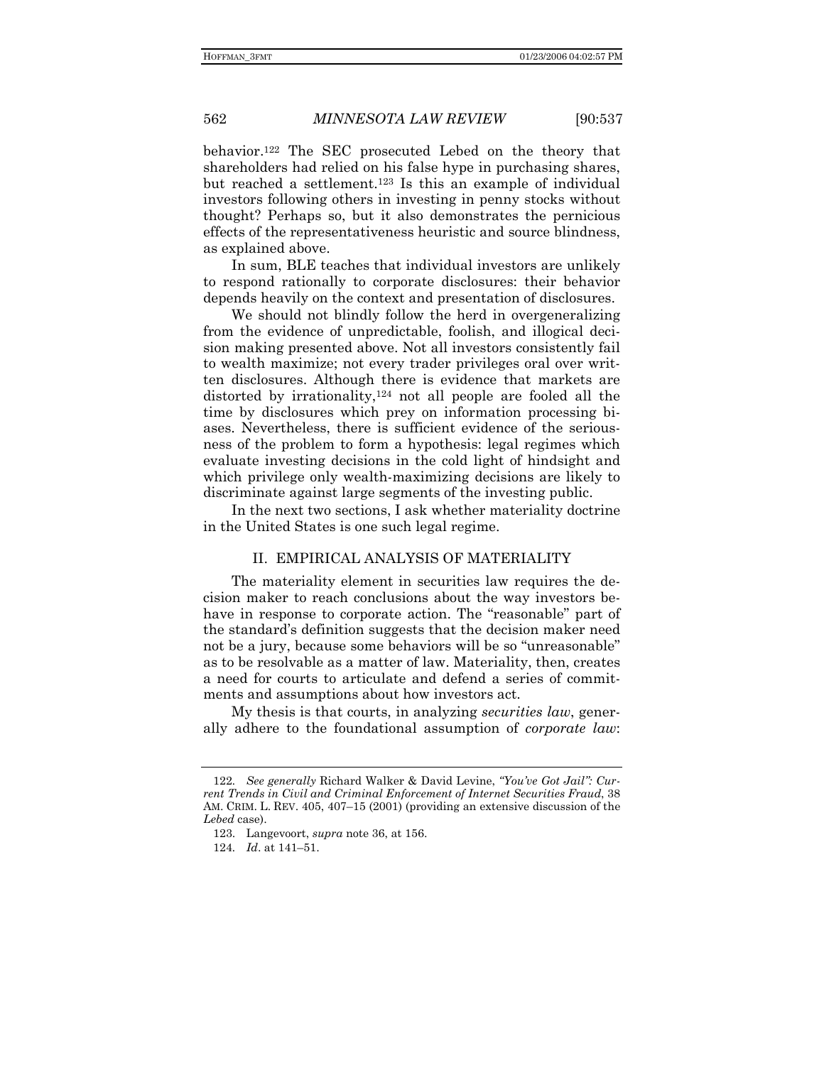behavior.[122] The SEC prosecuted Lebed on the theory that shareholders had relied on his false hype in purchasing shares, but reached a settlement.[123] Is this an example of individual investors following others in investing in penny stocks without thought? Perhaps so, but it also demonstrates the pernicious effects of the representativeness heuristic and source blindness, as explained above.

In sum, BLE teaches that individual investors are unlikely to respond rationally to corporate disclosures: their behavior depends heavily on the context and presentation of disclosures.

We should not blindly follow the herd in overgeneralizing from the evidence of unpredictable, foolish, and illogical decision making presented above. Not all investors consistently fail to wealth maximize; not every trader privileges oral over written disclosures. Although there is evidence that markets are distorted by irrationality,[124] not all people are fooled all the time by disclosures which prey on information processing biases. Nevertheless, there is sufficient evidence of the seriousness of the problem to form a hypothesis: legal regimes which evaluate investing decisions in the cold light of hindsight and which privilege only wealth-maximizing decisions are likely to discriminate against large segments of the investing public.

In the next two sections, I ask whether materiality doctrine in the United States is one such legal regime.

## II. EMPIRICAL ANALYSIS OF MATERIALITY

The materiality element in securities law requires the decision maker to reach conclusions about the way investors behave in response to corporate action. The "reasonable" part of the standard's definition suggests that the decision maker need not be a jury, because some behaviors will be so "unreasonable" as to be resolvable as a matter of law. Materiality, then, creates a need for courts to articulate and defend a series of commitments and assumptions about how investors act.

My thesis is that courts, in analyzing *securities law*, generally adhere to the foundational assumption of *corporate law*:

---

122. *See generally* Richard Walker & David Levine, *"You've Got Jail": Current Trends in Civil and Criminal Enforcement of Internet Securities Fraud*, 38 AM. CRIM. L. REV. 405, 407–15 (2001) (providing an extensive discussion of the *Lebed* case).

123. Langevoort, *supra* note 36, at 156.

124. *Id*. at 141–51.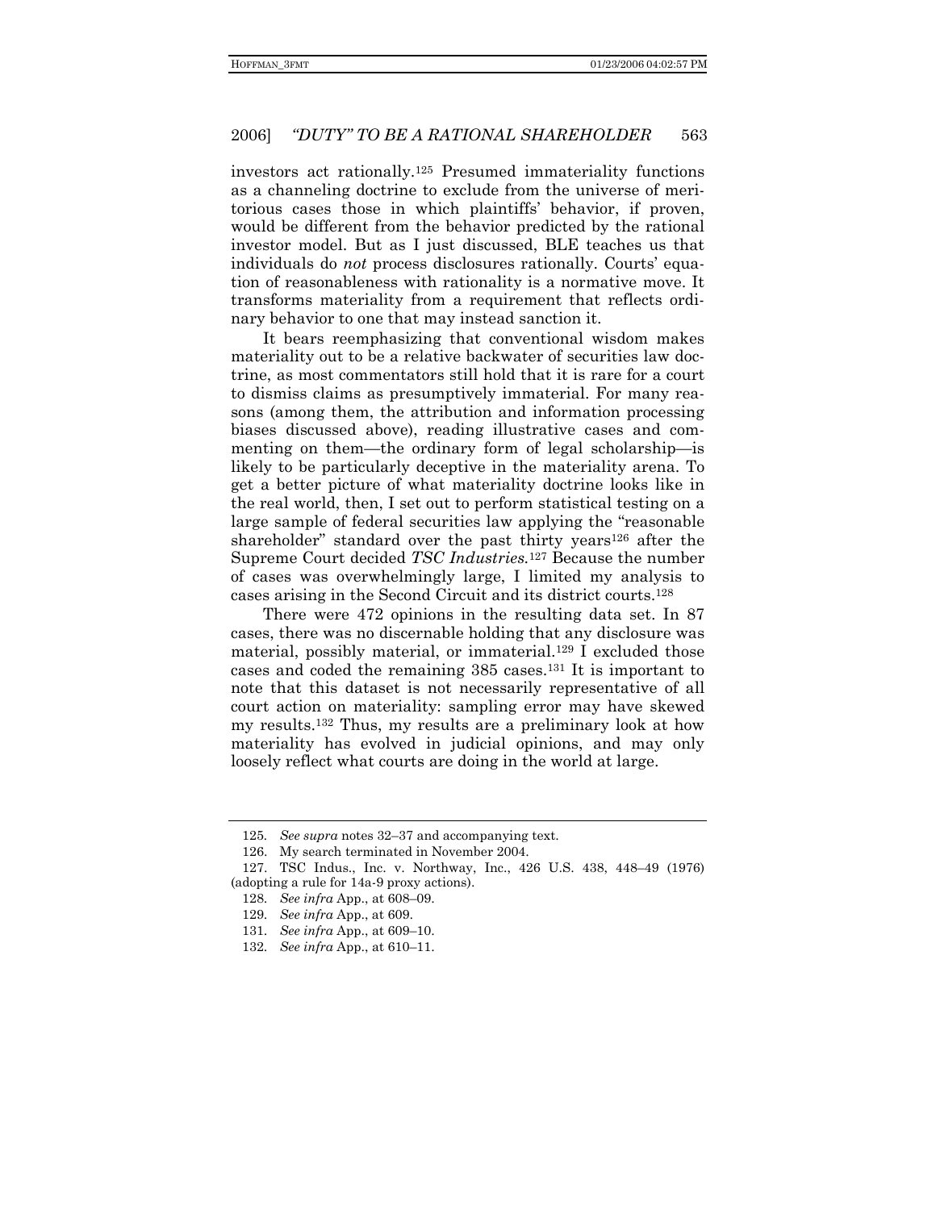investors act rationally.[125] Presumed immateriality functions as a channeling doctrine to exclude from the universe of meritorious cases those in which plaintiffs' behavior, if proven, would be different from the behavior predicted by the rational investor model. But as I just discussed, BLE teaches us that individuals do *not* process disclosures rationally. Courts' equation of reasonableness with rationality is a normative move. It transforms materiality from a requirement that reflects ordinary behavior to one that may instead sanction it.

It bears reemphasizing that conventional wisdom makes materiality out to be a relative backwater of securities law doctrine, as most commentators still hold that it is rare for a court to dismiss claims as presumptively immaterial. For many reasons (among them, the attribution and information processing biases discussed above), reading illustrative cases and commenting on them—the ordinary form of legal scholarship—is likely to be particularly deceptive in the materiality arena. To get a better picture of what materiality doctrine looks like in the real world, then, I set out to perform statistical testing on a large sample of federal securities law applying the "reasonable shareholder" standard over the past thirty years[126] after the Supreme Court decided *TSC Industries*.[127] Because the number of cases was overwhelmingly large, I limited my analysis to cases arising in the Second Circuit and its district courts.[128]

There were 472 opinions in the resulting data set. In 87 cases, there was no discernable holding that any disclosure was material, possibly material, or immaterial.[129] I excluded those cases and coded the remaining 385 cases.[131] It is important to note that this dataset is not necessarily representative of all court action on materiality: sampling error may have skewed my results.[132] Thus, my results are a preliminary look at how materiality has evolved in judicial opinions, and may only loosely reflect what courts are doing in the world at large.

---

125. *See supra* notes 32–37 and accompanying text.

126. My search terminated in November 2004.

127. TSC Indus., Inc. v. Northway, Inc., 426 U.S. 438, 448–49 (1976) (adopting a rule for 14a-9 proxy actions).

128. *See infra* App., at 608–09.

129. *See infra* App., at 609.

131. *See infra* App., at 609–10.

132. *See infra* App., at 610–11.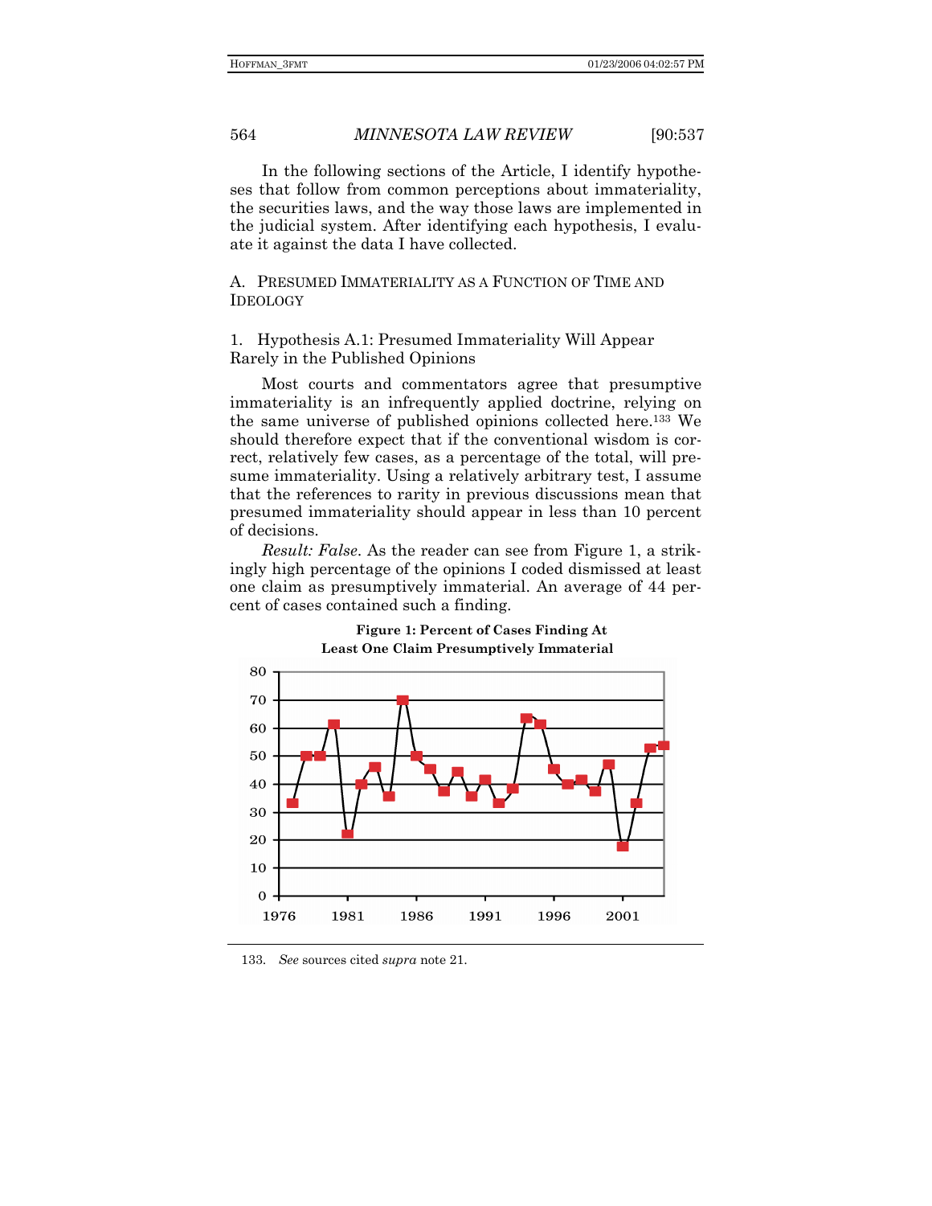In the following sections of the Article, I identify hypotheses that follow from common perceptions about immateriality, the securities laws, and the way those laws are implemented in the judicial system. After identifying each hypothesis, I evaluate it against the data I have collected.

## A. Presumed Immateriality as a Function of Time and Ideology

### 1. Hypothesis A.1: Presumed Immateriality Will Appear Rarely in the Published Opinions

Most courts and commentators agree that presumptive immateriality is an infrequently applied doctrine, relying on the same universe of published opinions collected here.[133] We should therefore expect that if the conventional wisdom is correct, relatively few cases, as a percentage of the total, will presume immateriality. Using a relatively arbitrary test, I assume that the references to rarity in previous discussions mean that presumed immateriality should appear in less than 10 percent of decisions.

*Result: False*. As the reader can see from Figure 1, a strikingly high percentage of the opinions I coded dismissed at least one claim as presumptively immaterial. An average of 44 percent of cases contained such a finding.

**Figure 1: Percent of Cases Finding At Least One Claim Presumptively Immaterial**

133. *See* sources cited *supra* note 21.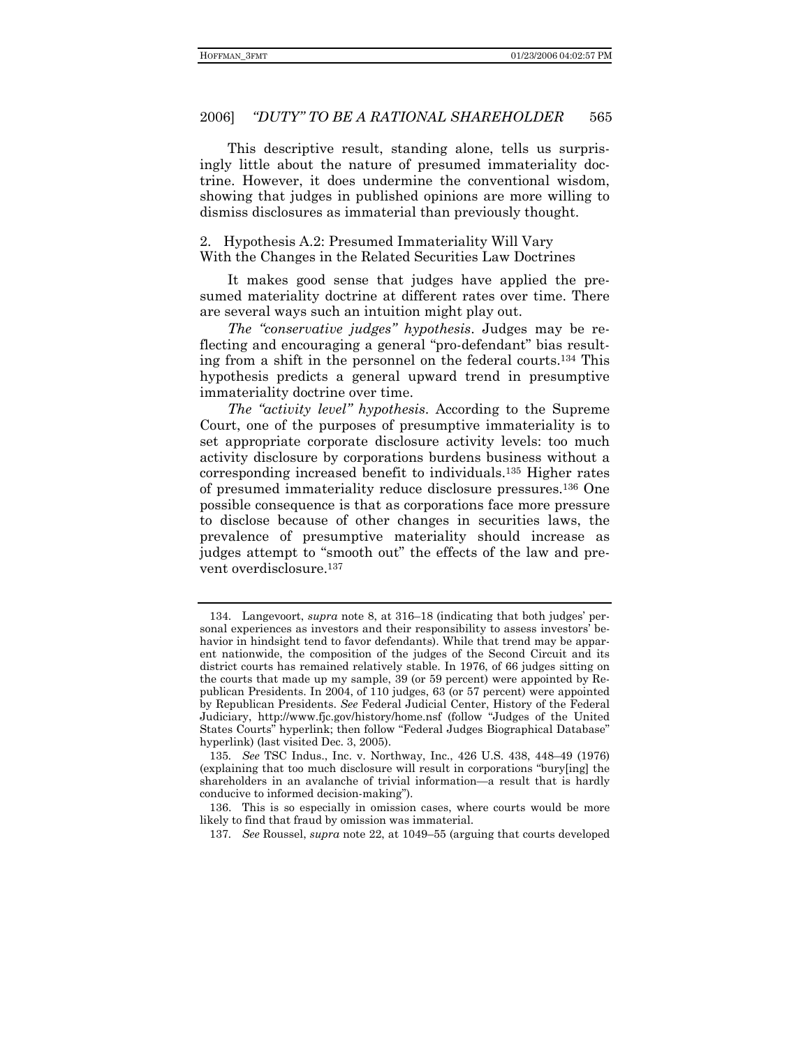This descriptive result, standing alone, tells us surprisingly little about the nature of presumed immateriality doctrine. However, it does undermine the conventional wisdom, showing that judges in published opinions are more willing to dismiss disclosures as immaterial than previously thought.

### 2. Hypothesis A.2: Presumed Immateriality Will Vary With the Changes in the Related Securities Law Doctrines

It makes good sense that judges have applied the presumed materiality doctrine at different rates over time. There are several ways such an intuition might play out.

*The "conservative judges" hypothesis*. Judges may be reflecting and encouraging a general "pro-defendant" bias resulting from a shift in the personnel on the federal courts.[134] This hypothesis predicts a general upward trend in presumptive immateriality doctrine over time.

*The "activity level" hypothesis*. According to the Supreme Court, one of the purposes of presumptive immateriality is to set appropriate corporate disclosure activity levels: too much activity disclosure by corporations burdens business without a corresponding increased benefit to individuals.[135] Higher rates of presumed immateriality reduce disclosure pressures.[136] One possible consequence is that as corporations face more pressure to disclose because of other changes in securities laws, the prevalence of presumptive materiality should increase as judges attempt to "smooth out" the effects of the law and prevent overdisclosure.[137]

---

134. Langevoort, *supra* note 8, at 316–18 (indicating that both judges' personal experiences as investors and their responsibility to assess investors' behavior in hindsight tend to favor defendants). While that trend may be apparent nationwide, the composition of the judges of the Second Circuit and its district courts has remained relatively stable. In 1976, of 66 judges sitting on the courts that made up my sample, 39 (or 59 percent) were appointed by Republican Presidents. In 2004, of 110 judges, 63 (or 57 percent) were appointed by Republican Presidents. *See* Federal Judicial Center, History of the Federal Judiciary, http://www.fjc.gov/history/home.nsf (follow "Judges of the United States Courts" hyperlink; then follow "Federal Judges Biographical Database" hyperlink) (last visited Dec. 3, 2005).

135. *See* TSC Indus., Inc. v. Northway, Inc., 426 U.S. 438, 448–49 (1976) (explaining that too much disclosure will result in corporations "bury[ing] the shareholders in an avalanche of trivial information—a result that is hardly conducive to informed decision-making").

136. This is so especially in omission cases, where courts would be more likely to find that fraud by omission was immaterial.

137. *See* Roussel, *supra* note 22, at 1049–55 (arguing that courts developed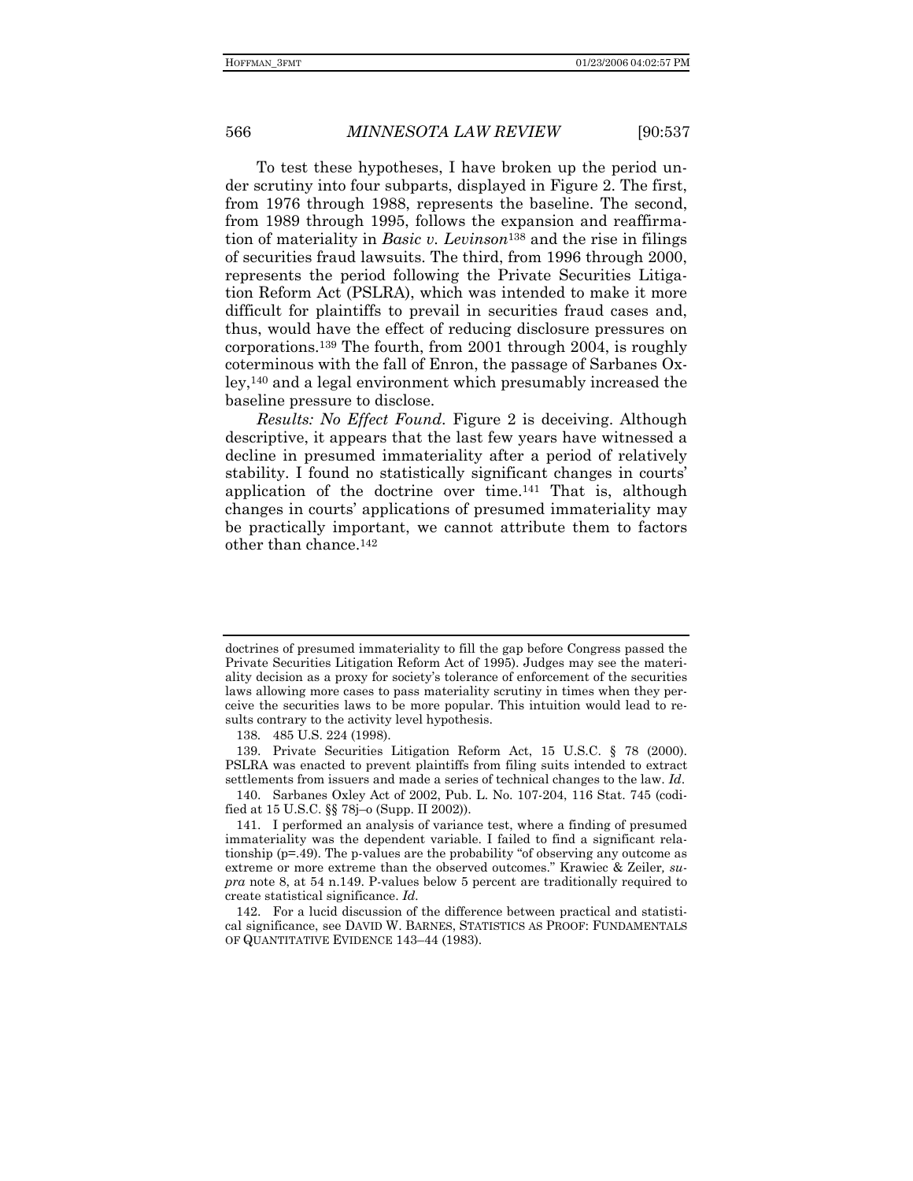To test these hypotheses, I have broken up the period under scrutiny into four subparts, displayed in Figure 2. The first, from 1976 through 1988, represents the baseline. The second, from 1989 through 1995, follows the expansion and reaffirmation of materiality in *Basic v. Levinson*[138] and the rise in filings of securities fraud lawsuits. The third, from 1996 through 2000, represents the period following the Private Securities Litigation Reform Act (PSLRA), which was intended to make it more difficult for plaintiffs to prevail in securities fraud cases and, thus, would have the effect of reducing disclosure pressures on corporations.[139] The fourth, from 2001 through 2004, is roughly coterminous with the fall of Enron, the passage of Sarbanes Oxley,[140] and a legal environment which presumably increased the baseline pressure to disclose.

*Results: No Effect Found*. Figure 2 is deceiving. Although descriptive, it appears that the last few years have witnessed a decline in presumed immateriality after a period of relatively stability. I found no statistically significant changes in courts' application of the doctrine over time.[141] That is, although changes in courts' applications of presumed immateriality may be practically important, we cannot attribute them to factors other than chance.[142]

---

doctrines of presumed immateriality to fill the gap before Congress passed the Private Securities Litigation Reform Act of 1995). Judges may see the materiality decision as a proxy for society's tolerance of enforcement of the securities laws allowing more cases to pass materiality scrutiny in times when they perceive the securities laws to be more popular. This intuition would lead to results contrary to the activity level hypothesis.

138. 485 U.S. 224 (1998).

139. Private Securities Litigation Reform Act, 15 U.S.C. § 78 (2000). PSLRA was enacted to prevent plaintiffs from filing suits intended to extract settlements from issuers and made a series of technical changes to the law. *Id*.

140. Sarbanes Oxley Act of 2002, Pub. L. No. 107-204, 116 Stat. 745 (codified at 15 U.S.C. §§ 78j–o (Supp. II 2002)).

141. I performed an analysis of variance test, where a finding of presumed immateriality was the dependent variable. I failed to find a significant relationship ($p=.49$). The p-values are the probability "of observing any outcome as extreme or more extreme than the observed outcomes." Krawiec & Zeiler, *supra* note 8, at 54 n.149. P-values below 5 percent are traditionally required to create statistical significance. *Id.*

142. For a lucid discussion of the difference between practical and statistical significance, see DAVID W. BARNES, STATISTICS AS PROOF: FUNDAMENTALS OF QUANTITATIVE EVIDENCE 143–44 (1983).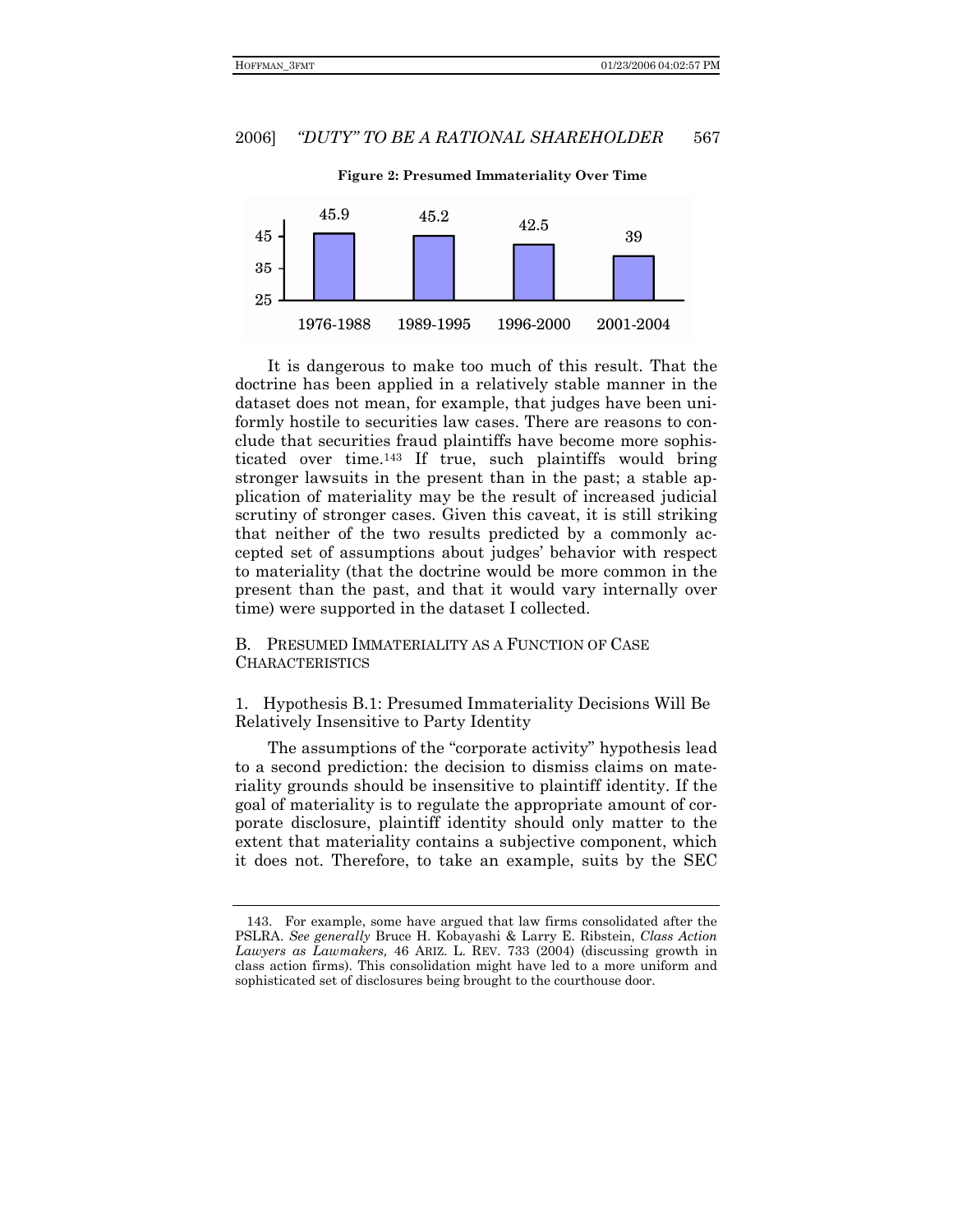**Figure 2: Presumed Immateriality Over Time**

| Period | Value |
|---|---|
| 1976-1988 | 45.9 |
| 1989-1995 | 45.2 |
| 1996-2000 | 42.5 |
| 2001-2004 | 39 |

It is dangerous to make too much of this result. That the doctrine has been applied in a relatively stable manner in the dataset does not mean, for example, that judges have been uniformly hostile to securities law cases. There are reasons to conclude that securities fraud plaintiffs have become more sophisticated over time.[143] If true, such plaintiffs would bring stronger lawsuits in the present than in the past; a stable application of materiality may be the result of increased judicial scrutiny of stronger cases. Given this caveat, it is still striking that neither of the two results predicted by a commonly accepted set of assumptions about judges' behavior with respect to materiality (that the doctrine would be more common in the present than the past, and that it would vary internally over time) were supported in the dataset I collected.

## B. Presumed Immateriality as a Function of Case Characteristics

### 1. Hypothesis B.1: Presumed Immateriality Decisions Will Be Relatively Insensitive to Party Identity

The assumptions of the "corporate activity" hypothesis lead to a second prediction: the decision to dismiss claims on materiality grounds should be insensitive to plaintiff identity. If the goal of materiality is to regulate the appropriate amount of corporate disclosure, plaintiff identity should only matter to the extent that materiality contains a subjective component, which it does not. Therefore, to take an example, suits by the SEC

---

143. For example, some have argued that law firms consolidated after the PSLRA. *See generally* Bruce H. Kobayashi & Larry E. Ribstein, *Class Action Lawyers as Lawmakers,* 46 ARIZ. L. REV. 733 (2004) (discussing growth in class action firms). This consolidation might have led to a more uniform and sophisticated set of disclosures being brought to the courthouse door.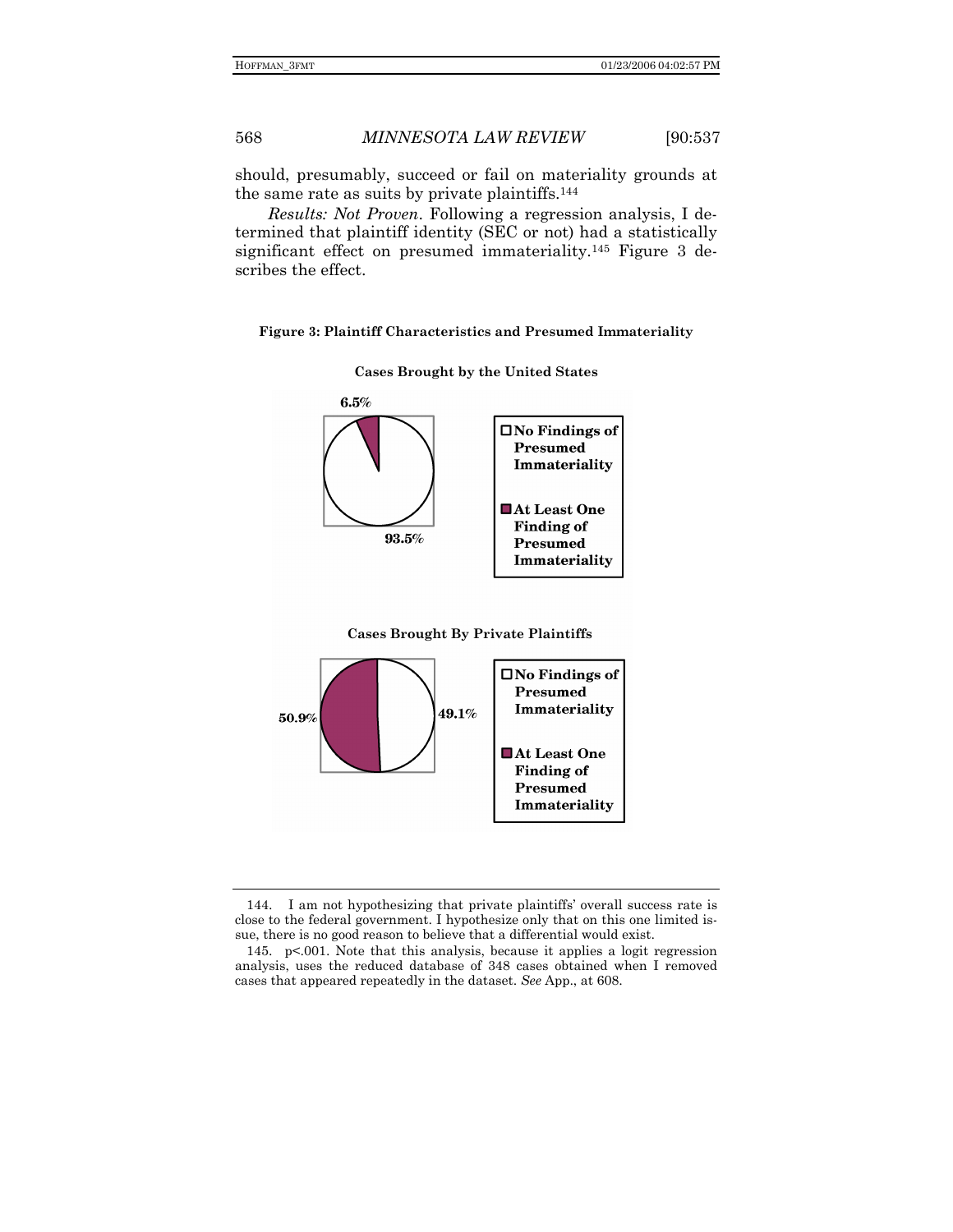should, presumably, succeed or fail on materiality grounds at the same rate as suits by private plaintiffs.[144]

*Results: Not Proven*. Following a regression analysis, I determined that plaintiff identity (SEC or not) had a statistically significant effect on presumed immateriality.[145] Figure 3 describes the effect.

**Figure 3: Plaintiff Characteristics and Presumed Immateriality**

**Cases Brought by the United States**

6.5%

93.5%

**No Findings of Presumed Immateriality**

**At Least One Finding of Presumed Immateriality**

**Cases Brought By Private Plaintiffs**

50.9%

49.1%

**No Findings of Presumed Immateriality**

**At Least One Finding of Presumed Immateriality**

---

144. I am not hypothesizing that private plaintiffs' overall success rate is close to the federal government. I hypothesize only that on this one limited issue, there is no good reason to believe that a differential would exist.

145. $p<.001$. Note that this analysis, because it applies a logit regression analysis, uses the reduced database of 348 cases obtained when I removed cases that appeared repeatedly in the dataset. *See* App., at 608.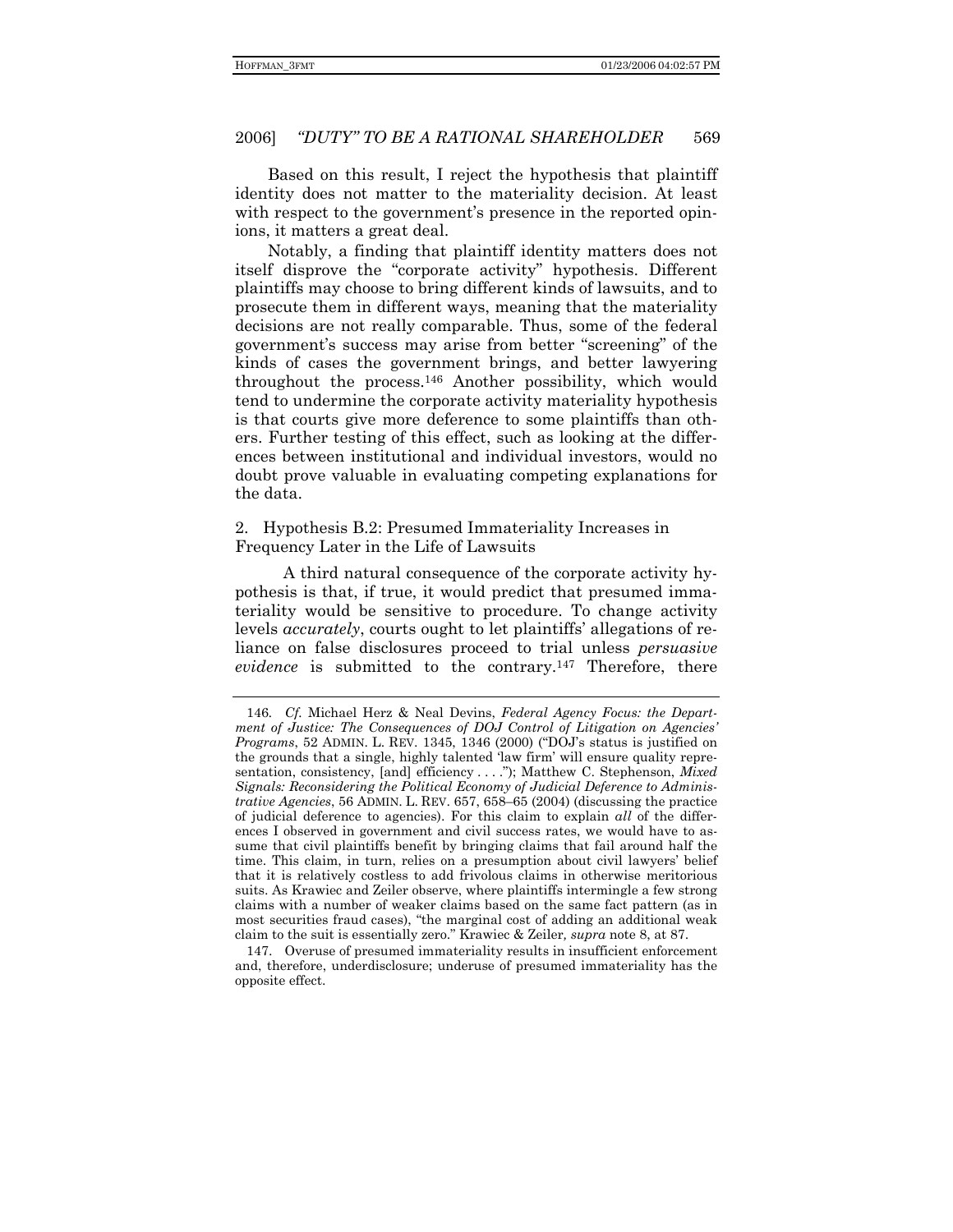Based on this result, I reject the hypothesis that plaintiff identity does not matter to the materiality decision. At least with respect to the government's presence in the reported opinions, it matters a great deal.

Notably, a finding that plaintiff identity matters does not itself disprove the "corporate activity" hypothesis. Different plaintiffs may choose to bring different kinds of lawsuits, and to prosecute them in different ways, meaning that the materiality decisions are not really comparable. Thus, some of the federal government's success may arise from better "screening" of the kinds of cases the government brings, and better lawyering throughout the process.[146] Another possibility, which would tend to undermine the corporate activity materiality hypothesis is that courts give more deference to some plaintiffs than others. Further testing of this effect, such as looking at the differences between institutional and individual investors, would no doubt prove valuable in evaluating competing explanations for the data.

### 2. Hypothesis B.2: Presumed Immateriality Increases in Frequency Later in the Life of Lawsuits

A third natural consequence of the corporate activity hypothesis is that, if true, it would predict that presumed immateriality would be sensitive to procedure. To change activity levels *accurately*, courts ought to let plaintiffs' allegations of reliance on false disclosures proceed to trial unless *persuasive evidence* is submitted to the contrary.[147] Therefore, there

---

146. *Cf.* Michael Herz & Neal Devins, *Federal Agency Focus: the Department of Justice: The Consequences of DOJ Control of Litigation on Agencies' Programs*, 52 ADMIN. L. REV. 1345, 1346 (2000) ("DOJ's status is justified on the grounds that a single, highly talented 'law firm' will ensure quality representation, consistency, [and] efficiency . . . ."); Matthew C. Stephenson, *Mixed Signals: Reconsidering the Political Economy of Judicial Deference to Administrative Agencies*, 56 ADMIN. L. REV. 657, 658–65 (2004) (discussing the practice of judicial deference to agencies). For this claim to explain *all* of the differences I observed in government and civil success rates, we would have to assume that civil plaintiffs benefit by bringing claims that fail around half the time. This claim, in turn, relies on a presumption about civil lawyers' belief that it is relatively costless to add frivolous claims in otherwise meritorious suits. As Krawiec and Zeiler observe, where plaintiffs intermingle a few strong claims with a number of weaker claims based on the same fact pattern (as in most securities fraud cases), "the marginal cost of adding an additional weak claim to the suit is essentially zero." Krawiec & Zeiler*, supra* note 8, at 87.

147. Overuse of presumed immateriality results in insufficient enforcement and, therefore, underdisclosure; underuse of presumed immateriality has the opposite effect.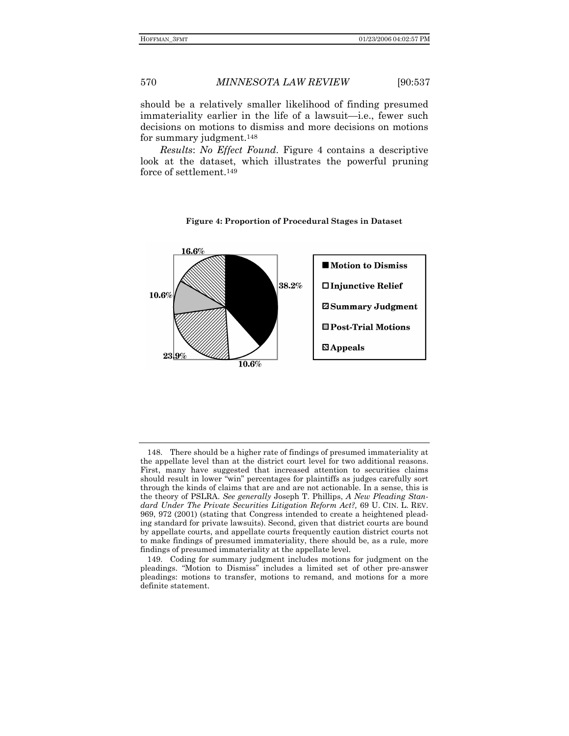should be a relatively smaller likelihood of finding presumed immateriality earlier in the life of a lawsuit—i.e., fewer such decisions on motions to dismiss and more decisions on motions for summary judgment.[148]

*Results*: *No Effect Found*. Figure 4 contains a descriptive look at the dataset, which illustrates the powerful pruning force of settlement.[149]

**Figure 4: Proportion of Procedural Stages in Dataset**

| Procedural Stage | Proportion |
|---|---|
| Motion to Dismiss | 38.2% |
| Injunctive Relief | 10.6% |
| Summary Judgment | 23.9% |
| Post-Trial Motions | 10.6% |
| Appeals | 16.6% |

---

148. There should be a higher rate of findings of presumed immateriality at the appellate level than at the district court level for two additional reasons. First, many have suggested that increased attention to securities claims should result in lower "win" percentages for plaintiffs as judges carefully sort through the kinds of claims that are and are not actionable. In a sense, this is the theory of PSLRA. *See generally* Joseph T. Phillips, *A New Pleading Standard Under The Private Securities Litigation Reform Act?*, 69 U. CIN. L. REV. 969, 972 (2001) (stating that Congress intended to create a heightened pleading standard for private lawsuits). Second, given that district courts are bound by appellate courts, and appellate courts frequently caution district courts not to make findings of presumed immateriality, there should be, as a rule, more findings of presumed immateriality at the appellate level.

149. Coding for summary judgment includes motions for judgment on the pleadings. "Motion to Dismiss" includes a limited set of other pre-answer pleadings: motions to transfer, motions to remand, and motions for a more definite statement.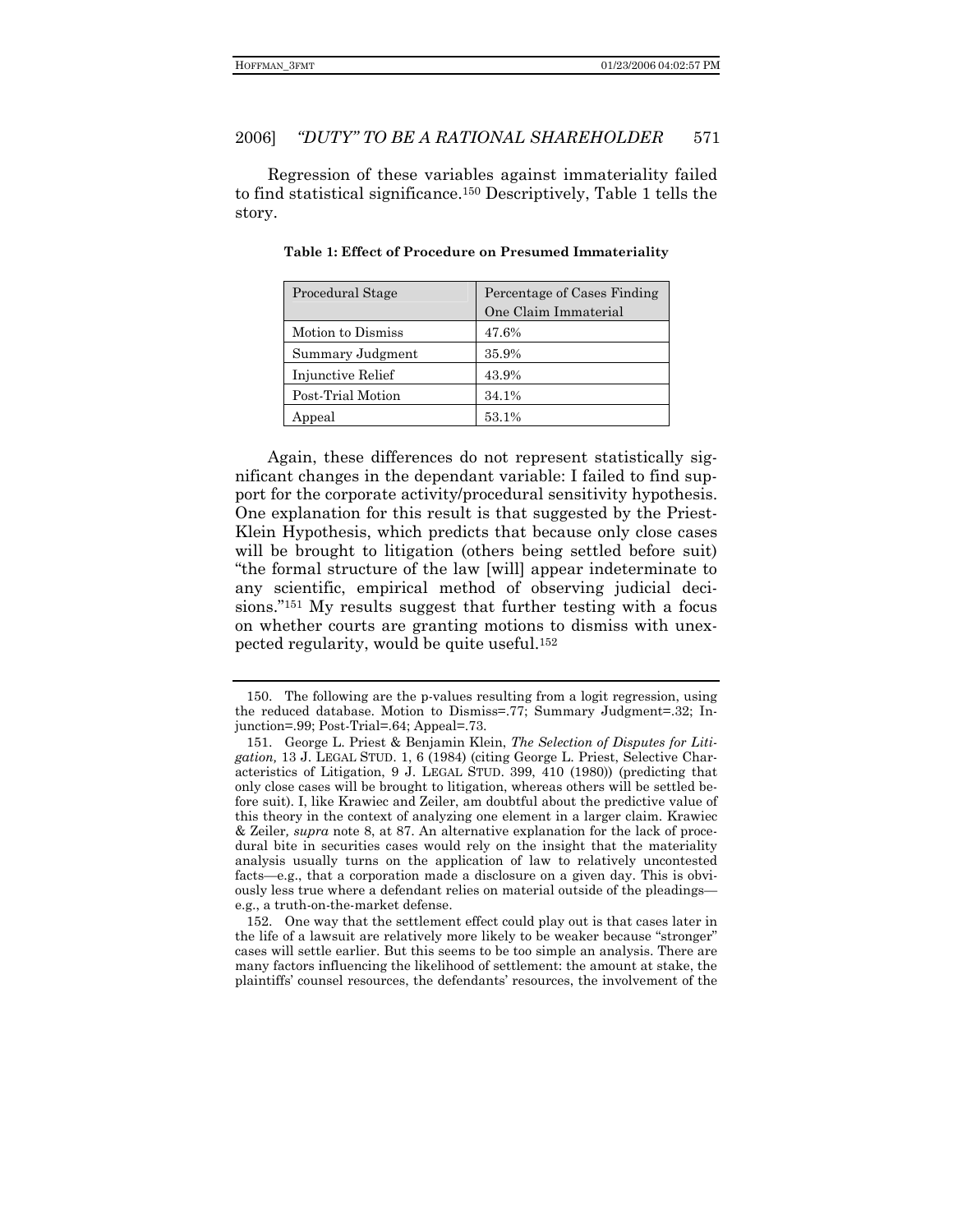Regression of these variables against immateriality failed to find statistical significance.[150] Descriptively, Table 1 tells the story.

**Table 1: Effect of Procedure on Presumed Immateriality**

| Procedural Stage | Percentage of Cases Finding One Claim Immaterial |
| --- | --- |
| Motion to Dismiss | 47.6% |
| Summary Judgment | 35.9% |
| Injunctive Relief | 43.9% |
| Post-Trial Motion | 34.1% |
| Appeal | 53.1% |

Again, these differences do not represent statistically significant changes in the dependant variable: I failed to find support for the corporate activity/procedural sensitivity hypothesis. One explanation for this result is that suggested by the Priest-Klein Hypothesis, which predicts that because only close cases will be brought to litigation (others being settled before suit) "the formal structure of the law [will] appear indeterminate to any scientific, empirical method of observing judicial decisions."[151] My results suggest that further testing with a focus on whether courts are granting motions to dismiss with unexpected regularity, would be quite useful.[152]

150. The following are the p-values resulting from a logit regression, using the reduced database. Motion to Dismiss=.77; Summary Judgment=.32; Injunction=.99; Post-Trial=.64; Appeal=.73.

151. George L. Priest & Benjamin Klein, *The Selection of Disputes for Litigation,* 13 J. LEGAL STUD. 1, 6 (1984) (citing George L. Priest, Selective Characteristics of Litigation, 9 J. LEGAL STUD. 399, 410 (1980)) (predicting that only close cases will be brought to litigation, whereas others will be settled before suit). I, like Krawiec and Zeiler, am doubtful about the predictive value of this theory in the context of analyzing one element in a larger claim. Krawiec & Zeiler*, supra* note 8, at 87. An alternative explanation for the lack of procedural bite in securities cases would rely on the insight that the materiality analysis usually turns on the application of law to relatively uncontested facts—e.g., that a corporation made a disclosure on a given day. This is obviously less true where a defendant relies on material outside of the pleadings—e.g., a truth-on-the-market defense.

152. One way that the settlement effect could play out is that cases later in the life of a lawsuit are relatively more likely to be weaker because "stronger" cases will settle earlier. But this seems to be too simple an analysis. There are many factors influencing the likelihood of settlement: the amount at stake, the plaintiffs' counsel resources, the defendants' resources, the involvement of the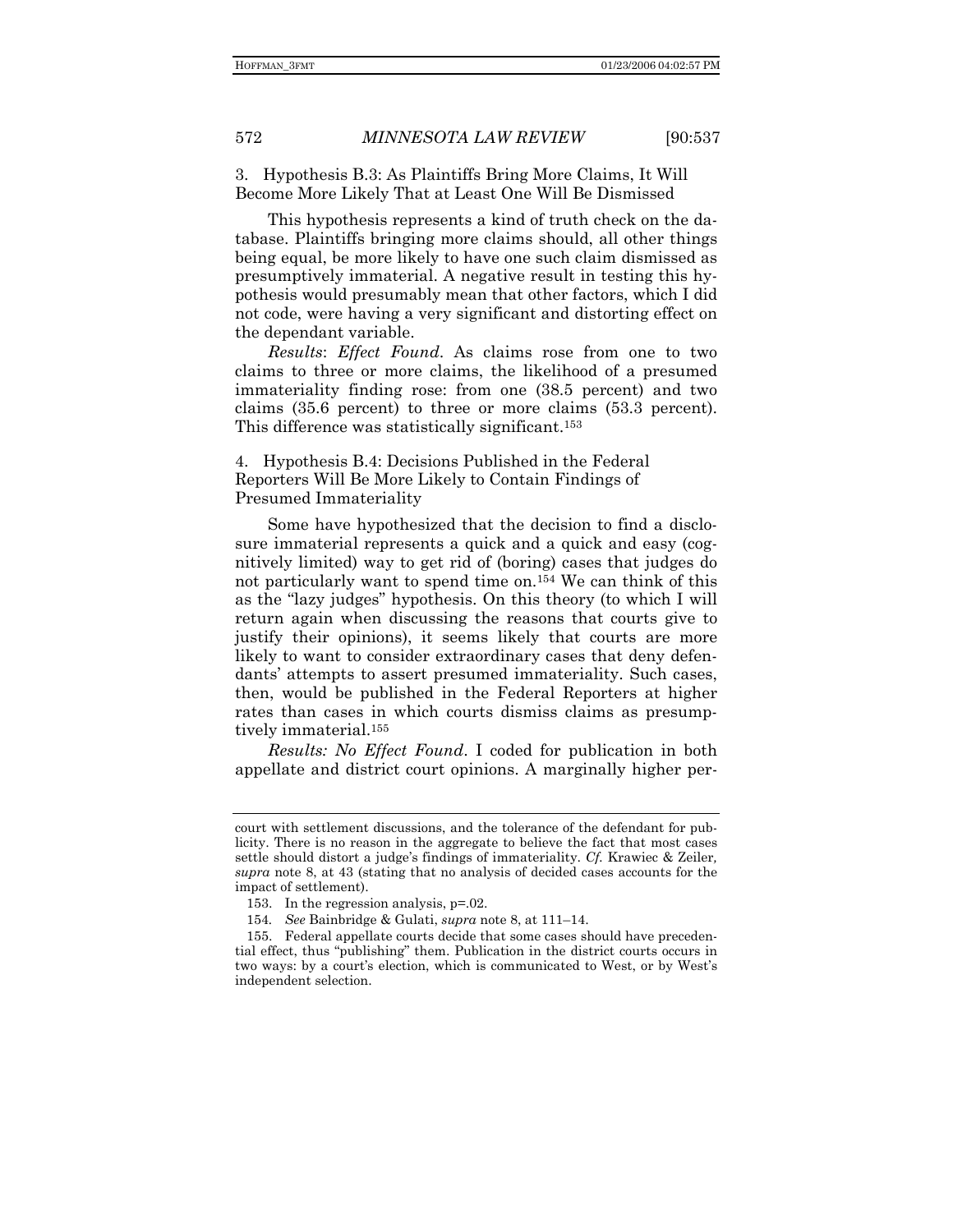### 3. Hypothesis B.3: As Plaintiffs Bring More Claims, It Will Become More Likely That at Least One Will Be Dismissed

This hypothesis represents a kind of truth check on the database. Plaintiffs bringing more claims should, all other things being equal, be more likely to have one such claim dismissed as presumptively immaterial. A negative result in testing this hypothesis would presumably mean that other factors, which I did not code, were having a very significant and distorting effect on the dependant variable.

*Results*: *Effect Found*. As claims rose from one to two claims to three or more claims, the likelihood of a presumed immateriality finding rose: from one (38.5 percent) and two claims (35.6 percent) to three or more claims (53.3 percent). This difference was statistically significant.[153]

### 4. Hypothesis B.4: Decisions Published in the Federal Reporters Will Be More Likely to Contain Findings of Presumed Immateriality

Some have hypothesized that the decision to find a disclosure immaterial represents a quick and a quick and easy (cognitively limited) way to get rid of (boring) cases that judges do not particularly want to spend time on.[154] We can think of this as the "lazy judges" hypothesis. On this theory (to which I will return again when discussing the reasons that courts give to justify their opinions), it seems likely that courts are more likely to want to consider extraordinary cases that deny defendants' attempts to assert presumed immateriality. Such cases, then, would be published in the Federal Reporters at higher rates than cases in which courts dismiss claims as presumptively immaterial.[155]

*Results: No Effect Found*. I coded for publication in both appellate and district court opinions. A marginally higher per-

---

court with settlement discussions, and the tolerance of the defendant for publicity. There is no reason in the aggregate to believe the fact that most cases settle should distort a judge's findings of immateriality. *Cf.* Krawiec & Zeiler, *supra* note 8, at 43 (stating that no analysis of decided cases accounts for the impact of settlement).

153. In the regression analysis, $p=.02$.

154. *See* Bainbridge & Gulati, *supra* note 8, at 111–14.

155. Federal appellate courts decide that some cases should have precedential effect, thus "publishing" them. Publication in the district courts occurs in two ways: by a court's election, which is communicated to West, or by West's independent selection.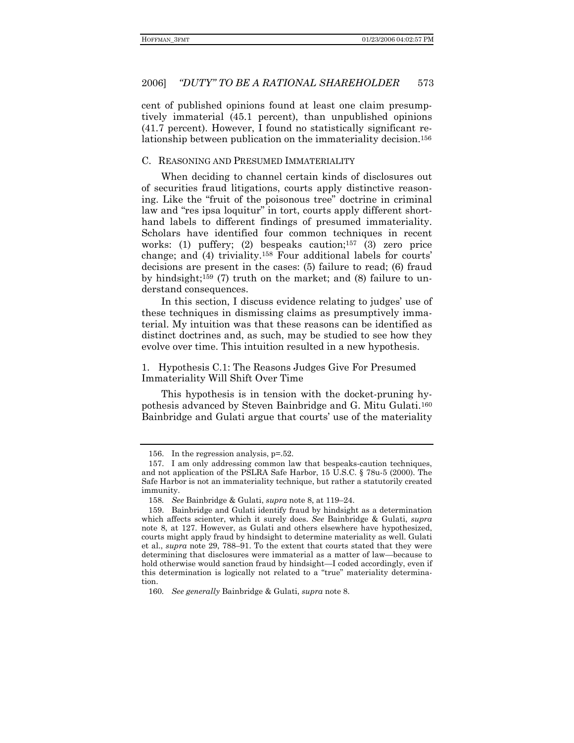cent of published opinions found at least one claim presumptively immaterial (45.1 percent), than unpublished opinions (41.7 percent). However, I found no statistically significant relationship between publication on the immateriality decision.[156]

### C. Reasoning and Presumed Immateriality

When deciding to channel certain kinds of disclosures out of securities fraud litigations, courts apply distinctive reasoning. Like the "fruit of the poisonous tree" doctrine in criminal law and "res ipsa loquitur" in tort, courts apply different shorthand labels to different findings of presumed immateriality. Scholars have identified four common techniques in recent works: (1) puffery; (2) bespeaks caution;[157] (3) zero price change; and (4) triviality.[158] Four additional labels for courts' decisions are present in the cases: (5) failure to read; (6) fraud by hindsight;[159] (7) truth on the market; and (8) failure to understand consequences.

In this section, I discuss evidence relating to judges' use of these techniques in dismissing claims as presumptively immaterial. My intuition was that these reasons can be identified as distinct doctrines and, as such, may be studied to see how they evolve over time. This intuition resulted in a new hypothesis.

#### 1. Hypothesis C.1: The Reasons Judges Give For Presumed Immateriality Will Shift Over Time

This hypothesis is in tension with the docket-pruning hypothesis advanced by Steven Bainbridge and G. Mitu Gulati.[160] Bainbridge and Gulati argue that courts' use of the materiality

---

156. In the regression analysis, $p=.52$.

157. I am only addressing common law that bespeaks-caution techniques, and not application of the PSLRA Safe Harbor, 15 U.S.C. § 78u-5 (2000). The Safe Harbor is not an immateriality technique, but rather a statutorily created immunity.

158. *See* Bainbridge & Gulati, *supra* note 8, at 119–24.

159. Bainbridge and Gulati identify fraud by hindsight as a determination which affects scienter, which it surely does. *See* Bainbridge & Gulati, *supra* note 8, at 127. However, as Gulati and others elsewhere have hypothesized, courts might apply fraud by hindsight to determine materiality as well. Gulati et al., *supra* note 29, 788–91. To the extent that courts stated that they were determining that disclosures were immaterial as a matter of law—because to hold otherwise would sanction fraud by hindsight—I coded accordingly, even if this determination is logically not related to a "true" materiality determination.

160. *See generally* Bainbridge & Gulati, *supra* note 8.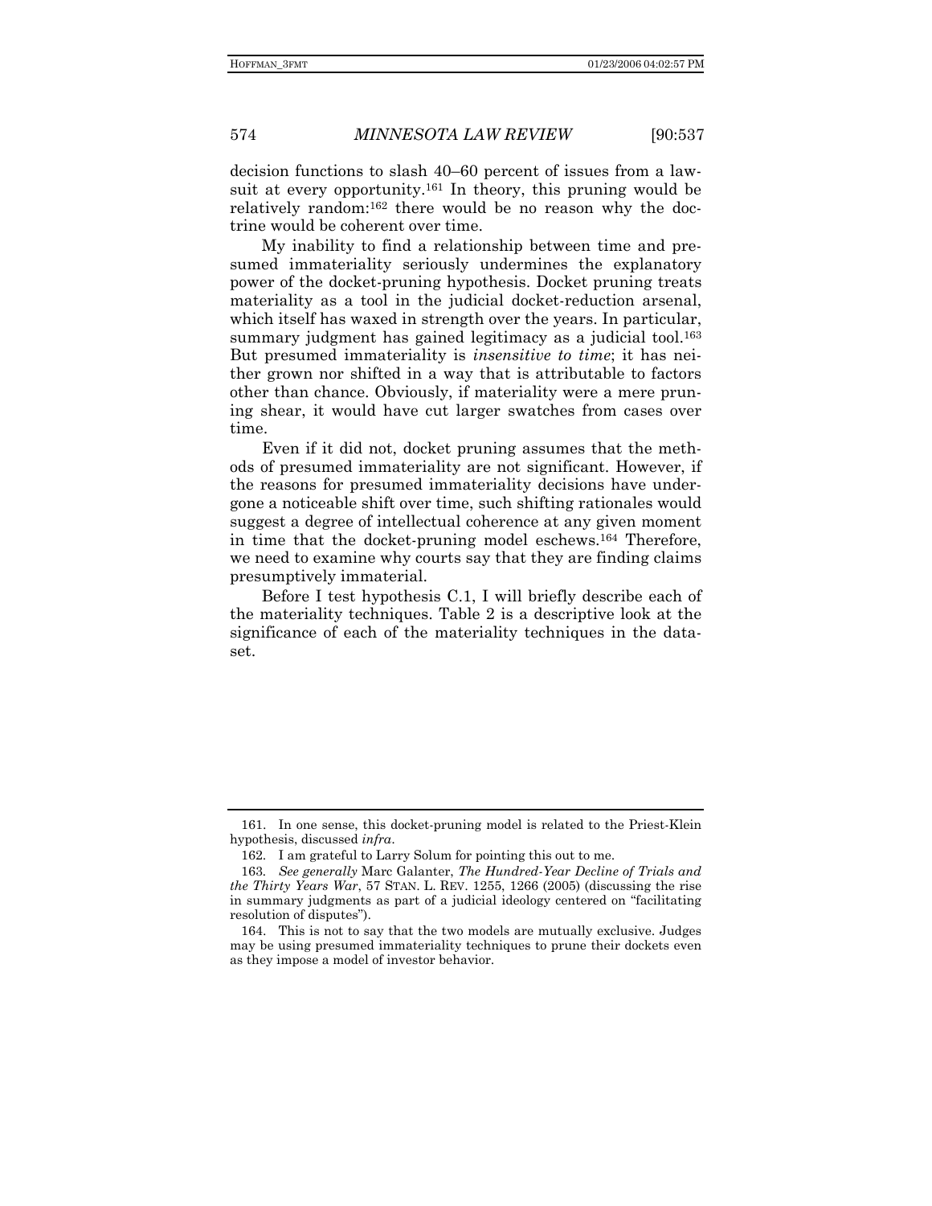decision functions to slash 40–60 percent of issues from a lawsuit at every opportunity.[161] In theory, this pruning would be relatively random:[162] there would be no reason why the doctrine would be coherent over time.

My inability to find a relationship between time and presumed immateriality seriously undermines the explanatory power of the docket-pruning hypothesis. Docket pruning treats materiality as a tool in the judicial docket-reduction arsenal, which itself has waxed in strength over the years. In particular, summary judgment has gained legitimacy as a judicial tool.[163] But presumed immateriality is *insensitive to time*; it has neither grown nor shifted in a way that is attributable to factors other than chance. Obviously, if materiality were a mere pruning shear, it would have cut larger swatches from cases over time.

Even if it did not, docket pruning assumes that the methods of presumed immateriality are not significant. However, if the reasons for presumed immateriality decisions have undergone a noticeable shift over time, such shifting rationales would suggest a degree of intellectual coherence at any given moment in time that the docket-pruning model eschews.[164] Therefore, we need to examine why courts say that they are finding claims presumptively immaterial.

Before I test hypothesis C.1, I will briefly describe each of the materiality techniques. Table 2 is a descriptive look at the significance of each of the materiality techniques in the dataset.

---

161. In one sense, this docket-pruning model is related to the Priest-Klein hypothesis, discussed *infra*.

162. I am grateful to Larry Solum for pointing this out to me.

163. *See generally* Marc Galanter, *The Hundred-Year Decline of Trials and the Thirty Years War*, 57 STAN. L. REV. 1255, 1266 (2005) (discussing the rise in summary judgments as part of a judicial ideology centered on "facilitating resolution of disputes").

164. This is not to say that the two models are mutually exclusive. Judges may be using presumed immateriality techniques to prune their dockets even as they impose a model of investor behavior.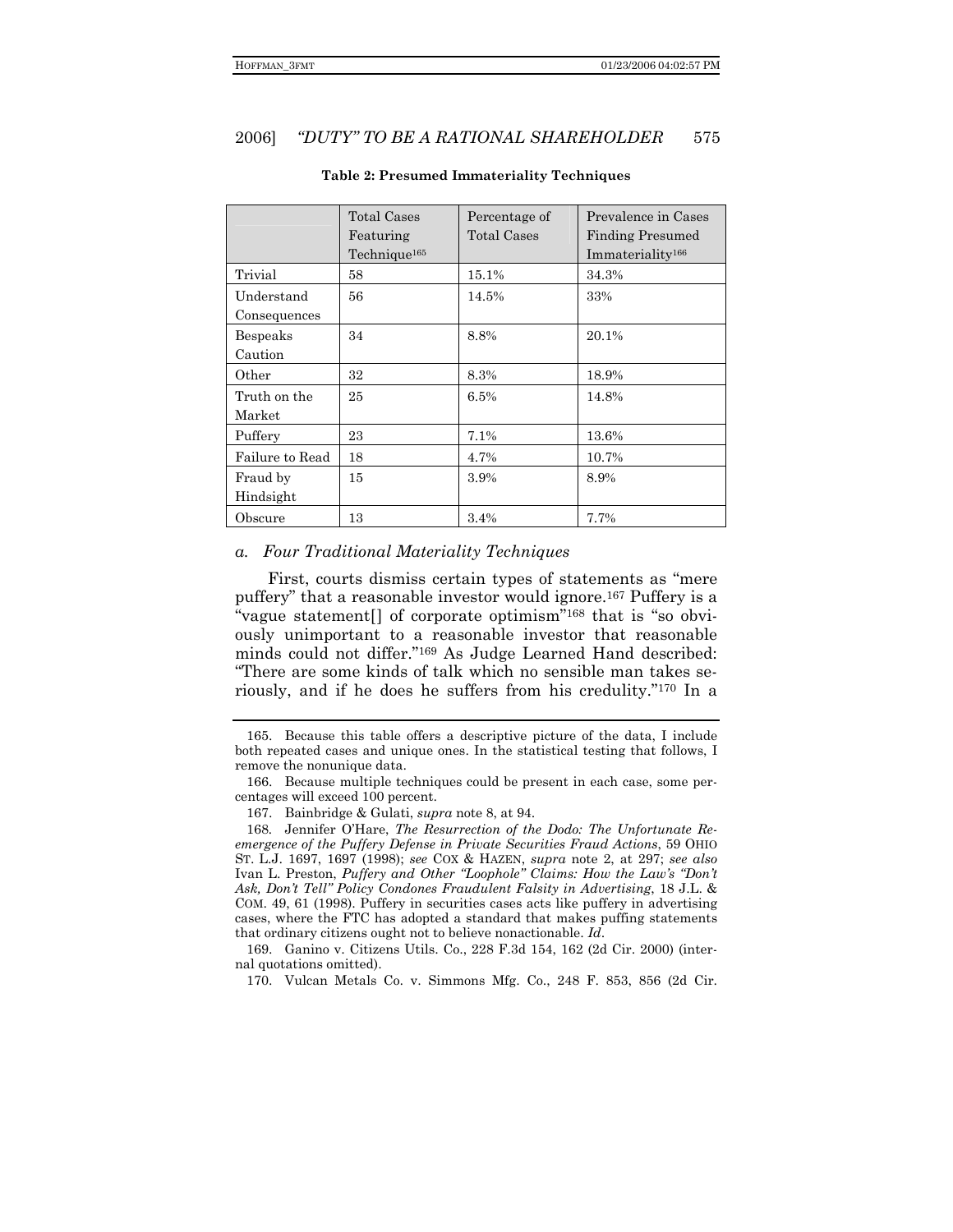**Table 2: Presumed Immateriality Techniques**

| | Total Cases Featuring Technique[165] | Percentage of Total Cases | Prevalence in Cases Finding Presumed Immateriality[166] |
|---|---|---|---|
| Trivial | 58 | 15.1% | 34.3% |
| Understand Consequences | 56 | 14.5% | 33% |
| Bespeaks Caution | 34 | 8.8% | 20.1% |
| Other | 32 | 8.3% | 18.9% |
| Truth on the Market | 25 | 6.5% | 14.8% |
| Puffery | 23 | 7.1% | 13.6% |
| Failure to Read | 18 | 4.7% | 10.7% |
| Fraud by Hindsight | 15 | 3.9% | 8.9% |
| Obscure | 13 | 3.4% | 7.7% |

### *a. Four Traditional Materiality Techniques*

First, courts dismiss certain types of statements as "mere puffery" that a reasonable investor would ignore.[167] Puffery is a "vague statement[] of corporate optimism"[168] that is "so obviously unimportant to a reasonable investor that reasonable minds could not differ."[169] As Judge Learned Hand described: "There are some kinds of talk which no sensible man takes seriously, and if he does he suffers from his credulity."[170] In a

---

165. Because this table offers a descriptive picture of the data, I include both repeated cases and unique ones. In the statistical testing that follows, I remove the nonunique data.

166. Because multiple techniques could be present in each case, some percentages will exceed 100 percent.

167. Bainbridge & Gulati, *supra* note 8, at 94.

168. Jennifer O'Hare, *The Resurrection of the Dodo: The Unfortunate Re-emergence of the Puffery Defense in Private Securities Fraud Actions*, 59 OHIO ST. L.J. 1697, 1697 (1998); *see* COX & HAZEN, *supra* note 2, at 297; *see also* Ivan L. Preston, *Puffery and Other "Loophole" Claims: How the Law's "Don't Ask, Don't Tell" Policy Condones Fraudulent Falsity in Advertising*, 18 J.L. & COM. 49, 61 (1998). Puffery in securities cases acts like puffery in advertising cases, where the FTC has adopted a standard that makes puffing statements that ordinary citizens ought not to believe nonactionable. *Id*.

169. Ganino v. Citizens Utils. Co., 228 F.3d 154, 162 (2d Cir. 2000) (internal quotations omitted).

170. Vulcan Metals Co. v. Simmons Mfg. Co., 248 F. 853, 856 (2d Cir.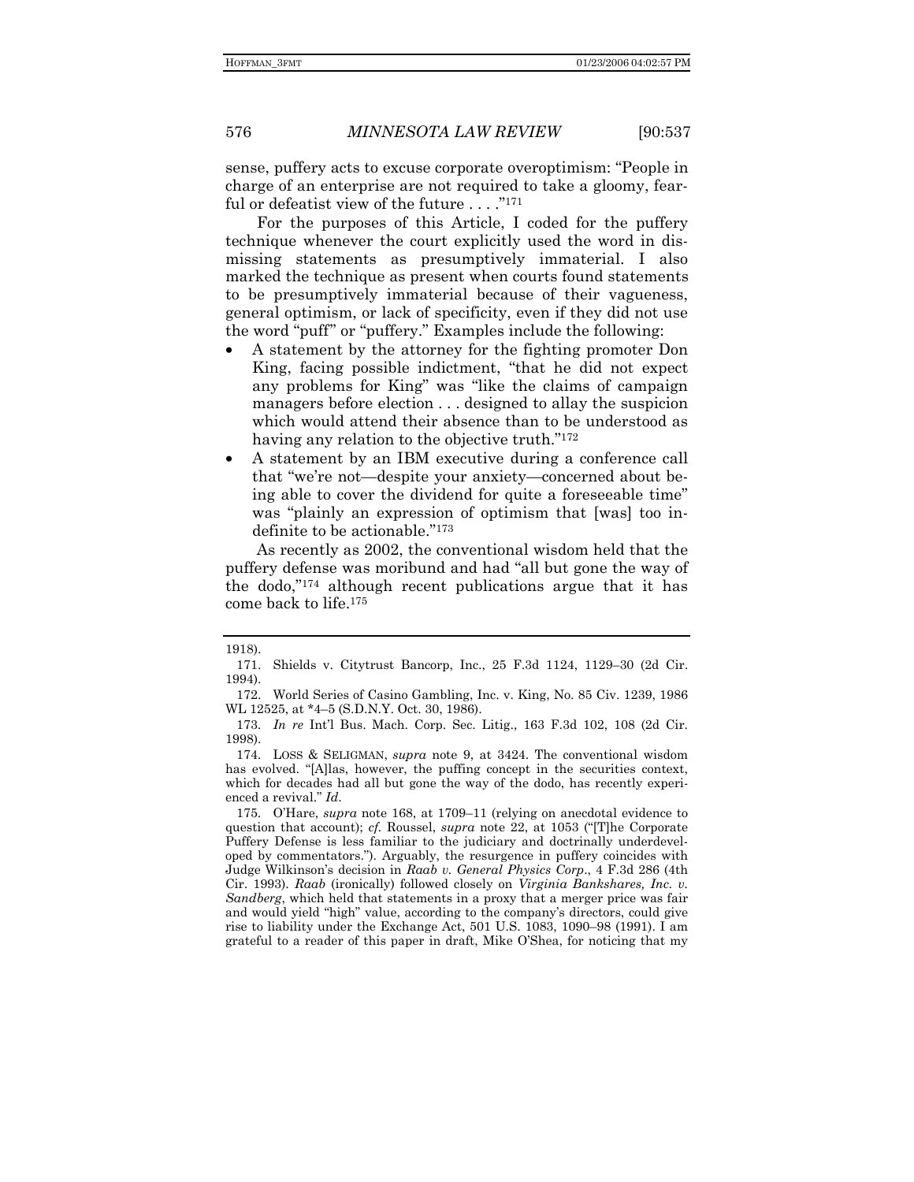sense, puffery acts to excuse corporate overoptimism: "People in charge of an enterprise are not required to take a gloomy, fearful or defeatist view of the future . . . ."[171]

For the purposes of this Article, I coded for the puffery technique whenever the court explicitly used the word in dismissing statements as presumptively immaterial. I also marked the technique as present when courts found statements to be presumptively immaterial because of their vagueness, general optimism, or lack of specificity, even if they did not use the word "puff" or "puffery." Examples include the following:

- A statement by the attorney for the fighting promoter Don King, facing possible indictment, "that he did not expect any problems for King" was "like the claims of campaign managers before election . . . designed to allay the suspicion which would attend their absence than to be understood as having any relation to the objective truth."[172]
- A statement by an IBM executive during a conference call that "we're not—despite your anxiety—concerned about being able to cover the dividend for quite a foreseeable time" was "plainly an expression of optimism that [was] too indefinite to be actionable."[173]

As recently as 2002, the conventional wisdom held that the puffery defense was moribund and had "all but gone the way of the dodo,"[174] although recent publications argue that it has come back to life.[175]

---

1918).

171. Shields v. Citytrust Bancorp, Inc., 25 F.3d 1124, 1129–30 (2d Cir. 1994).

172. World Series of Casino Gambling, Inc. v. King, No. 85 Civ. 1239, 1986 WL 12525, at *4–5 (S.D.N.Y. Oct. 30, 1986).

173. *In re* Int'l Bus. Mach. Corp. Sec. Litig., 163 F.3d 102, 108 (2d Cir. 1998).

174. LOSS & SELIGMAN, *supra* note 9, at 3424. The conventional wisdom has evolved. "[A]las, however, the puffing concept in the securities context, which for decades had all but gone the way of the dodo, has recently experienced a revival." *Id.*

175. O'Hare, *supra* note 168, at 1709–11 (relying on anecdotal evidence to question that account); *cf.* Roussel, *supra* note 22, at 1053 ("[T]he Corporate Puffery Defense is less familiar to the judiciary and doctrinally underdeveloped by commentators."). Arguably, the resurgence in puffery coincides with Judge Wilkinson's decision in *Raab v. General Physics Corp*., 4 F.3d 286 (4th Cir. 1993). *Raab* (ironically) followed closely on *Virginia Bankshares, Inc. v. Sandberg*, which held that statements in a proxy that a merger price was fair and would yield "high" value, according to the company's directors, could give rise to liability under the Exchange Act, 501 U.S. 1083, 1090–98 (1991). I am grateful to a reader of this paper in draft, Mike O'Shea, for noticing that my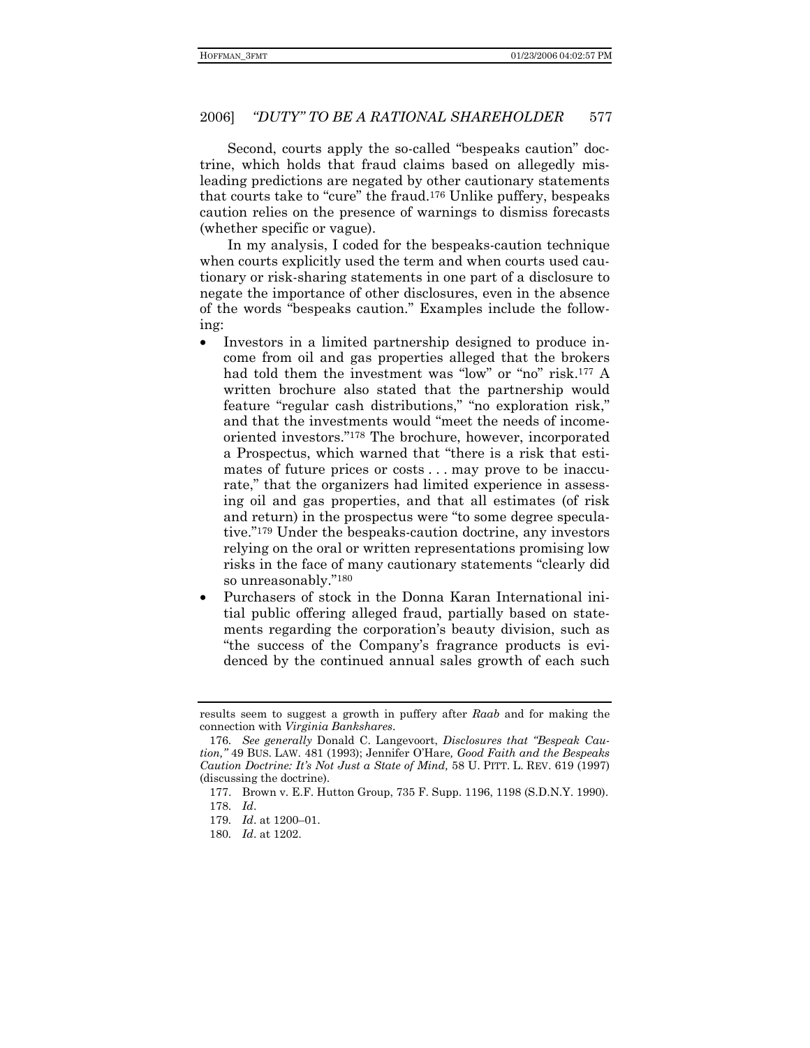Second, courts apply the so-called "bespeaks caution" doctrine, which holds that fraud claims based on allegedly misleading predictions are negated by other cautionary statements that courts take to "cure" the fraud.[176] Unlike puffery, bespeaks caution relies on the presence of warnings to dismiss forecasts (whether specific or vague).

In my analysis, I coded for the bespeaks-caution technique when courts explicitly used the term and when courts used cautionary or risk-sharing statements in one part of a disclosure to negate the importance of other disclosures, even in the absence of the words "bespeaks caution." Examples include the following:

- Investors in a limited partnership designed to produce income from oil and gas properties alleged that the brokers had told them the investment was "low" or "no" risk.[177] A written brochure also stated that the partnership would feature "regular cash distributions," "no exploration risk," and that the investments would "meet the needs of income-oriented investors."[178] The brochure, however, incorporated a Prospectus, which warned that "there is a risk that estimates of future prices or costs . . . may prove to be inaccurate," that the organizers had limited experience in assessing oil and gas properties, and that all estimates (of risk and return) in the prospectus were "to some degree speculative."[179] Under the bespeaks-caution doctrine, any investors relying on the oral or written representations promising low risks in the face of many cautionary statements "clearly did so unreasonably."[180]
- Purchasers of stock in the Donna Karan International initial public offering alleged fraud, partially based on statements regarding the corporation's beauty division, such as "the success of the Company's fragrance products is evidenced by the continued annual sales growth of each such

---

results seem to suggest a growth in puffery after *Raab* and for making the connection with *Virginia Bankshares*.

176. *See generally* Donald C. Langevoort, *Disclosures that "Bespeak Caution,"* 49 BUS. LAW. 481 (1993); Jennifer O'Hare*, Good Faith and the Bespeaks Caution Doctrine: It's Not Just a State of Mind,* 58 U. PITT. L. REV. 619 (1997) (discussing the doctrine).

177. Brown v. E.F. Hutton Group, 735 F. Supp. 1196, 1198 (S.D.N.Y. 1990).

178. *Id*.

179. *Id*. at 1200–01.

180. *Id*. at 1202.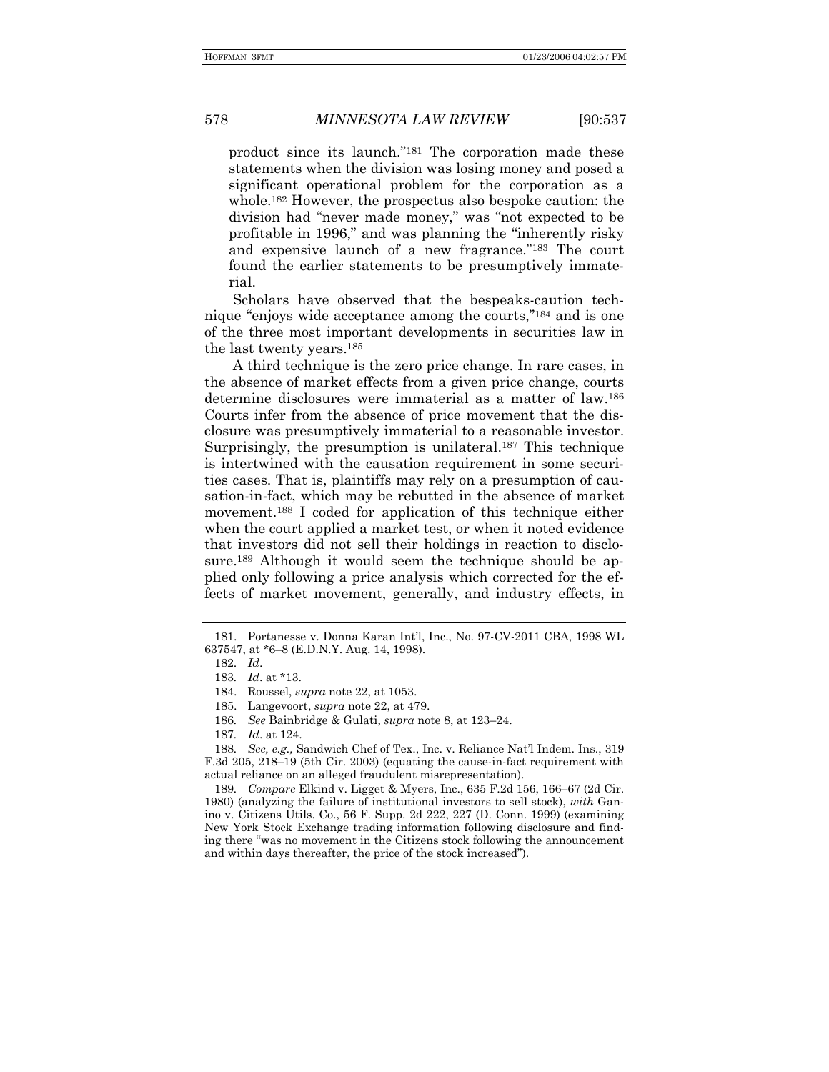product since its launch."[181] The corporation made these statements when the division was losing money and posed a significant operational problem for the corporation as a whole.[182] However, the prospectus also bespoke caution: the division had "never made money," was "not expected to be profitable in 1996," and was planning the "inherently risky and expensive launch of a new fragrance."[183] The court found the earlier statements to be presumptively immaterial.

Scholars have observed that the bespeaks-caution technique "enjoys wide acceptance among the courts,"[184] and is one of the three most important developments in securities law in the last twenty years.[185]

A third technique is the zero price change. In rare cases, in the absence of market effects from a given price change, courts determine disclosures were immaterial as a matter of law.[186] Courts infer from the absence of price movement that the disclosure was presumptively immaterial to a reasonable investor. Surprisingly, the presumption is unilateral.[187] This technique is intertwined with the causation requirement in some securities cases. That is, plaintiffs may rely on a presumption of causation-in-fact, which may be rebutted in the absence of market movement.[188] I coded for application of this technique either when the court applied a market test, or when it noted evidence that investors did not sell their holdings in reaction to disclosure.[189] Although it would seem the technique should be applied only following a price analysis which corrected for the effects of market movement, generally, and industry effects, in

---

181. Portanesse v. Donna Karan Int'l, Inc., No. 97-CV-2011 CBA, 1998 WL 637547, at *6–8 (E.D.N.Y. Aug. 14, 1998).

182. *Id*.

183. *Id*. at *13.

184. Roussel, *supra* note 22, at 1053.

185. Langevoort, *supra* note 22, at 479.

186. *See* Bainbridge & Gulati, *supra* note 8, at 123–24.

187. *Id*. at 124.

188. *See, e.g.,* Sandwich Chef of Tex., Inc. v. Reliance Nat'l Indem. Ins., 319 F.3d 205, 218–19 (5th Cir. 2003) (equating the cause-in-fact requirement with actual reliance on an alleged fraudulent misrepresentation).

189. *Compare* Elkind v. Ligget & Myers, Inc., 635 F.2d 156, 166–67 (2d Cir. 1980) (analyzing the failure of institutional investors to sell stock), *with* Ganino v. Citizens Utils. Co., 56 F. Supp. 2d 222, 227 (D. Conn. 1999) (examining New York Stock Exchange trading information following disclosure and finding there "was no movement in the Citizens stock following the announcement and within days thereafter, the price of the stock increased").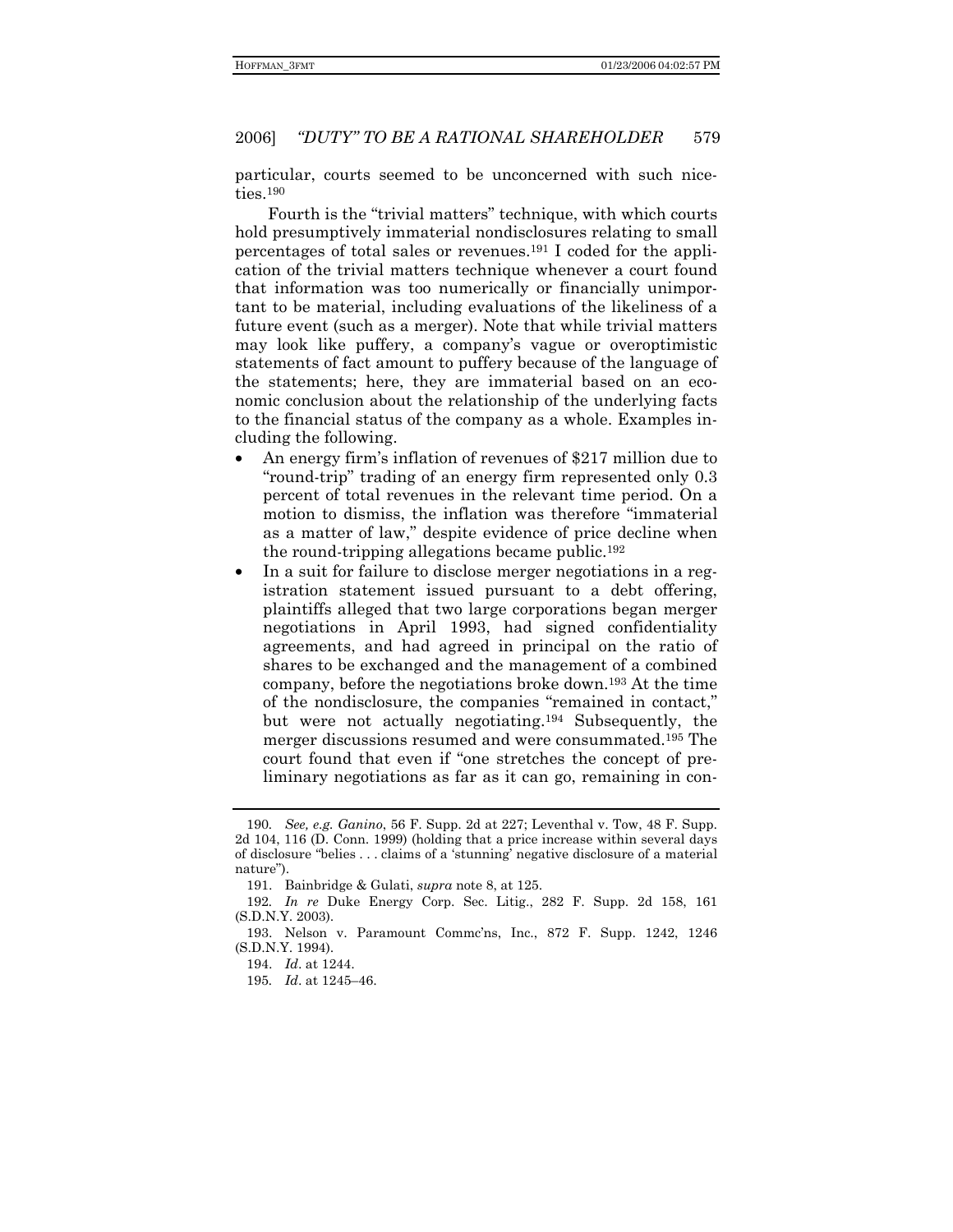particular, courts seemed to be unconcerned with such niceties.[190]

Fourth is the "trivial matters" technique, with which courts hold presumptively immaterial nondisclosures relating to small percentages of total sales or revenues.[191] I coded for the application of the trivial matters technique whenever a court found that information was too numerically or financially unimportant to be material, including evaluations of the likeliness of a future event (such as a merger). Note that while trivial matters may look like puffery, a company's vague or overoptimistic statements of fact amount to puffery because of the language of the statements; here, they are immaterial based on an economic conclusion about the relationship of the underlying facts to the financial status of the company as a whole. Examples including the following.

- An energy firm's inflation of revenues of $217 million due to "round-trip" trading of an energy firm represented only 0.3 percent of total revenues in the relevant time period. On a motion to dismiss, the inflation was therefore "immaterial as a matter of law," despite evidence of price decline when the round-tripping allegations became public.[192]
- In a suit for failure to disclose merger negotiations in a registration statement issued pursuant to a debt offering, plaintiffs alleged that two large corporations began merger negotiations in April 1993, had signed confidentiality agreements, and had agreed in principal on the ratio of shares to be exchanged and the management of a combined company, before the negotiations broke down.[193] At the time of the nondisclosure, the companies "remained in contact," but were not actually negotiating.[194] Subsequently, the merger discussions resumed and were consummated.[195] The court found that even if "one stretches the concept of preliminary negotiations as far as it can go, remaining in con-

---

190. *See, e.g. Ganino*, 56 F. Supp. 2d at 227; Leventhal v. Tow, 48 F. Supp. 2d 104, 116 (D. Conn. 1999) (holding that a price increase within several days of disclosure "belies . . . claims of a 'stunning' negative disclosure of a material nature").

191. Bainbridge & Gulati, *supra* note 8, at 125.

192. *In re* Duke Energy Corp. Sec. Litig., 282 F. Supp. 2d 158, 161 (S.D.N.Y. 2003).

193. Nelson v. Paramount Commc'ns, Inc., 872 F. Supp. 1242, 1246 (S.D.N.Y. 1994).

194. *Id*. at 1244.

195. *Id*. at 1245–46.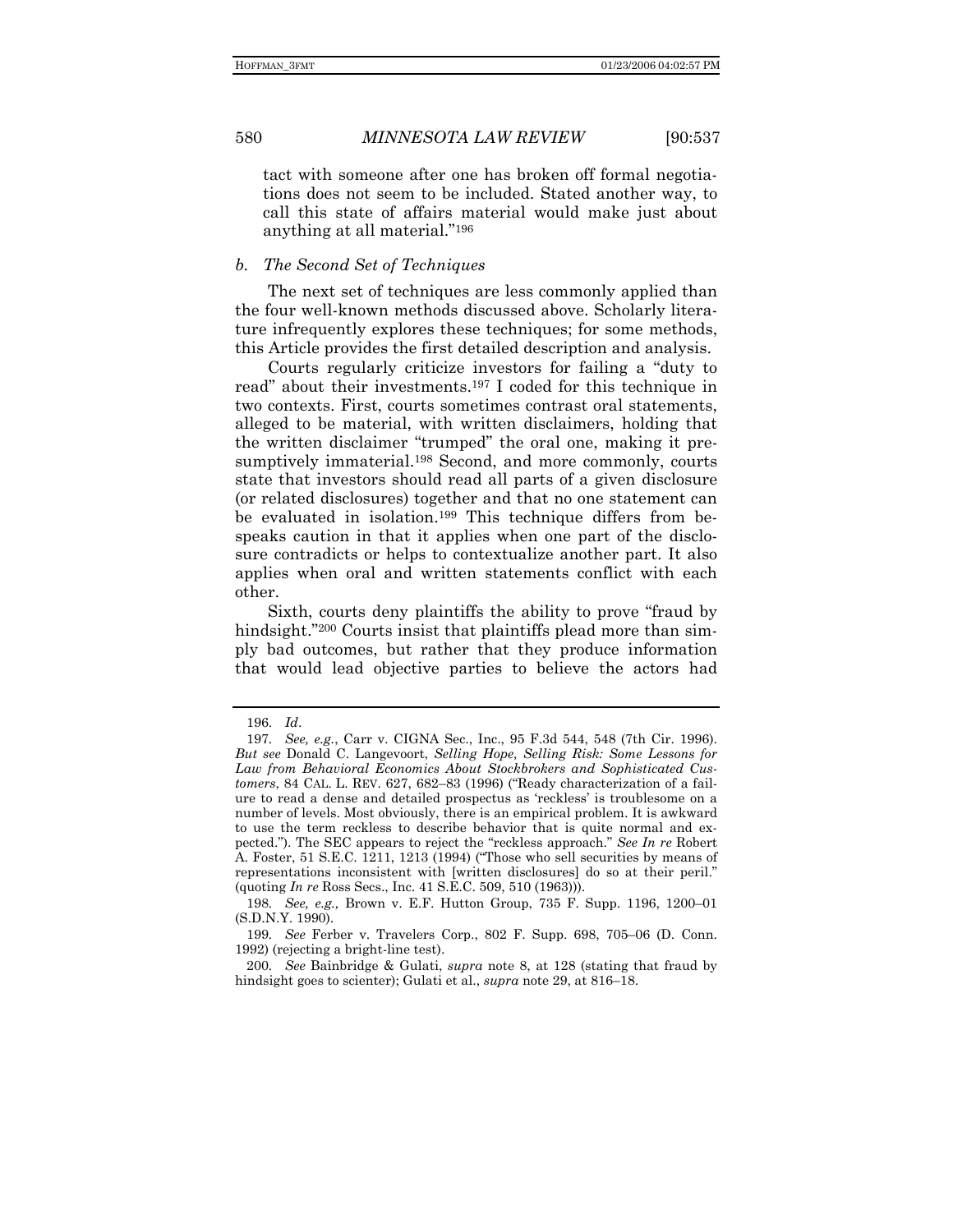tact with someone after one has broken off formal negotiations does not seem to be included. Stated another way, to call this state of affairs material would make just about anything at all material."[196]

### *b. The Second Set of Techniques*

The next set of techniques are less commonly applied than the four well-known methods discussed above. Scholarly literature infrequently explores these techniques; for some methods, this Article provides the first detailed description and analysis.

Courts regularly criticize investors for failing a "duty to read" about their investments.[197] I coded for this technique in two contexts. First, courts sometimes contrast oral statements, alleged to be material, with written disclaimers, holding that the written disclaimer "trumped" the oral one, making it presumptively immaterial.[198] Second, and more commonly, courts state that investors should read all parts of a given disclosure (or related disclosures) together and that no one statement can be evaluated in isolation.[199] This technique differs from bespeaks caution in that it applies when one part of the disclosure contradicts or helps to contextualize another part. It also applies when oral and written statements conflict with each other.

Sixth, courts deny plaintiffs the ability to prove "fraud by hindsight."[200] Courts insist that plaintiffs plead more than simply bad outcomes, but rather that they produce information that would lead objective parties to believe the actors had

---

196. *Id*.

197. *See, e.g.*, Carr v. CIGNA Sec., Inc., 95 F.3d 544, 548 (7th Cir. 1996). *But see* Donald C. Langevoort, *Selling Hope, Selling Risk: Some Lessons for Law from Behavioral Economics About Stockbrokers and Sophisticated Customers*, 84 CAL. L. REV. 627, 682–83 (1996) ("Ready characterization of a failure to read a dense and detailed prospectus as 'reckless' is troublesome on a number of levels. Most obviously, there is an empirical problem. It is awkward to use the term reckless to describe behavior that is quite normal and expected."). The SEC appears to reject the "reckless approach." *See In re* Robert A. Foster, 51 S.E.C. 1211, 1213 (1994) ("Those who sell securities by means of representations inconsistent with [written disclosures] do so at their peril." (quoting *In re* Ross Secs., Inc. 41 S.E.C. 509, 510 (1963))).

198. *See, e.g.,* Brown v. E.F. Hutton Group, 735 F. Supp. 1196, 1200–01 (S.D.N.Y. 1990).

199. *See* Ferber v. Travelers Corp., 802 F. Supp. 698, 705–06 (D. Conn. 1992) (rejecting a bright-line test).

200. *See* Bainbridge & Gulati, *supra* note 8, at 128 (stating that fraud by hindsight goes to scienter); Gulati et al., *supra* note 29, at 816–18.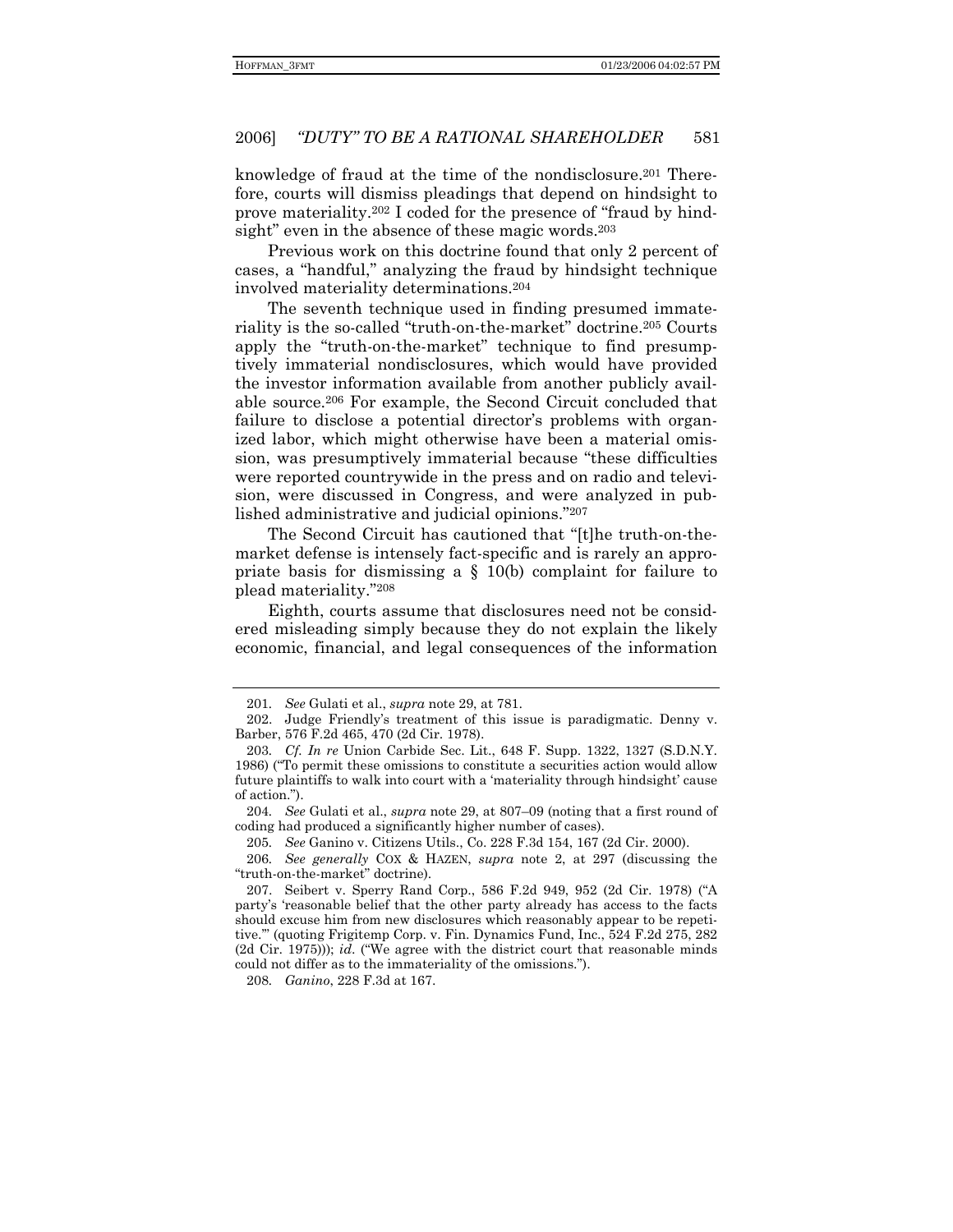knowledge of fraud at the time of the nondisclosure.[201] Therefore, courts will dismiss pleadings that depend on hindsight to prove materiality.[202] I coded for the presence of "fraud by hindsight" even in the absence of these magic words.[203]

Previous work on this doctrine found that only 2 percent of cases, a "handful," analyzing the fraud by hindsight technique involved materiality determinations.[204]

The seventh technique used in finding presumed immateriality is the so-called "truth-on-the-market" doctrine.[205] Courts apply the "truth-on-the-market" technique to find presumptively immaterial nondisclosures, which would have provided the investor information available from another publicly available source.[206] For example, the Second Circuit concluded that failure to disclose a potential director's problems with organized labor, which might otherwise have been a material omission, was presumptively immaterial because "these difficulties were reported countrywide in the press and on radio and television, were discussed in Congress, and were analyzed in published administrative and judicial opinions."[207]

The Second Circuit has cautioned that "[t]he truth-on-the-market defense is intensely fact-specific and is rarely an appropriate basis for dismissing a § 10(b) complaint for failure to plead materiality."[208]

Eighth, courts assume that disclosures need not be considered misleading simply because they do not explain the likely economic, financial, and legal consequences of the information

---

201. *See* Gulati et al., *supra* note 29, at 781.

202. Judge Friendly's treatment of this issue is paradigmatic. Denny v. Barber, 576 F.2d 465, 470 (2d Cir. 1978).

203. *Cf. In re* Union Carbide Sec. Lit., 648 F. Supp. 1322, 1327 (S.D.N.Y. 1986) ("To permit these omissions to constitute a securities action would allow future plaintiffs to walk into court with a 'materiality through hindsight' cause of action.").

204. *See* Gulati et al., *supra* note 29, at 807–09 (noting that a first round of coding had produced a significantly higher number of cases).

205. *See* Ganino v. Citizens Utils., Co. 228 F.3d 154, 167 (2d Cir. 2000).

206. *See generally* COX & HAZEN, *supra* note 2, at 297 (discussing the "truth-on-the-market" doctrine).

207. Seibert v. Sperry Rand Corp., 586 F.2d 949, 952 (2d Cir. 1978) ("A party's 'reasonable belief that the other party already has access to the facts should excuse him from new disclosures which reasonably appear to be repetitive.'" (quoting Frigitemp Corp. v. Fin. Dynamics Fund, Inc., 524 F.2d 275, 282 (2d Cir. 1975))); *id*. ("We agree with the district court that reasonable minds could not differ as to the immateriality of the omissions.").

208. *Ganino*, 228 F.3d at 167.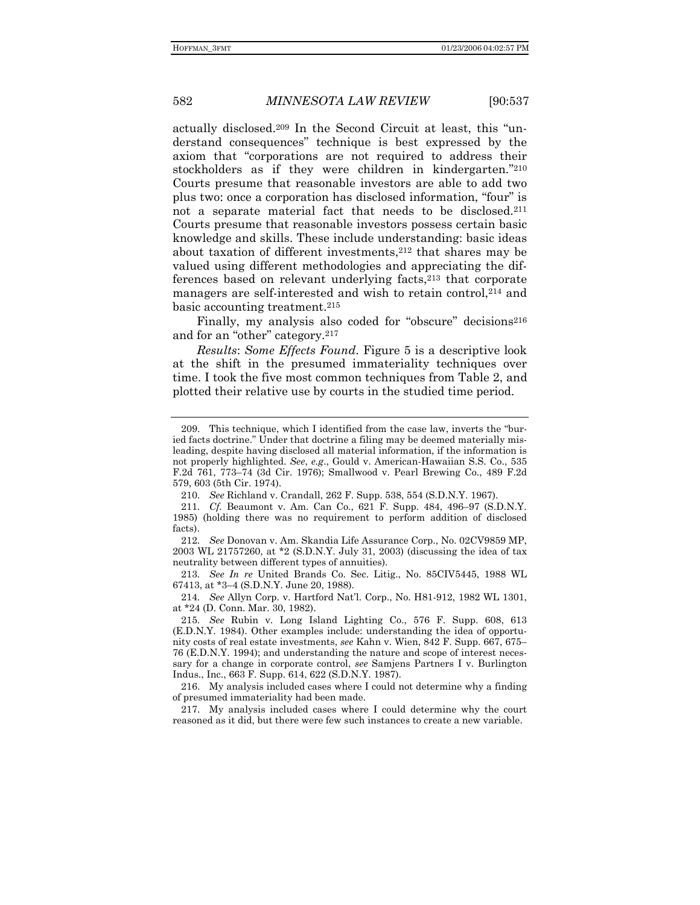actually disclosed.[209] In the Second Circuit at least, this "understand consequences" technique is best expressed by the axiom that "corporations are not required to address their stockholders as if they were children in kindergarten."[210] Courts presume that reasonable investors are able to add two plus two: once a corporation has disclosed information, "four" is not a separate material fact that needs to be disclosed.[211] Courts presume that reasonable investors possess certain basic knowledge and skills. These include understanding: basic ideas about taxation of different investments,[212] that shares may be valued using different methodologies and appreciating the differences based on relevant underlying facts,[213] that corporate managers are self-interested and wish to retain control,[214] and basic accounting treatment.[215]

Finally, my analysis also coded for "obscure" decisions[216] and for an "other" category.[217]

*Results*: *Some Effects Found*. Figure 5 is a descriptive look at the shift in the presumed immateriality techniques over time. I took the five most common techniques from Table 2, and plotted their relative use by courts in the studied time period.

---

209. This technique, which I identified from the case law, inverts the "buried facts doctrine." Under that doctrine a filing may be deemed materially misleading, despite having disclosed all material information, if the information is not properly highlighted. *See*, *e.g*., Gould v. American-Hawaiian S.S. Co., 535 F.2d 761, 773–74 (3d Cir. 1976); Smallwood v. Pearl Brewing Co., 489 F.2d 579, 603 (5th Cir. 1974).

210. *See* Richland v. Crandall, 262 F. Supp. 538, 554 (S.D.N.Y. 1967).

211. *Cf*. Beaumont v. Am. Can Co., 621 F. Supp. 484, 496–97 (S.D.N.Y. 1985) (holding there was no requirement to perform addition of disclosed facts).

212. *See* Donovan v. Am. Skandia Life Assurance Corp., No. 02CV9859 MP, 2003 WL 21757260, at *2 (S.D.N.Y. July 31, 2003) (discussing the idea of tax neutrality between different types of annuities).

213. *See In re* United Brands Co. Sec. Litig., No. 85CIV5445, 1988 WL 67413, at *3–4 (S.D.N.Y. June 20, 1988).

214. *See* Allyn Corp. v. Hartford Nat'l. Corp., No. H81-912, 1982 WL 1301, at *24 (D. Conn. Mar. 30, 1982).

215. *See* Rubin v. Long Island Lighting Co., 576 F. Supp. 608, 613 (E.D.N.Y. 1984). Other examples include: understanding the idea of opportunity costs of real estate investments, *see* Kahn v. Wien, 842 F. Supp. 667, 675–76 (E.D.N.Y. 1994); and understanding the nature and scope of interest necessary for a change in corporate control, *see* Samjens Partners I v. Burlington Indus., Inc., 663 F. Supp. 614, 622 (S.D.N.Y. 1987).

216. My analysis included cases where I could not determine why a finding of presumed immateriality had been made.

217. My analysis included cases where I could determine why the court reasoned as it did, but there were few such instances to create a new variable.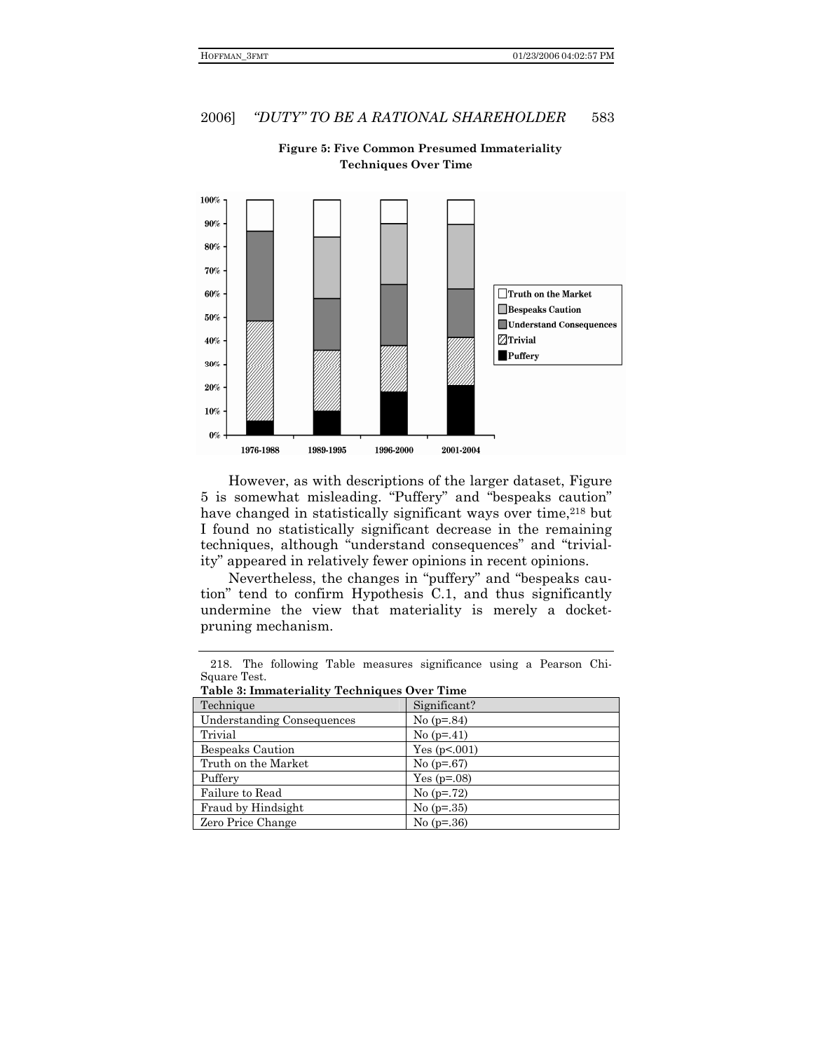**Figure 5: Five Common Presumed Immateriality Techniques Over Time**

However, as with descriptions of the larger dataset, Figure 5 is somewhat misleading. "Puffery" and "bespeaks caution" have changed in statistically significant ways over time,[218] but I found no statistically significant decrease in the remaining techniques, although "understand consequences" and "triviality" appeared in relatively fewer opinions in recent opinions.

Nevertheless, the changes in "puffery" and "bespeaks caution" tend to confirm Hypothesis C.1, and thus significantly undermine the view that materiality is merely a docket-pruning mechanism.

---

218. The following Table measures significance using a Pearson Chi-Square Test.

**Table 3: Immateriality Techniques Over Time**

| Technique | Significant? |
|---|---|
| Understanding Consequences | No (p=.84) |
| Trivial | No (p=.41) |
| Bespeaks Caution | Yes (p<.001) |
| Truth on the Market | No (p=.67) |
| Puffery | Yes (p=.08) |
| Failure to Read | No (p=.72) |
| Fraud by Hindsight | No (p=.35) |
| Zero Price Change | No (p=.36) |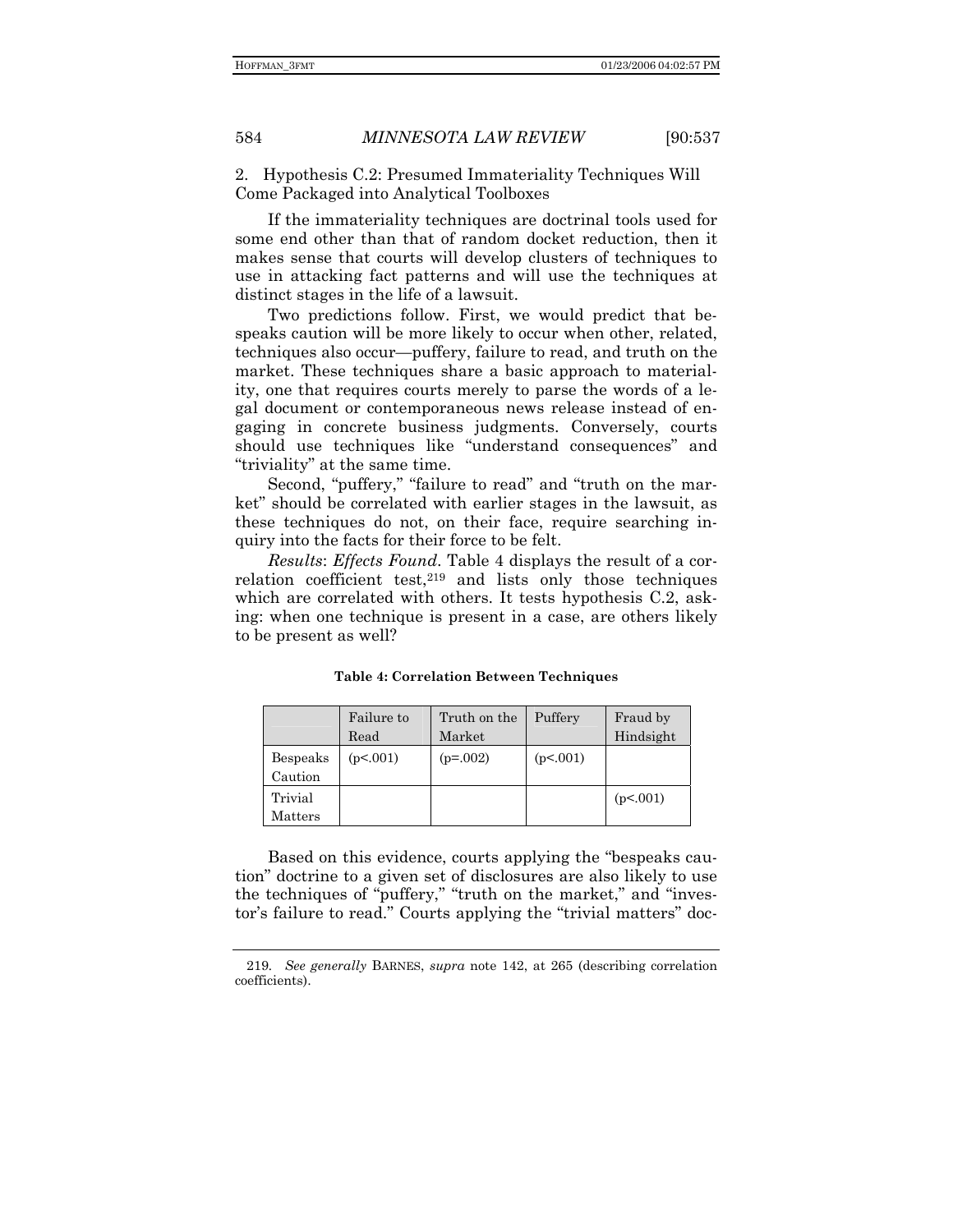### 2. Hypothesis C.2: Presumed Immateriality Techniques Will Come Packaged into Analytical Toolboxes

If the immateriality techniques are doctrinal tools used for some end other than that of random docket reduction, then it makes sense that courts will develop clusters of techniques to use in attacking fact patterns and will use the techniques at distinct stages in the life of a lawsuit.

Two predictions follow. First, we would predict that bespeaks caution will be more likely to occur when other, related, techniques also occur—puffery, failure to read, and truth on the market. These techniques share a basic approach to materiality, one that requires courts merely to parse the words of a legal document or contemporaneous news release instead of engaging in concrete business judgments. Conversely, courts should use techniques like "understand consequences" and "triviality" at the same time.

Second, "puffery," "failure to read" and "truth on the market" should be correlated with earlier stages in the lawsuit, as these techniques do not, on their face, require searching inquiry into the facts for their force to be felt.

*Results*: *Effects Found*. Table 4 displays the result of a correlation coefficient test,[219] and lists only those techniques which are correlated with others. It tests hypothesis C.2, asking: when one technique is present in a case, are others likely to be present as well?

**Table 4: Correlation Between Techniques**

| | Failure to Read | Truth on the Market | Puffery | Fraud by Hindsight |
|---|---|---|---|---|
| Bespeaks Caution | (p<.001) | (p=.002) | (p<.001) | |
| Trivial Matters | | | | (p<.001) |

Based on this evidence, courts applying the "bespeaks caution" doctrine to a given set of disclosures are also likely to use the techniques of "puffery," "truth on the market," and "investor's failure to read." Courts applying the "trivial matters" doc-

---

219. *See generally* BARNES, *supra* note 142, at 265 (describing correlation coefficients).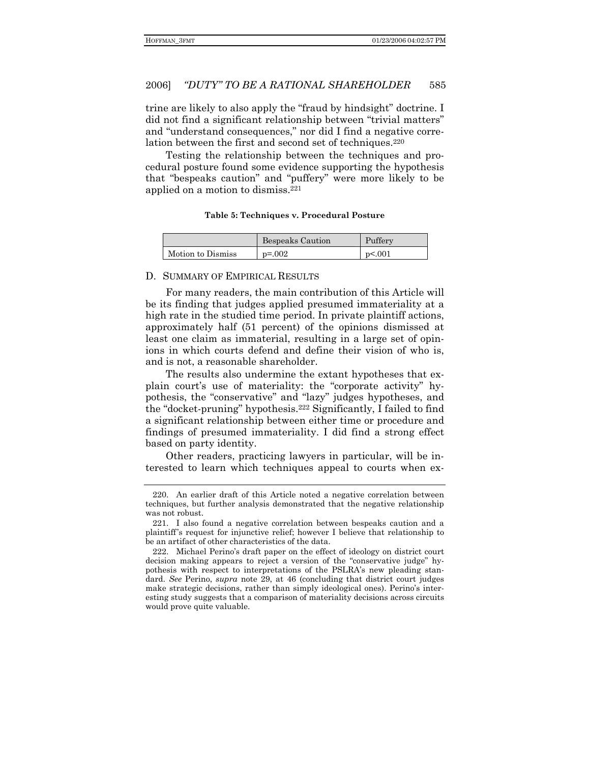trine are likely to also apply the "fraud by hindsight" doctrine. I did not find a significant relationship between "trivial matters" and "understand consequences," nor did I find a negative correlation between the first and second set of techniques.[220]

Testing the relationship between the techniques and procedural posture found some evidence supporting the hypothesis that "bespeaks caution" and "puffery" were more likely to be applied on a motion to dismiss.[221]

**Table 5: Techniques v. Procedural Posture**

| | Bespeaks Caution | Puffery |
|---|---|---|
| Motion to Dismiss | $p=.002$ | $p<.001$ |

## D. SUMMARY OF EMPIRICAL RESULTS

For many readers, the main contribution of this Article will be its finding that judges applied presumed immateriality at a high rate in the studied time period. In private plaintiff actions, approximately half (51 percent) of the opinions dismissed at least one claim as immaterial, resulting in a large set of opinions in which courts defend and define their vision of who is, and is not, a reasonable shareholder.

The results also undermine the extant hypotheses that explain court's use of materiality: the "corporate activity" hypothesis, the "conservative" and "lazy" judges hypotheses, and the "docket-pruning" hypothesis.[222] Significantly, I failed to find a significant relationship between either time or procedure and findings of presumed immateriality. I did find a strong effect based on party identity.

Other readers, practicing lawyers in particular, will be interested to learn which techniques appeal to courts when ex-

---

220. An earlier draft of this Article noted a negative correlation between techniques, but further analysis demonstrated that the negative relationship was not robust.

221. I also found a negative correlation between bespeaks caution and a plaintiff's request for injunctive relief; however I believe that relationship to be an artifact of other characteristics of the data.

222. Michael Perino's draft paper on the effect of ideology on district court decision making appears to reject a version of the "conservative judge" hypothesis with respect to interpretations of the PSLRA's new pleading standard. *See* Perino, *supra* note 29, at 46 (concluding that district court judges make strategic decisions, rather than simply ideological ones). Perino's interesting study suggests that a comparison of materiality decisions across circuits would prove quite valuable.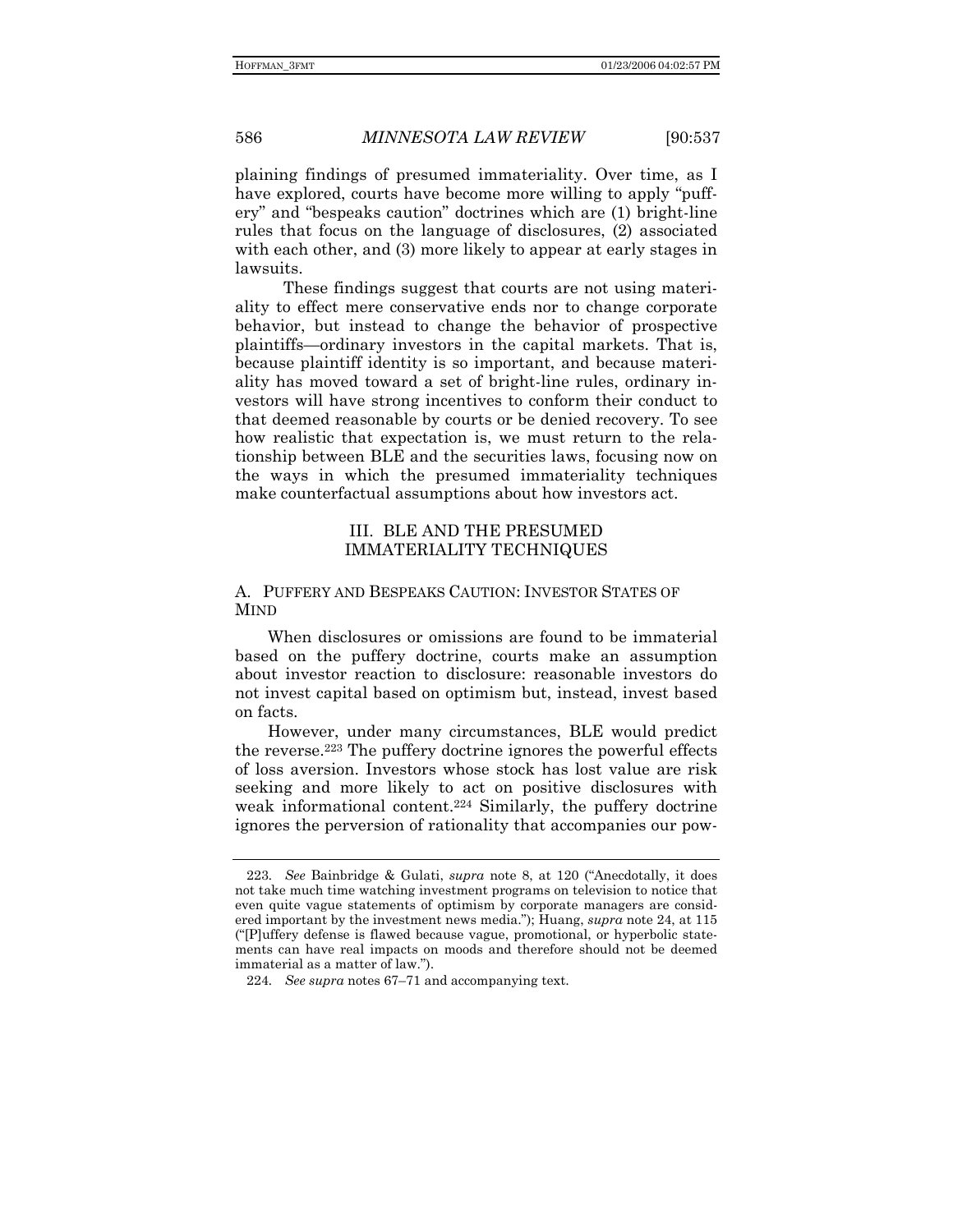plaining findings of presumed immateriality. Over time, as I have explored, courts have become more willing to apply "puffery" and "bespeaks caution" doctrines which are (1) bright-line rules that focus on the language of disclosures, (2) associated with each other, and (3) more likely to appear at early stages in lawsuits.

These findings suggest that courts are not using materiality to effect mere conservative ends nor to change corporate behavior, but instead to change the behavior of prospective plaintiffs—ordinary investors in the capital markets. That is, because plaintiff identity is so important, and because materiality has moved toward a set of bright-line rules, ordinary investors will have strong incentives to conform their conduct to that deemed reasonable by courts or be denied recovery. To see how realistic that expectation is, we must return to the relationship between BLE and the securities laws, focusing now on the ways in which the presumed immateriality techniques make counterfactual assumptions about how investors act.

## III. BLE AND THE PRESUMED IMMATERIALITY TECHNIQUES

### A. PUFFERY AND BESPEAKS CAUTION: INVESTOR STATES OF MIND

When disclosures or omissions are found to be immaterial based on the puffery doctrine, courts make an assumption about investor reaction to disclosure: reasonable investors do not invest capital based on optimism but, instead, invest based on facts.

However, under many circumstances, BLE would predict the reverse.[223] The puffery doctrine ignores the powerful effects of loss aversion. Investors whose stock has lost value are risk seeking and more likely to act on positive disclosures with weak informational content.[224] Similarly, the puffery doctrine ignores the perversion of rationality that accompanies our pow-

---

223. *See* Bainbridge & Gulati, *supra* note 8, at 120 ("Anecdotally, it does not take much time watching investment programs on television to notice that even quite vague statements of optimism by corporate managers are considered important by the investment news media."); Huang, *supra* note 24, at 115 ("[P]uffery defense is flawed because vague, promotional, or hyperbolic statements can have real impacts on moods and therefore should not be deemed immaterial as a matter of law.").

224. *See supra* notes 67–71 and accompanying text.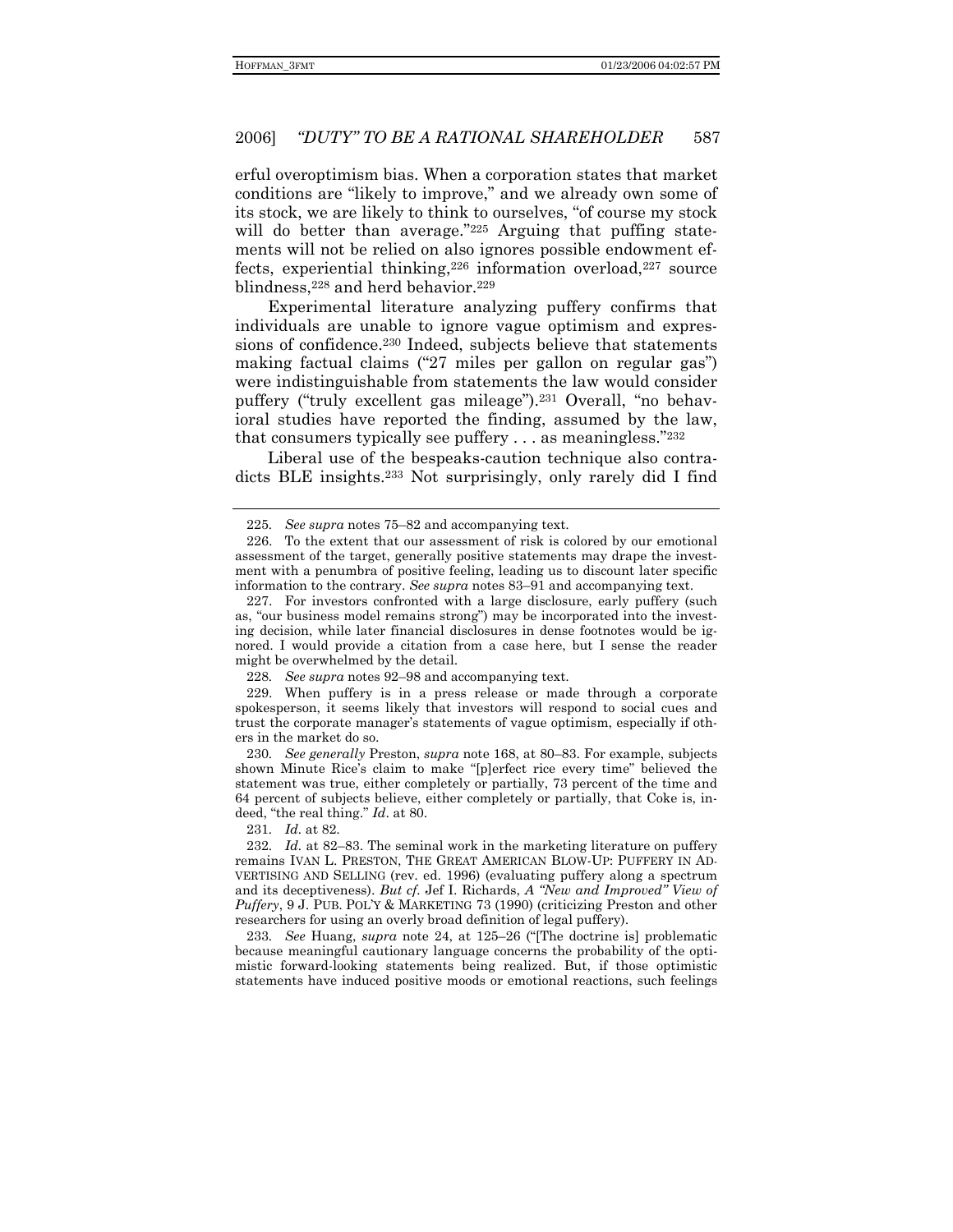erful overoptimism bias. When a corporation states that market conditions are "likely to improve," and we already own some of its stock, we are likely to think to ourselves, "of course my stock will do better than average."[225] Arguing that puffing statements will not be relied on also ignores possible endowment effects, experiential thinking,[226] information overload,[227] source blindness,[228] and herd behavior.[229]

Experimental literature analyzing puffery confirms that individuals are unable to ignore vague optimism and expressions of confidence.[230] Indeed, subjects believe that statements making factual claims ("27 miles per gallon on regular gas") were indistinguishable from statements the law would consider puffery ("truly excellent gas mileage").[231] Overall, "no behavioral studies have reported the finding, assumed by the law, that consumers typically see puffery . . . as meaningless."[232]

Liberal use of the bespeaks-caution technique also contradicts BLE insights.[233] Not surprisingly, only rarely did I find

---

225. *See supra* notes 75–82 and accompanying text.

226. To the extent that our assessment of risk is colored by our emotional assessment of the target, generally positive statements may drape the investment with a penumbra of positive feeling, leading us to discount later specific information to the contrary. *See supra* notes 83–91 and accompanying text.

227. For investors confronted with a large disclosure, early puffery (such as, "our business model remains strong") may be incorporated into the investing decision, while later financial disclosures in dense footnotes would be ignored. I would provide a citation from a case here, but I sense the reader might be overwhelmed by the detail.

228. *See supra* notes 92–98 and accompanying text.

229. When puffery is in a press release or made through a corporate spokesperson, it seems likely that investors will respond to social cues and trust the corporate manager's statements of vague optimism, especially if others in the market do so.

230. *See generally* Preston, *supra* note 168, at 80–83. For example, subjects shown Minute Rice's claim to make "[p]erfect rice every time" believed the statement was true, either completely or partially, 73 percent of the time and 64 percent of subjects believe, either completely or partially, that Coke is, indeed, "the real thing." *Id*. at 80.

231. *Id*. at 82.

232. *Id*. at 82–83. The seminal work in the marketing literature on puffery remains IVAN L. PRESTON, THE GREAT AMERICAN BLOW-UP: PUFFERY IN ADVERTISING AND SELLING (rev. ed. 1996) (evaluating puffery along a spectrum and its deceptiveness). *But cf.* Jef I. Richards, *A "New and Improved" View of Puffery*, 9 J. PUB. POL'Y & MARKETING 73 (1990) (criticizing Preston and other researchers for using an overly broad definition of legal puffery).

233. *See* Huang, *supra* note 24, at 125–26 ("[The doctrine is] problematic because meaningful cautionary language concerns the probability of the optimistic forward-looking statements being realized. But, if those optimistic statements have induced positive moods or emotional reactions, such feelings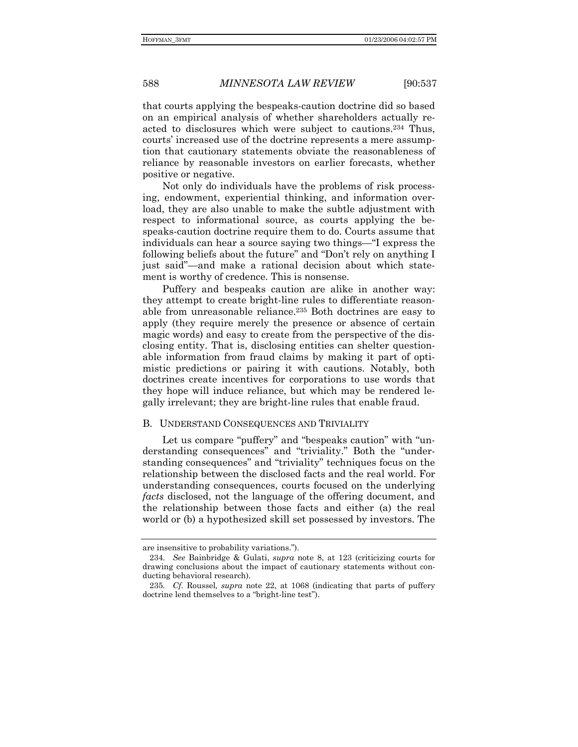that courts applying the bespeaks-caution doctrine did so based on an empirical analysis of whether shareholders actually reacted to disclosures which were subject to cautions.[234] Thus, courts' increased use of the doctrine represents a mere assumption that cautionary statements obviate the reasonableness of reliance by reasonable investors on earlier forecasts, whether positive or negative.

Not only do individuals have the problems of risk processing, endowment, experiential thinking, and information overload, they are also unable to make the subtle adjustment with respect to informational source, as courts applying the bespeaks-caution doctrine require them to do. Courts assume that individuals can hear a source saying two things—"I express the following beliefs about the future" and "Don't rely on anything I just said"—and make a rational decision about which statement is worthy of credence. This is nonsense.

Puffery and bespeaks caution are alike in another way: they attempt to create bright-line rules to differentiate reasonable from unreasonable reliance.[235] Both doctrines are easy to apply (they require merely the presence or absence of certain magic words) and easy to create from the perspective of the disclosing entity. That is, disclosing entities can shelter questionable information from fraud claims by making it part of optimistic predictions or pairing it with cautions. Notably, both doctrines create incentives for corporations to use words that they hope will induce reliance, but which may be rendered legally irrelevant; they are bright-line rules that enable fraud.

## B. UNDERSTAND CONSEQUENCES AND TRIVIALITY

Let us compare "puffery" and "bespeaks caution" with "understanding consequences" and "triviality." Both the "understanding consequences" and "triviality" techniques focus on the relationship between the disclosed facts and the real world. For understanding consequences, courts focused on the underlying *facts* disclosed, not the language of the offering document, and the relationship between those facts and either (a) the real world or (b) a hypothesized skill set possessed by investors. The

---

are insensitive to probability variations.").

234. *See* Bainbridge & Gulati, *supra* note 8, at 123 (criticizing courts for drawing conclusions about the impact of cautionary statements without conducting behavioral research).

235. *Cf.* Roussel*, supra* note 22, at 1068 (indicating that parts of puffery doctrine lend themselves to a "bright-line test").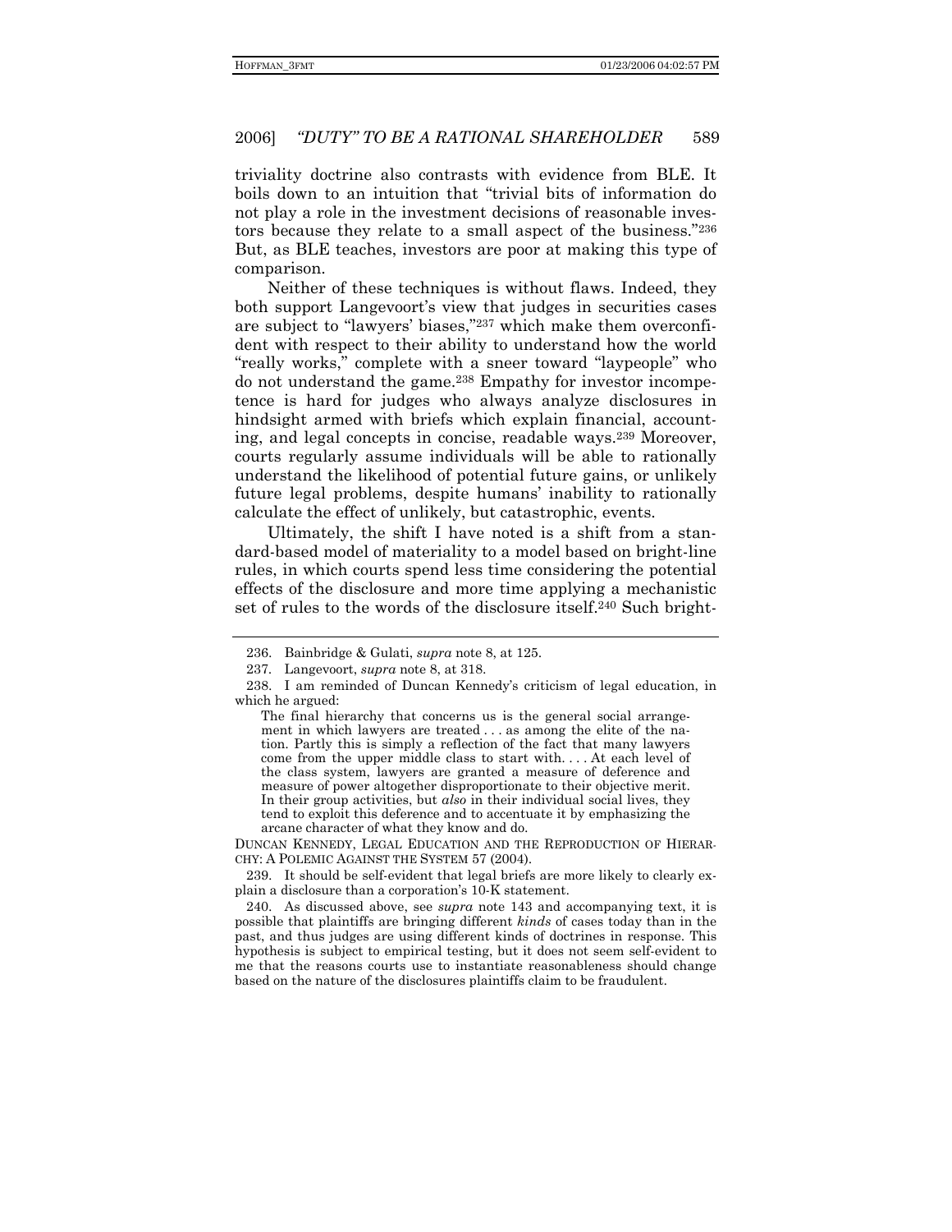triviality doctrine also contrasts with evidence from BLE. It boils down to an intuition that "trivial bits of information do not play a role in the investment decisions of reasonable investors because they relate to a small aspect of the business."[236] But, as BLE teaches, investors are poor at making this type of comparison.

Neither of these techniques is without flaws. Indeed, they both support Langevoort's view that judges in securities cases are subject to "lawyers' biases,"[237] which make them overconfident with respect to their ability to understand how the world "really works," complete with a sneer toward "laypeople" who do not understand the game.[238] Empathy for investor incompetence is hard for judges who always analyze disclosures in hindsight armed with briefs which explain financial, accounting, and legal concepts in concise, readable ways.[239] Moreover, courts regularly assume individuals will be able to rationally understand the likelihood of potential future gains, or unlikely future legal problems, despite humans' inability to rationally calculate the effect of unlikely, but catastrophic, events.

Ultimately, the shift I have noted is a shift from a standard-based model of materiality to a model based on bright-line rules, in which courts spend less time considering the potential effects of the disclosure and more time applying a mechanistic set of rules to the words of the disclosure itself.[240] Such bright-

---

236. Bainbridge & Gulati, *supra* note 8, at 125.

237. Langevoort, *supra* note 8, at 318.

238. I am reminded of Duncan Kennedy's criticism of legal education, in which he argued:

> The final hierarchy that concerns us is the general social arrangement in which lawyers are treated . . . as among the elite of the nation. Partly this is simply a reflection of the fact that many lawyers come from the upper middle class to start with. . . . At each level of the class system, lawyers are granted a measure of deference and measure of power altogether disproportionate to their objective merit. In their group activities, but *also* in their individual social lives, they tend to exploit this deference and to accentuate it by emphasizing the arcane character of what they know and do.

DUNCAN KENNEDY, LEGAL EDUCATION AND THE REPRODUCTION OF HIERARCHY: A POLEMIC AGAINST THE SYSTEM 57 (2004).

239. It should be self-evident that legal briefs are more likely to clearly explain a disclosure than a corporation's 10-K statement.

240. As discussed above, see *supra* note 143 and accompanying text, it is possible that plaintiffs are bringing different *kinds* of cases today than in the past, and thus judges are using different kinds of doctrines in response. This hypothesis is subject to empirical testing, but it does not seem self-evident to me that the reasons courts use to instantiate reasonableness should change based on the nature of the disclosures plaintiffs claim to be fraudulent.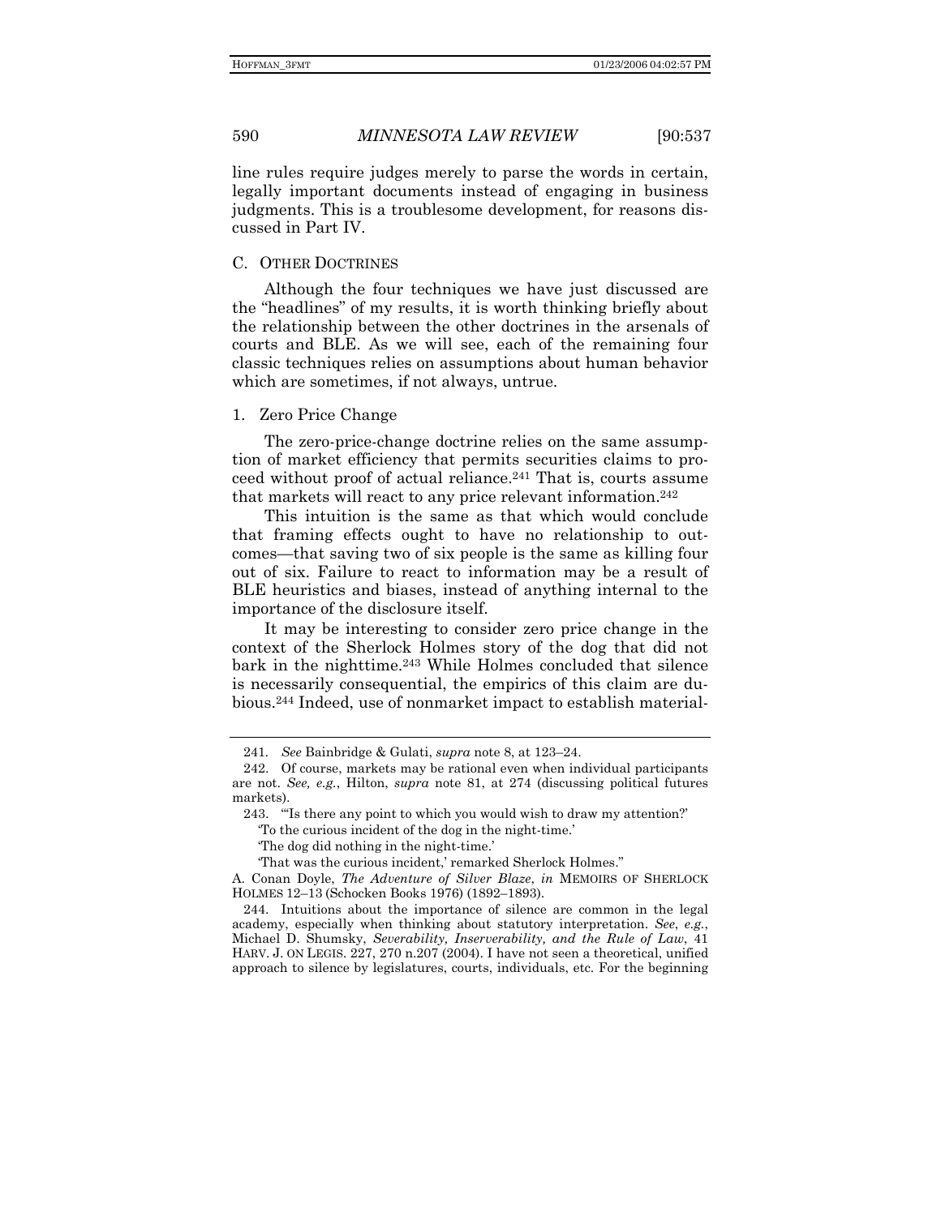line rules require judges merely to parse the words in certain, legally important documents instead of engaging in business judgments. This is a troublesome development, for reasons discussed in Part IV.

### C. OTHER DOCTRINES

Although the four techniques we have just discussed are the "headlines" of my results, it is worth thinking briefly about the relationship between the other doctrines in the arsenals of courts and BLE. As we will see, each of the remaining four classic techniques relies on assumptions about human behavior which are sometimes, if not always, untrue.

#### 1. Zero Price Change

The zero-price-change doctrine relies on the same assumption of market efficiency that permits securities claims to proceed without proof of actual reliance.[241] That is, courts assume that markets will react to any price relevant information.[242]

This intuition is the same as that which would conclude that framing effects ought to have no relationship to outcomes—that saving two of six people is the same as killing four out of six. Failure to react to information may be a result of BLE heuristics and biases, instead of anything internal to the importance of the disclosure itself.

It may be interesting to consider zero price change in the context of the Sherlock Holmes story of the dog that did not bark in the nighttime.[243] While Holmes concluded that silence is necessarily consequential, the empirics of this claim are dubious.[244] Indeed, use of nonmarket impact to establish material-

---

241. *See* Bainbridge & Gulati, *supra* note 8, at 123–24.

242. Of course, markets may be rational even when individual participants are not. *See, e.g.*, Hilton, *supra* note 81, at 274 (discussing political futures markets).

243. "'Is there any point to which you would wish to draw my attention?'
'To the curious incident of the dog in the night-time.'
'The dog did nothing in the night-time.'
'That was the curious incident,' remarked Sherlock Holmes."

A. Conan Doyle, *The Adventure of Silver Blaze*, *in* MEMOIRS OF SHERLOCK HOLMES 12–13 (Schocken Books 1976) (1892–1893).

244. Intuitions about the importance of silence are common in the legal academy, especially when thinking about statutory interpretation. *See*, *e.g.*, Michael D. Shumsky, *Severability, Inserverability, and the Rule of Law*, 41 HARV. J. ON LEGIS. 227, 270 n.207 (2004). I have not seen a theoretical, unified approach to silence by legislatures, courts, individuals, etc. For the beginning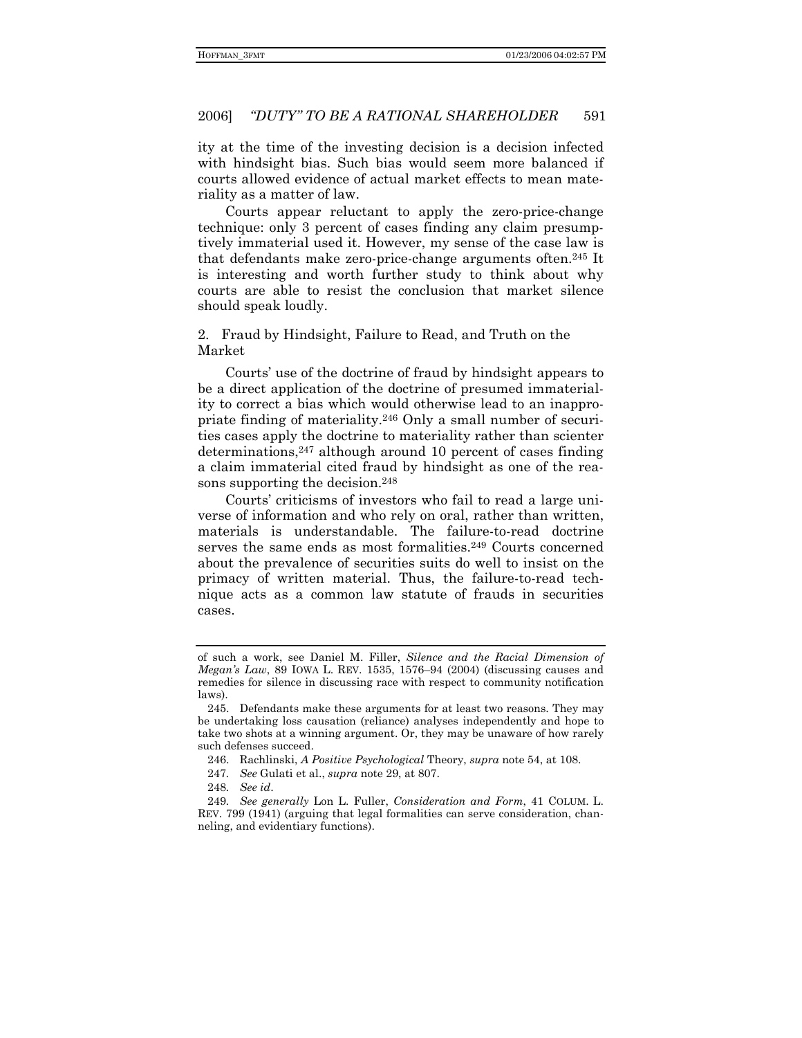ity at the time of the investing decision is a decision infected with hindsight bias. Such bias would seem more balanced if courts allowed evidence of actual market effects to mean materiality as a matter of law.

Courts appear reluctant to apply the zero-price-change technique: only 3 percent of cases finding any claim presumptively immaterial used it. However, my sense of the case law is that defendants make zero-price-change arguments often.[245] It is interesting and worth further study to think about why courts are able to resist the conclusion that market silence should speak loudly.

2. Fraud by Hindsight, Failure to Read, and Truth on the Market

Courts' use of the doctrine of fraud by hindsight appears to be a direct application of the doctrine of presumed immateriality to correct a bias which would otherwise lead to an inappropriate finding of materiality.[246] Only a small number of securities cases apply the doctrine to materiality rather than scienter determinations,[247] although around 10 percent of cases finding a claim immaterial cited fraud by hindsight as one of the reasons supporting the decision.[248]

Courts' criticisms of investors who fail to read a large universe of information and who rely on oral, rather than written, materials is understandable. The failure-to-read doctrine serves the same ends as most formalities.[249] Courts concerned about the prevalence of securities suits do well to insist on the primacy of written material. Thus, the failure-to-read technique acts as a common law statute of frauds in securities cases.

---

of such a work, see Daniel M. Filler, *Silence and the Racial Dimension of Megan's Law*, 89 IOWA L. REV. 1535, 1576–94 (2004) (discussing causes and remedies for silence in discussing race with respect to community notification laws).

245. Defendants make these arguments for at least two reasons. They may be undertaking loss causation (reliance) analyses independently and hope to take two shots at a winning argument. Or, they may be unaware of how rarely such defenses succeed.

246. Rachlinski, *A Positive Psychological* Theory, *supra* note 54, at 108.

247. *See* Gulati et al., *supra* note 29, at 807.

248. *See id*.

249. *See generally* Lon L. Fuller, *Consideration and Form*, 41 COLUM. L. REV. 799 (1941) (arguing that legal formalities can serve consideration, channeling, and evidentiary functions).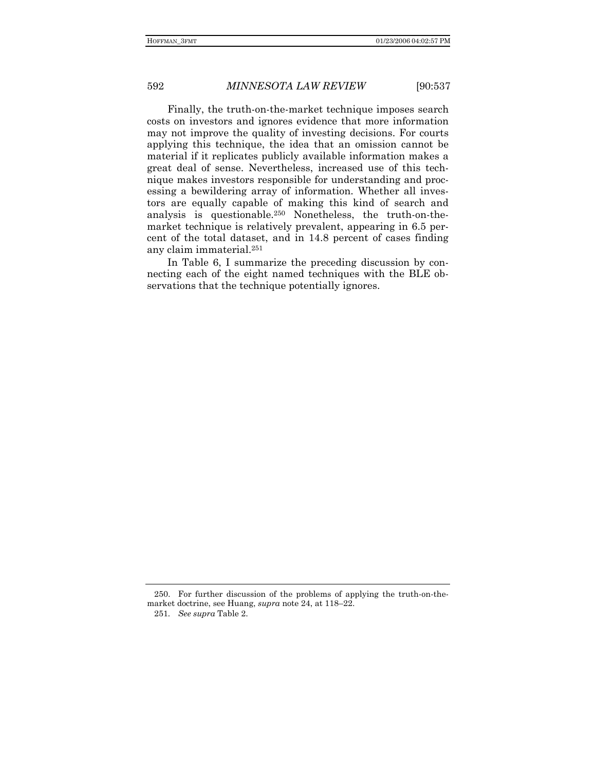Finally, the truth-on-the-market technique imposes search costs on investors and ignores evidence that more information may not improve the quality of investing decisions. For courts applying this technique, the idea that an omission cannot be material if it replicates publicly available information makes a great deal of sense. Nevertheless, increased use of this technique makes investors responsible for understanding and processing a bewildering array of information. Whether all investors are equally capable of making this kind of search and analysis is questionable.[250] Nonetheless, the truth-on-the-market technique is relatively prevalent, appearing in 6.5 percent of the total dataset, and in 14.8 percent of cases finding any claim immaterial.[251]

In Table 6, I summarize the preceding discussion by connecting each of the eight named techniques with the BLE observations that the technique potentially ignores.

---

250. For further discussion of the problems of applying the truth-on-the-market doctrine, see Huang, *supra* note 24, at 118–22.

251. *See supra* Table 2.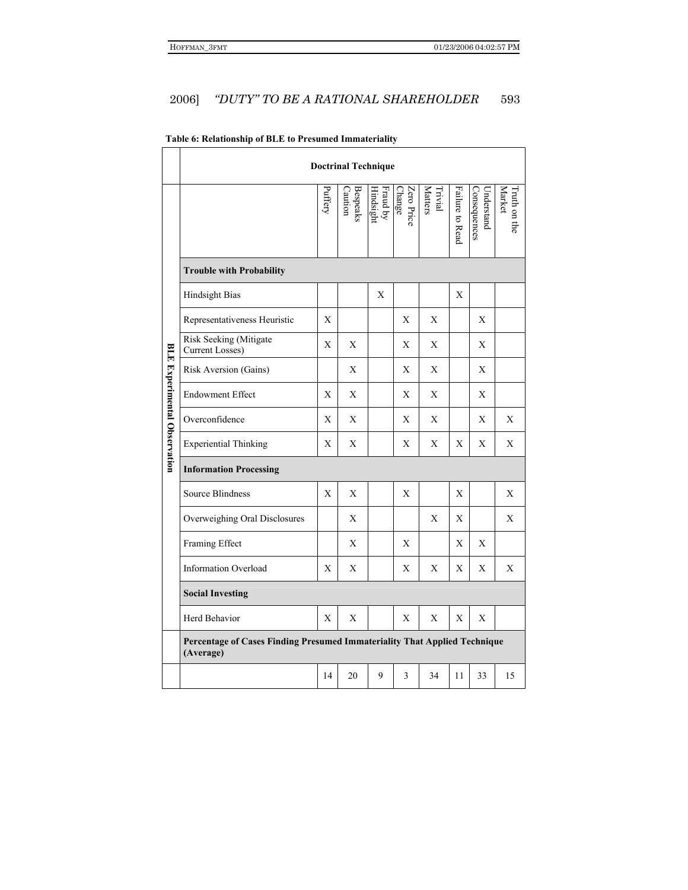**Table 6: Relationship of BLE to Presumed Immateriality**

| BLE Experimental Observation | Doctrinal Technique | Puffery | Bespeaks Caution | Fraud by Hindsight | Zero Price Change | Trivial Matters | Failure to Read | Understand Consequences | Truth on the Market |
|---|---|---|---|---|---|---|---|---|---|
| | **Trouble with Probability** | | | | | | | | |
| | Hindsight Bias | | | X | | | X | | |
| | Representativeness Heuristic | X | | | X | X | | X | |
| | Risk Seeking (Mitigate Current Losses) | X | X | | X | X | | X | |
| | Risk Aversion (Gains) | | X | | X | X | | X | |
| | Endowment Effect | X | X | | X | X | | X | |
| | Overconfidence | X | X | | X | X | | X | X |
| | Experiential Thinking | X | X | | X | X | X | X | X |
| | **Information Processing** | | | | | | | | |
| | Source Blindness | X | X | | X | | X | | X |
| | Overweighing Oral Disclosures | | X | | | X | X | | X |
| | Framing Effect | | X | | X | | X | X | |
| | Information Overload | X | X | | X | X | X | X | X |
| | **Social Investing** | | | | | | | | |
| | Herd Behavior | X | X | | X | X | X | X | |
| | **Percentage of Cases Finding Presumed Immateriality That Applied Technique (Average)** | | | | | | | | |
| | | 14 | 20 | 9 | 3 | 34 | 11 | 33 | 15 |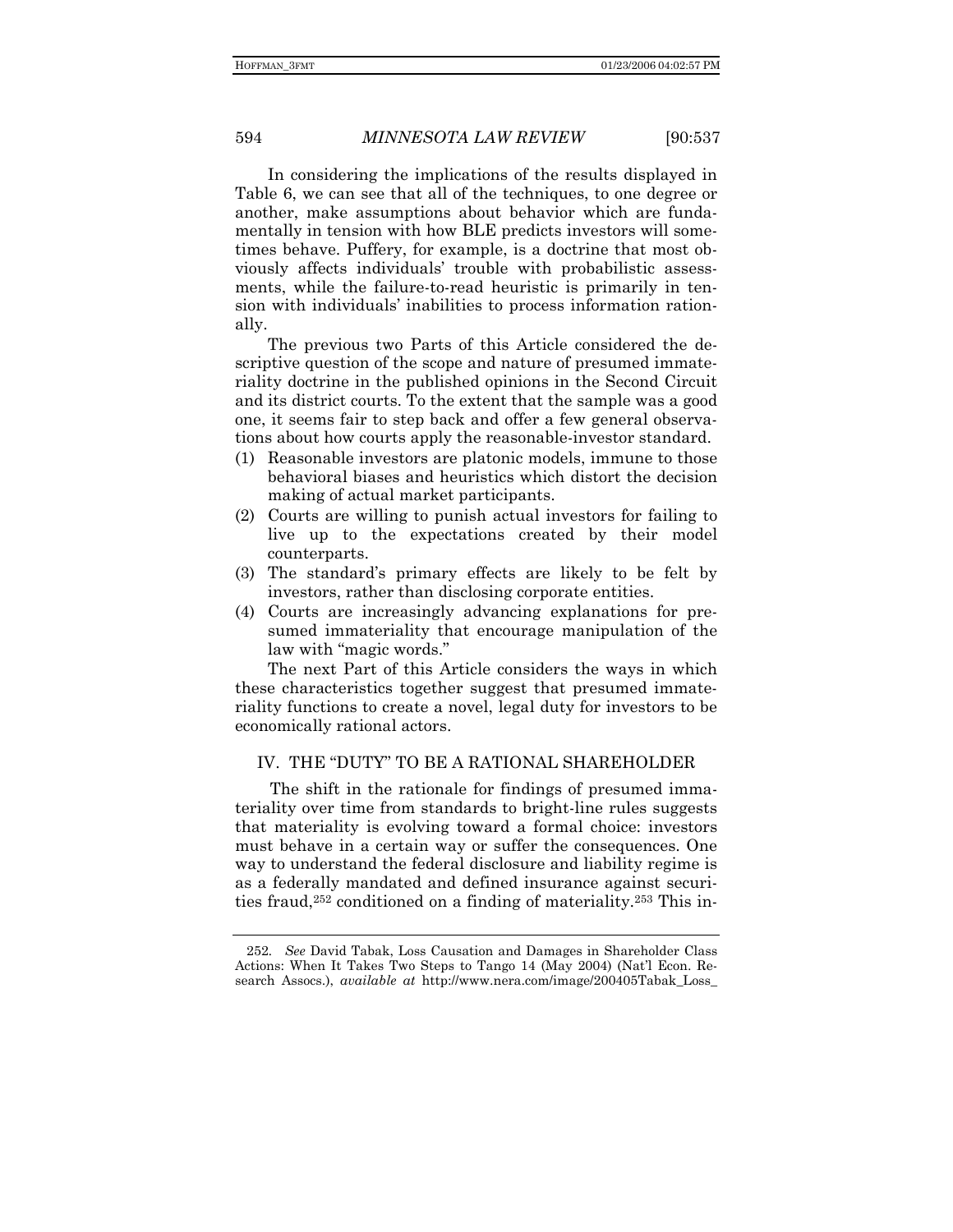In considering the implications of the results displayed in Table 6, we can see that all of the techniques, to one degree or another, make assumptions about behavior which are fundamentally in tension with how BLE predicts investors will sometimes behave. Puffery, for example, is a doctrine that most obviously affects individuals' trouble with probabilistic assessments, while the failure-to-read heuristic is primarily in tension with individuals' inabilities to process information rationally.

The previous two Parts of this Article considered the descriptive question of the scope and nature of presumed immateriality doctrine in the published opinions in the Second Circuit and its district courts. To the extent that the sample was a good one, it seems fair to step back and offer a few general observations about how courts apply the reasonable-investor standard.

(1) Reasonable investors are platonic models, immune to those behavioral biases and heuristics which distort the decision making of actual market participants.
(2) Courts are willing to punish actual investors for failing to live up to the expectations created by their model counterparts.
(3) The standard's primary effects are likely to be felt by investors, rather than disclosing corporate entities.
(4) Courts are increasingly advancing explanations for presumed immateriality that encourage manipulation of the law with "magic words."

The next Part of this Article considers the ways in which these characteristics together suggest that presumed immateriality functions to create a novel, legal duty for investors to be economically rational actors.

## IV. THE "DUTY" TO BE A RATIONAL SHAREHOLDER

The shift in the rationale for findings of presumed immateriality over time from standards to bright-line rules suggests that materiality is evolving toward a formal choice: investors must behave in a certain way or suffer the consequences. One way to understand the federal disclosure and liability regime is as a federally mandated and defined insurance against securities fraud,[252] conditioned on a finding of materiality.[253] This in-

---

252. *See* David Tabak, Loss Causation and Damages in Shareholder Class Actions: When It Takes Two Steps to Tango 14 (May 2004) (Nat'l Econ. Research Assocs.), *available at* http://www.nera.com/image/200405Tabak_Loss_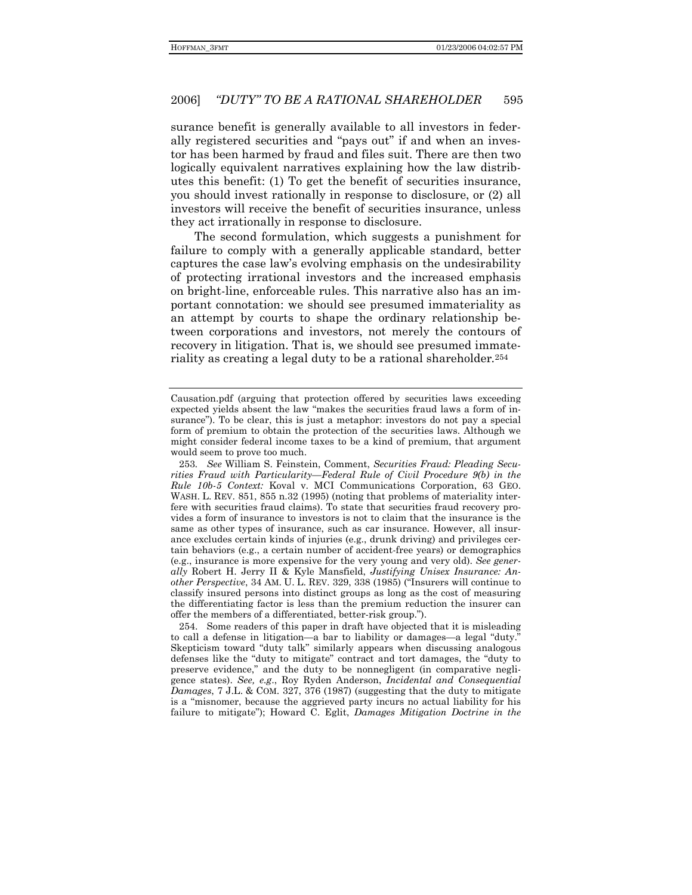surance benefit is generally available to all investors in federally registered securities and "pays out" if and when an investor has been harmed by fraud and files suit. There are then two logically equivalent narratives explaining how the law distributes this benefit: (1) To get the benefit of securities insurance, you should invest rationally in response to disclosure, or (2) all investors will receive the benefit of securities insurance, unless they act irrationally in response to disclosure.

The second formulation, which suggests a punishment for failure to comply with a generally applicable standard, better captures the case law's evolving emphasis on the undesirability of protecting irrational investors and the increased emphasis on bright-line, enforceable rules. This narrative also has an important connotation: we should see presumed immateriality as an attempt by courts to shape the ordinary relationship between corporations and investors, not merely the contours of recovery in litigation. That is, we should see presumed immateriality as creating a legal duty to be a rational shareholder.[254]

---

Causation.pdf (arguing that protection offered by securities laws exceeding expected yields absent the law "makes the securities fraud laws a form of insurance"). To be clear, this is just a metaphor: investors do not pay a special form of premium to obtain the protection of the securities laws. Although we might consider federal income taxes to be a kind of premium, that argument would seem to prove too much.

253. *See* William S. Feinstein, Comment, *Securities Fraud: Pleading Securities Fraud with Particularity—Federal Rule of Civil Procedure 9(b) in the Rule 10b-5 Context:* Koval v. MCI Communications Corporation, 63 GEO. WASH. L. REV. 851, 855 n.32 (1995) (noting that problems of materiality interfere with securities fraud claims). To state that securities fraud recovery provides a form of insurance to investors is not to claim that the insurance is the same as other types of insurance, such as car insurance. However, all insurance excludes certain kinds of injuries (e.g., drunk driving) and privileges certain behaviors (e.g., a certain number of accident-free years) or demographics (e.g., insurance is more expensive for the very young and very old). *See generally* Robert H. Jerry II & Kyle Mansfield, *Justifying Unisex Insurance: Another Perspective*, 34 AM. U. L. REV. 329, 338 (1985) ("Insurers will continue to classify insured persons into distinct groups as long as the cost of measuring the differentiating factor is less than the premium reduction the insurer can offer the members of a differentiated, better-risk group.").

254. Some readers of this paper in draft have objected that it is misleading to call a defense in litigation—a bar to liability or damages—a legal "duty." Skepticism toward "duty talk" similarly appears when discussing analogous defenses like the "duty to mitigate" contract and tort damages, the "duty to preserve evidence," and the duty to be nonnegligent (in comparative negligence states). *See, e.g.*, Roy Ryden Anderson, *Incidental and Consequential Damages*, 7 J.L. & COM. 327, 376 (1987) (suggesting that the duty to mitigate is a "misnomer, because the aggrieved party incurs no actual liability for his failure to mitigate"); Howard C. Eglit, *Damages Mitigation Doctrine in the*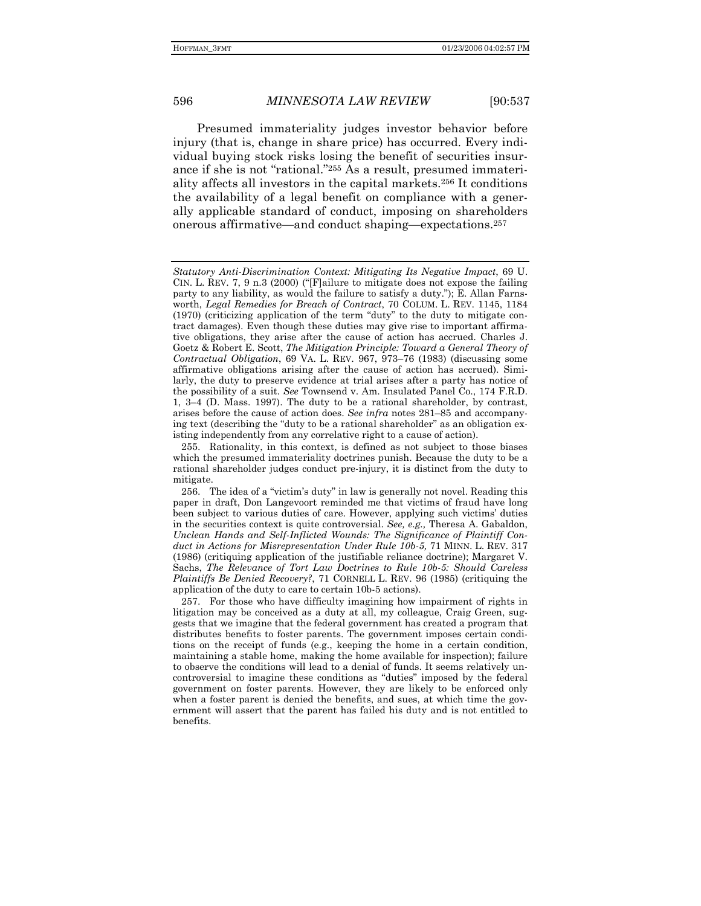Presumed immateriality judges investor behavior before injury (that is, change in share price) has occurred. Every individual buying stock risks losing the benefit of securities insurance if she is not "rational."[255] As a result, presumed immateriality affects all investors in the capital markets.[256] It conditions the availability of a legal benefit on compliance with a generally applicable standard of conduct, imposing on shareholders onerous affirmative—and conduct shaping—expectations.[257]

---

*Statutory Anti-Discrimination Context: Mitigating Its Negative Impact*, 69 U. CIN. L. REV. 7, 9 n.3 (2000) ("[F]ailure to mitigate does not expose the failing party to any liability, as would the failure to satisfy a duty."); E. Allan Farnsworth, *Legal Remedies for Breach of Contract*, 70 COLUM. L. REV. 1145, 1184 (1970) (criticizing application of the term "duty" to the duty to mitigate contract damages). Even though these duties may give rise to important affirmative obligations, they arise after the cause of action has accrued. Charles J. Goetz & Robert E. Scott, *The Mitigation Principle: Toward a General Theory of Contractual Obligation*, 69 VA. L. REV. 967, 973–76 (1983) (discussing some affirmative obligations arising after the cause of action has accrued). Similarly, the duty to preserve evidence at trial arises after a party has notice of the possibility of a suit. *See* Townsend v. Am. Insulated Panel Co., 174 F.R.D. 1, 3–4 (D. Mass. 1997). The duty to be a rational shareholder, by contrast, arises before the cause of action does. *See infra* notes 281–85 and accompanying text (describing the "duty to be a rational shareholder" as an obligation existing independently from any correlative right to a cause of action).

255. Rationality, in this context, is defined as not subject to those biases which the presumed immateriality doctrines punish. Because the duty to be a rational shareholder judges conduct pre-injury, it is distinct from the duty to mitigate.

256. The idea of a "victim's duty" in law is generally not novel. Reading this paper in draft, Don Langevoort reminded me that victims of fraud have long been subject to various duties of care. However, applying such victims' duties in the securities context is quite controversial. *See, e.g.,* Theresa A. Gabaldon, *Unclean Hands and Self-Inflicted Wounds: The Significance of Plaintiff Conduct in Actions for Misrepresentation Under Rule 10b-5,* 71 MINN. L. REV. 317 (1986) (critiquing application of the justifiable reliance doctrine); Margaret V. Sachs, *The Relevance of Tort Law Doctrines to Rule 10b-5: Should Careless Plaintiffs Be Denied Recovery?*, 71 CORNELL L. REV. 96 (1985) (critiquing the application of the duty to care to certain 10b-5 actions).

257. For those who have difficulty imagining how impairment of rights in litigation may be conceived as a duty at all, my colleague, Craig Green, suggests that we imagine that the federal government has created a program that distributes benefits to foster parents. The government imposes certain conditions on the receipt of funds (e.g., keeping the home in a certain condition, maintaining a stable home, making the home available for inspection); failure to observe the conditions will lead to a denial of funds. It seems relatively uncontroversial to imagine these conditions as "duties" imposed by the federal government on foster parents. However, they are likely to be enforced only when a foster parent is denied the benefits, and sues, at which time the government will assert that the parent has failed his duty and is not entitled to benefits.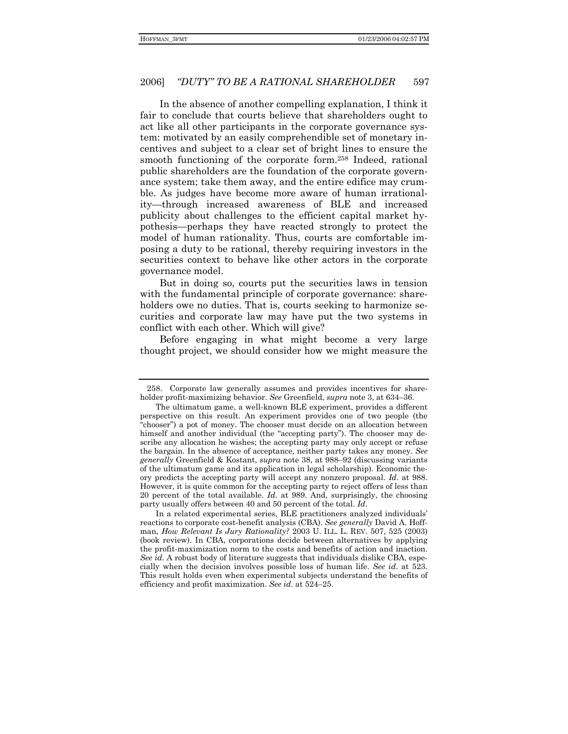In the absence of another compelling explanation, I think it fair to conclude that courts believe that shareholders ought to act like all other participants in the corporate governance system: motivated by an easily comprehendible set of monetary incentives and subject to a clear set of bright lines to ensure the smooth functioning of the corporate form.[258] Indeed, rational public shareholders are the foundation of the corporate governance system; take them away, and the entire edifice may crumble. As judges have become more aware of human irrationality—through increased awareness of BLE and increased publicity about challenges to the efficient capital market hypothesis—perhaps they have reacted strongly to protect the model of human rationality. Thus, courts are comfortable imposing a duty to be rational, thereby requiring investors in the securities context to behave like other actors in the corporate governance model.

But in doing so, courts put the securities laws in tension with the fundamental principle of corporate governance: shareholders owe no duties. That is, courts seeking to harmonize securities and corporate law may have put the two systems in conflict with each other. Which will give?

Before engaging in what might become a very large thought project, we should consider how we might measure the

---

258. Corporate law generally assumes and provides incentives for shareholder profit-maximizing behavior. *See* Greenfield, *supra* note 3, at 634–36.

The ultimatum game, a well-known BLE experiment, provides a different perspective on this result. An experiment provides one of two people (the "chooser") a pot of money. The chooser must decide on an allocation between himself and another individual (the "accepting party"). The chooser may describe any allocation he wishes; the accepting party may only accept or refuse the bargain. In the absence of acceptance, neither party takes any money. *See generally* Greenfield & Kostant, *supra* note 38, at 988–92 (discussing variants of the ultimatum game and its application in legal scholarship). Economic theory predicts the accepting party will accept any nonzero proposal. *Id*. at 988. However, it is quite common for the accepting party to reject offers of less than 20 percent of the total available. *Id*. at 989. And, surprisingly, the choosing party usually offers between 40 and 50 percent of the total. *Id*.

In a related experimental series, BLE practitioners analyzed individuals' reactions to corporate cost-benefit analysis (CBA). *See generally* David A. Hoffman, *How Relevant Is Jury Rationality?* 2003 U. ILL. L. REV. 507, 525 (2003) (book review). In CBA, corporations decide between alternatives by applying the profit-maximization norm to the costs and benefits of action and inaction. *See id*. A robust body of literature suggests that individuals dislike CBA, especially when the decision involves possible loss of human life. *See id*. at 523. This result holds even when experimental subjects understand the benefits of efficiency and profit maximization. *See id*. at 524–25.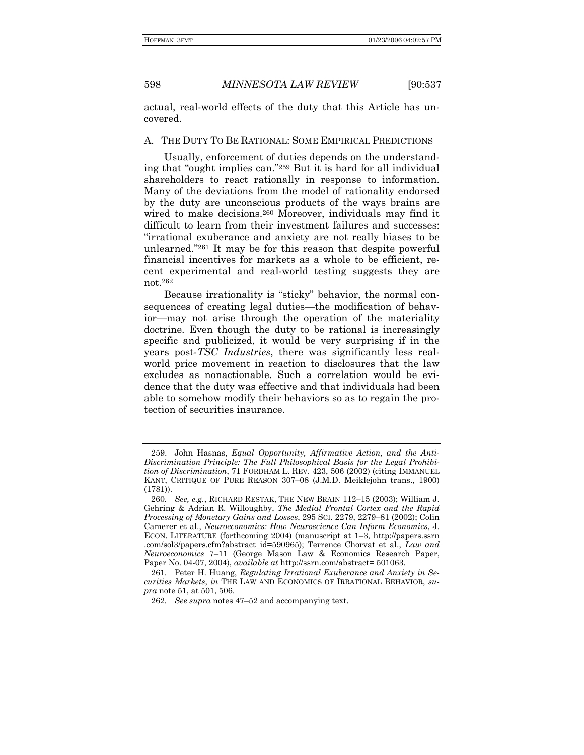actual, real-world effects of the duty that this Article has uncovered.

### A. THE DUTY TO BE RATIONAL: SOME EMPIRICAL PREDICTIONS

Usually, enforcement of duties depends on the understanding that "ought implies can."[259] But it is hard for all individual shareholders to react rationally in response to information. Many of the deviations from the model of rationality endorsed by the duty are unconscious products of the ways brains are wired to make decisions.[260] Moreover, individuals may find it difficult to learn from their investment failures and successes: "irrational exuberance and anxiety are not really biases to be unlearned."[261] It may be for this reason that despite powerful financial incentives for markets as a whole to be efficient, recent experimental and real-world testing suggests they are not.[262]

Because irrationality is "sticky" behavior, the normal consequences of creating legal duties—the modification of behavior—may not arise through the operation of the materiality doctrine. Even though the duty to be rational is increasingly specific and publicized, it would be very surprising if in the years post-*TSC Industries*, there was significantly less real-world price movement in reaction to disclosures that the law excludes as nonactionable. Such a correlation would be evidence that the duty was effective and that individuals had been able to somehow modify their behaviors so as to regain the protection of securities insurance.

---

259. John Hasnas, *Equal Opportunity, Affirmative Action, and the Anti-Discrimination Principle: The Full Philosophical Basis for the Legal Prohibition of Discrimination*, 71 FORDHAM L. REV. 423, 506 (2002) (citing IMMANUEL KANT, CRITIQUE OF PURE REASON 307–08 (J.M.D. Meiklejohn trans., 1900) (1781)).

260. *See, e.g.*, RICHARD RESTAK, THE NEW BRAIN 112–15 (2003); William J. Gehring & Adrian R. Willoughby, *The Medial Frontal Cortex and the Rapid Processing of Monetary Gains and Losses*, 295 SCI. 2279, 2279–81 (2002); Colin Camerer et al., *Neuroeconomics: How Neuroscience Can Inform Economics*, J. ECON. LITERATURE (forthcoming 2004) (manuscript at 1–3, http://papers.ssrn.com/sol3/papers.cfm?abstract_id=590965); Terrence Chorvat et al., *Law and Neuroeconomics* 7–11 (George Mason Law & Economics Research Paper, Paper No. 04-07, 2004), *available at* http://ssrn.com/abstract= 501063.

261. Peter H. Huang, *Regulating Irrational Exuberance and Anxiety in Securities Markets*, *in* THE LAW AND ECONOMICS OF IRRATIONAL BEHAVIOR, *supra* note 51, at 501, 506.

262. *See supra* notes 47–52 and accompanying text.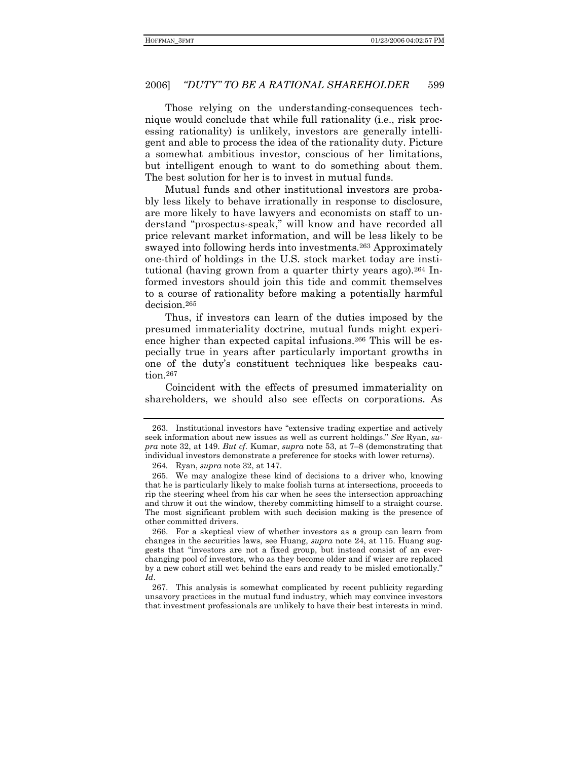Those relying on the understanding-consequences technique would conclude that while full rationality (i.e., risk processing rationality) is unlikely, investors are generally intelligent and able to process the idea of the rationality duty. Picture a somewhat ambitious investor, conscious of her limitations, but intelligent enough to want to do something about them. The best solution for her is to invest in mutual funds.

Mutual funds and other institutional investors are probably less likely to behave irrationally in response to disclosure, are more likely to have lawyers and economists on staff to understand "prospectus-speak," will know and have recorded all price relevant market information, and will be less likely to be swayed into following herds into investments.[263] Approximately one-third of holdings in the U.S. stock market today are institutional (having grown from a quarter thirty years ago).[264] Informed investors should join this tide and commit themselves to a course of rationality before making a potentially harmful decision.[265]

Thus, if investors can learn of the duties imposed by the presumed immateriality doctrine, mutual funds might experience higher than expected capital infusions.[266] This will be especially true in years after particularly important growths in one of the duty's constituent techniques like bespeaks caution.[267]

Coincident with the effects of presumed immateriality on shareholders, we should also see effects on corporations. As

---

263. Institutional investors have "extensive trading expertise and actively seek information about new issues as well as current holdings." *See* Ryan, *supra* note 32, at 149. *But cf.* Kumar, *supra* note 53, at 7–8 (demonstrating that individual investors demonstrate a preference for stocks with lower returns).

264. Ryan, *supra* note 32, at 147.

265. We may analogize these kind of decisions to a driver who, knowing that he is particularly likely to make foolish turns at intersections, proceeds to rip the steering wheel from his car when he sees the intersection approaching and throw it out the window, thereby committing himself to a straight course. The most significant problem with such decision making is the presence of other committed drivers.

266. For a skeptical view of whether investors as a group can learn from changes in the securities laws, see Huang, *supra* note 24, at 115. Huang suggests that "investors are not a fixed group, but instead consist of an ever-changing pool of investors, who as they become older and if wiser are replaced by a new cohort still wet behind the ears and ready to be misled emotionally." *Id*.

267. This analysis is somewhat complicated by recent publicity regarding unsavory practices in the mutual fund industry, which may convince investors that investment professionals are unlikely to have their best interests in mind.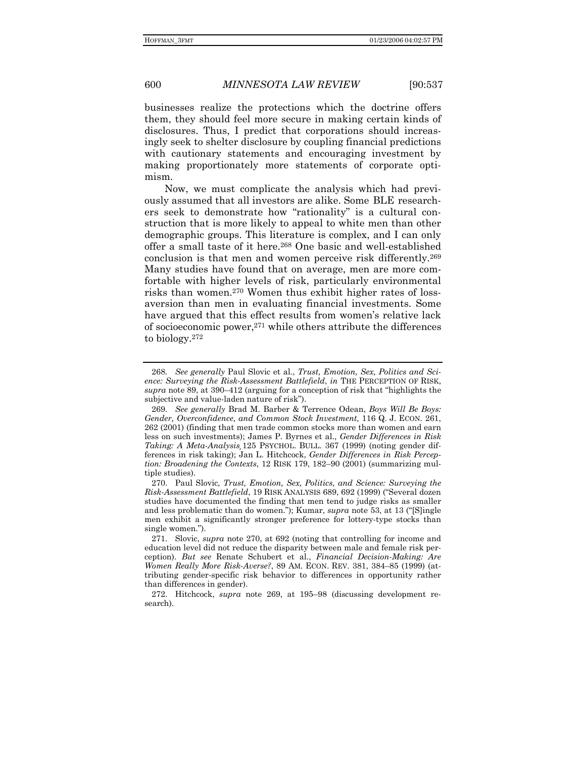businesses realize the protections which the doctrine offers them, they should feel more secure in making certain kinds of disclosures. Thus, I predict that corporations should increasingly seek to shelter disclosure by coupling financial predictions with cautionary statements and encouraging investment by making proportionately more statements of corporate optimism.

Now, we must complicate the analysis which had previously assumed that all investors are alike. Some BLE researchers seek to demonstrate how "rationality" is a cultural construction that is more likely to appeal to white men than other demographic groups. This literature is complex, and I can only offer a small taste of it here.[268] One basic and well-established conclusion is that men and women perceive risk differently.[269] Many studies have found that on average, men are more comfortable with higher levels of risk, particularly environmental risks than women.[270] Women thus exhibit higher rates of loss-aversion than men in evaluating financial investments. Some have argued that this effect results from women's relative lack of socioeconomic power,[271] while others attribute the differences to biology.[272]

---

268. *See generally* Paul Slovic et al., *Trust, Emotion, Sex, Politics and Science: Surveying the Risk-Assessment Battlefield*, *in* THE PERCEPTION OF RISK, *supra* note 89, at 390–412 (arguing for a conception of risk that "highlights the subjective and value-laden nature of risk").

269. *See generally* Brad M. Barber & Terrence Odean, *Boys Will Be Boys: Gender, Overconfidence, and Common Stock Investment,* 116 Q. J. ECON. 261, 262 (2001) (finding that men trade common stocks more than women and earn less on such investments); James P. Byrnes et al., *Gender Differences in Risk Taking: A Meta-Analysis,* 125 PSYCHOL. BULL. 367 (1999) (noting gender differences in risk taking); Jan L. Hitchcock, *Gender Differences in Risk Perception: Broadening the Contexts*, 12 RISK 179, 182–90 (2001) (summarizing multiple studies).

270. Paul Slovic, *Trust, Emotion, Sex, Politics, and Science: Surveying the Risk-Assessment Battlefield*, 19 RISK ANALYSIS 689, 692 (1999) ("Several dozen studies have documented the finding that men tend to judge risks as smaller and less problematic than do women."); Kumar, *supra* note 53, at 13 ("[S]ingle men exhibit a significantly stronger preference for lottery-type stocks than single women.").

271. Slovic, *supra* note 270, at 692 (noting that controlling for income and education level did not reduce the disparity between male and female risk perception). *But see* Renate Schubert et al., *Financial Decision-Making: Are Women Really More Risk-Averse?*, 89 AM. ECON. REV. 381, 384–85 (1999) (attributing gender-specific risk behavior to differences in opportunity rather than differences in gender).

272. Hitchcock, *supra* note 269, at 195–98 (discussing development research).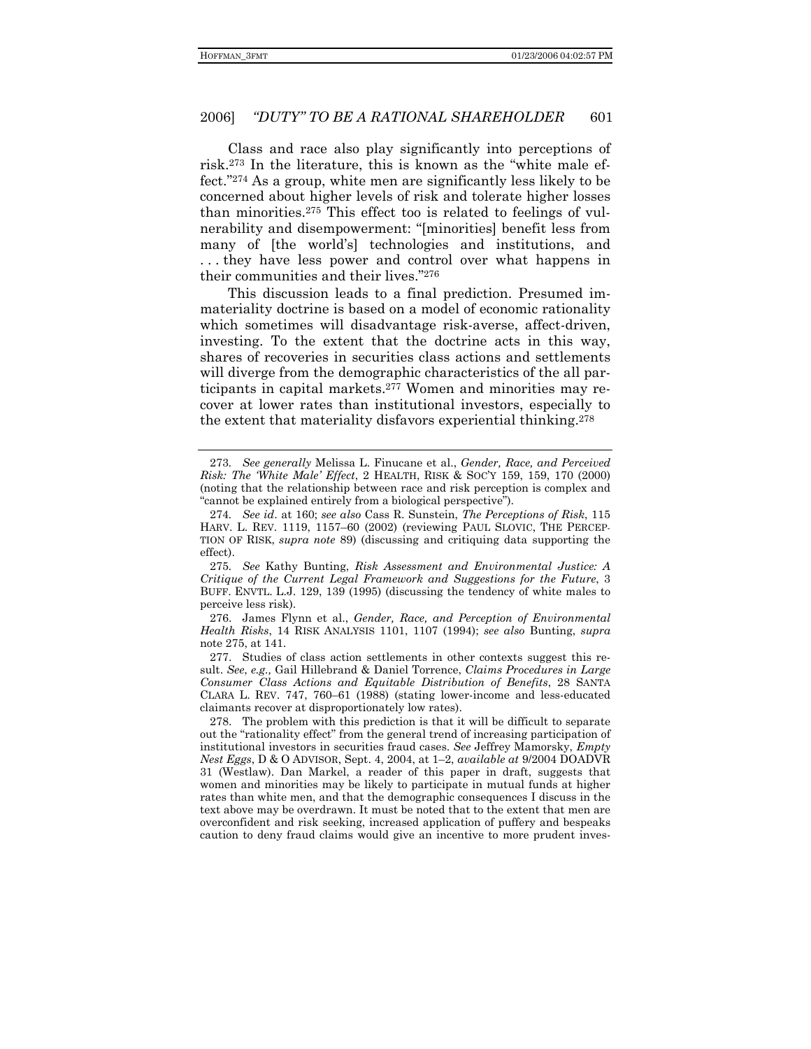Class and race also play significantly into perceptions of risk.[273] In the literature, this is known as the "white male effect."[274] As a group, white men are significantly less likely to be concerned about higher levels of risk and tolerate higher losses than minorities.[275] This effect too is related to feelings of vulnerability and disempowerment: "[minorities] benefit less from many of [the world's] technologies and institutions, and . . . they have less power and control over what happens in their communities and their lives."[276]

This discussion leads to a final prediction. Presumed immateriality doctrine is based on a model of economic rationality which sometimes will disadvantage risk-averse, affect-driven, investing. To the extent that the doctrine acts in this way, shares of recoveries in securities class actions and settlements will diverge from the demographic characteristics of the all participants in capital markets.[277] Women and minorities may recover at lower rates than institutional investors, especially to the extent that materiality disfavors experiential thinking.[278]

---

273. *See generally* Melissa L. Finucane et al., *Gender, Race, and Perceived Risk: The 'White Male' Effect*, 2 HEALTH, RISK & SOC'Y 159, 159, 170 (2000) (noting that the relationship between race and risk perception is complex and "cannot be explained entirely from a biological perspective").

274. *See id*. at 160; *see also* Cass R. Sunstein, *The Perceptions of Risk*, 115 HARV. L. REV. 1119, 1157–60 (2002) (reviewing PAUL SLOVIC, THE PERCEPTION OF RISK, *supra note* 89) (discussing and critiquing data supporting the effect).

275. *See* Kathy Bunting, *Risk Assessment and Environmental Justice: A Critique of the Current Legal Framework and Suggestions for the Future*, 3 BUFF. ENVTL. L.J. 129, 139 (1995) (discussing the tendency of white males to perceive less risk).

276. James Flynn et al., *Gender, Race, and Perception of Environmental Health Risks*, 14 RISK ANALYSIS 1101, 1107 (1994); *see also* Bunting, *supra* note 275, at 141.

277. Studies of class action settlements in other contexts suggest this result. *See*, *e.g.,* Gail Hillebrand & Daniel Torrence, *Claims Procedures in Large Consumer Class Actions and Equitable Distribution of Benefits*, 28 SANTA CLARA L. REV. 747, 760–61 (1988) (stating lower-income and less-educated claimants recover at disproportionately low rates).

278. The problem with this prediction is that it will be difficult to separate out the "rationality effect" from the general trend of increasing participation of institutional investors in securities fraud cases. *See* Jeffrey Mamorsky, *Empty Nest Eggs*, D & O ADVISOR, Sept. 4, 2004, at 1–2, *available at* 9/2004 DOADVR 31 (Westlaw). Dan Markel, a reader of this paper in draft, suggests that women and minorities may be likely to participate in mutual funds at higher rates than white men, and that the demographic consequences I discuss in the text above may be overdrawn. It must be noted that to the extent that men are overconfident and risk seeking, increased application of puffery and bespeaks caution to deny fraud claims would give an incentive to more prudent inves-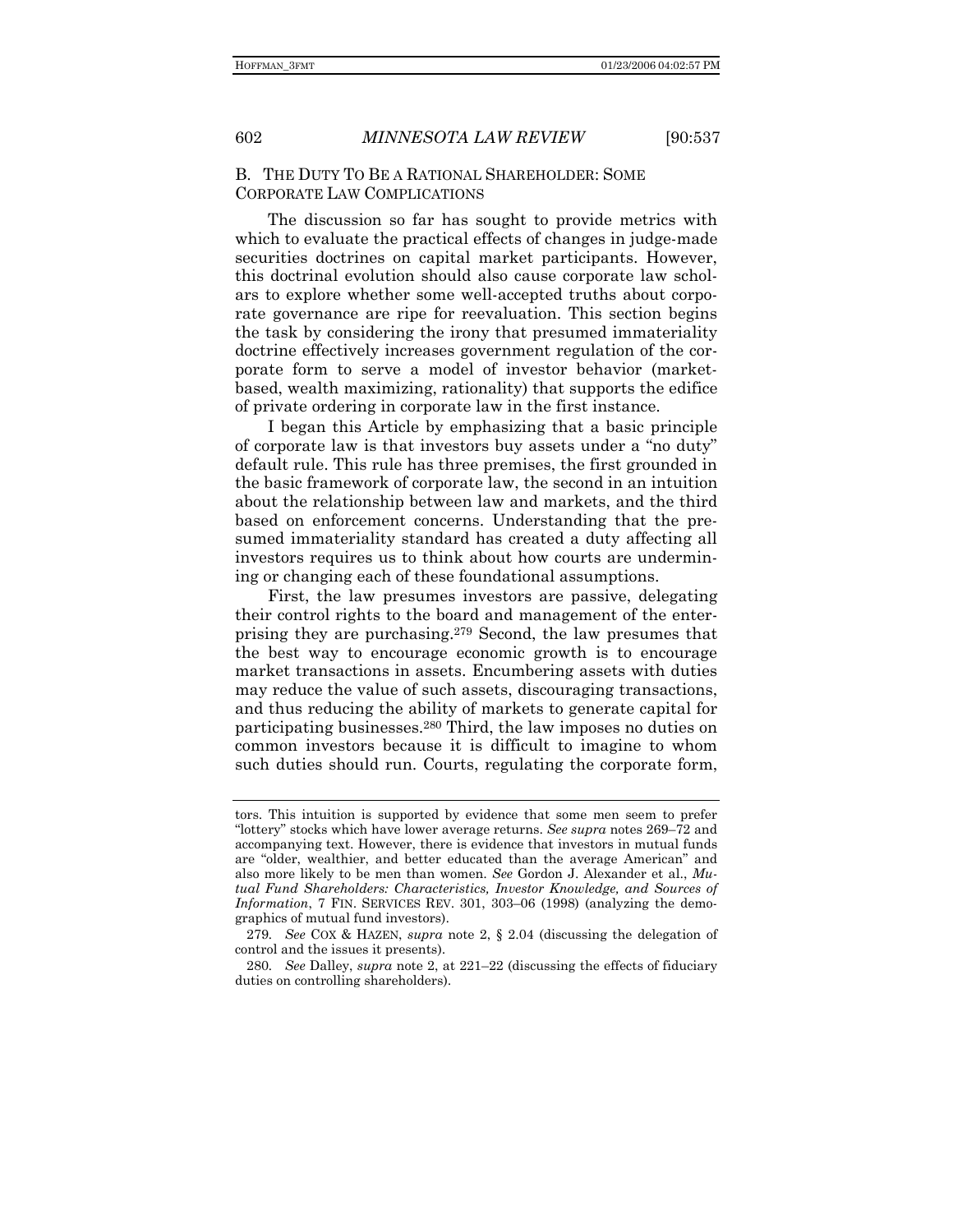## B. THE DUTY TO BE A RATIONAL SHAREHOLDER: SOME CORPORATE LAW COMPLICATIONS

The discussion so far has sought to provide metrics with which to evaluate the practical effects of changes in judge-made securities doctrines on capital market participants. However, this doctrinal evolution should also cause corporate law scholars to explore whether some well-accepted truths about corporate governance are ripe for reevaluation. This section begins the task by considering the irony that presumed immateriality doctrine effectively increases government regulation of the corporate form to serve a model of investor behavior (market-based, wealth maximizing, rationality) that supports the edifice of private ordering in corporate law in the first instance.

I began this Article by emphasizing that a basic principle of corporate law is that investors buy assets under a "no duty" default rule. This rule has three premises, the first grounded in the basic framework of corporate law, the second in an intuition about the relationship between law and markets, and the third based on enforcement concerns. Understanding that the presumed immateriality standard has created a duty affecting all investors requires us to think about how courts are undermining or changing each of these foundational assumptions.

First, the law presumes investors are passive, delegating their control rights to the board and management of the enterprising they are purchasing.[279] Second, the law presumes that the best way to encourage economic growth is to encourage market transactions in assets. Encumbering assets with duties may reduce the value of such assets, discouraging transactions, and thus reducing the ability of markets to generate capital for participating businesses.[280] Third, the law imposes no duties on common investors because it is difficult to imagine to whom such duties should run. Courts, regulating the corporate form,

---

tors. This intuition is supported by evidence that some men seem to prefer "lottery" stocks which have lower average returns. *See supra* notes 269–72 and accompanying text. However, there is evidence that investors in mutual funds are "older, wealthier, and better educated than the average American" and also more likely to be men than women. *See* Gordon J. Alexander et al., *Mutual Fund Shareholders: Characteristics, Investor Knowledge, and Sources of Information*, 7 FIN. SERVICES REV. 301, 303–06 (1998) (analyzing the demographics of mutual fund investors).

279. *See* COX & HAZEN, *supra* note 2, § 2.04 (discussing the delegation of control and the issues it presents).

280. *See* Dalley, *supra* note 2, at 221–22 (discussing the effects of fiduciary duties on controlling shareholders).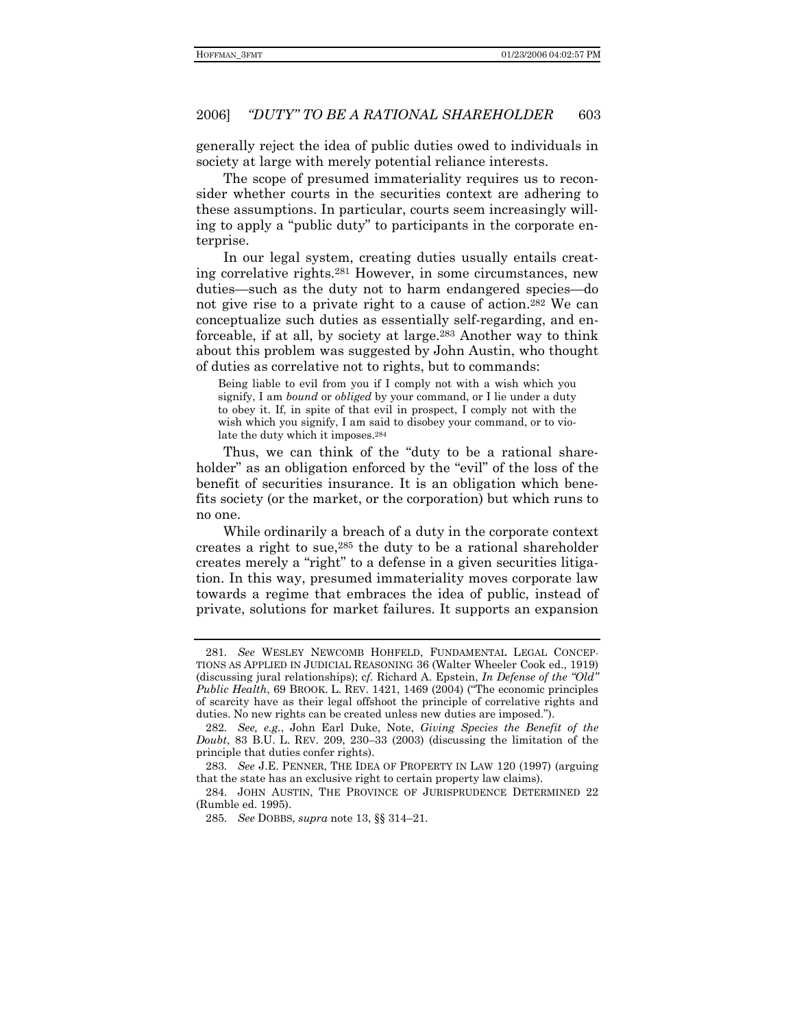generally reject the idea of public duties owed to individuals in society at large with merely potential reliance interests.

The scope of presumed immateriality requires us to reconsider whether courts in the securities context are adhering to these assumptions. In particular, courts seem increasingly willing to apply a "public duty" to participants in the corporate enterprise.

In our legal system, creating duties usually entails creating correlative rights.[281] However, in some circumstances, new duties—such as the duty not to harm endangered species—do not give rise to a private right to a cause of action.[282] We can conceptualize such duties as essentially self-regarding, and enforceable, if at all, by society at large.[283] Another way to think about this problem was suggested by John Austin, who thought of duties as correlative not to rights, but to commands:

> Being liable to evil from you if I comply not with a wish which you signify, I am *bound* or *obliged* by your command, or I lie under a duty to obey it. If, in spite of that evil in prospect, I comply not with the wish which you signify, I am said to disobey your command, or to violate the duty which it imposes.[284]

Thus, we can think of the "duty to be a rational shareholder" as an obligation enforced by the "evil" of the loss of the benefit of securities insurance. It is an obligation which benefits society (or the market, or the corporation) but which runs to no one.

While ordinarily a breach of a duty in the corporate context creates a right to sue,[285] the duty to be a rational shareholder creates merely a "right" to a defense in a given securities litigation. In this way, presumed immateriality moves corporate law towards a regime that embraces the idea of public, instead of private, solutions for market failures. It supports an expansion

---

281. *See* WESLEY NEWCOMB HOHFELD, FUNDAMENTAL LEGAL CONCEPTIONS AS APPLIED IN JUDICIAL REASONING 36 (Walter Wheeler Cook ed., 1919) (discussing jural relationships); *cf.* Richard A. Epstein, *In Defense of the "Old" Public Health*, 69 BROOK. L. REV. 1421, 1469 (2004) ("The economic principles of scarcity have as their legal offshoot the principle of correlative rights and duties. No new rights can be created unless new duties are imposed.").

282. *See, e.g.*, John Earl Duke, Note, *Giving Species the Benefit of the Doubt*, 83 B.U. L. REV. 209, 230–33 (2003) (discussing the limitation of the principle that duties confer rights).

283. *See* J.E. PENNER, THE IDEA OF PROPERTY IN LAW 120 (1997) (arguing that the state has an exclusive right to certain property law claims).

284. JOHN AUSTIN, THE PROVINCE OF JURISPRUDENCE DETERMINED 22 (Rumble ed. 1995).

285. *See* DOBBS, *supra* note 13, §§ 314–21.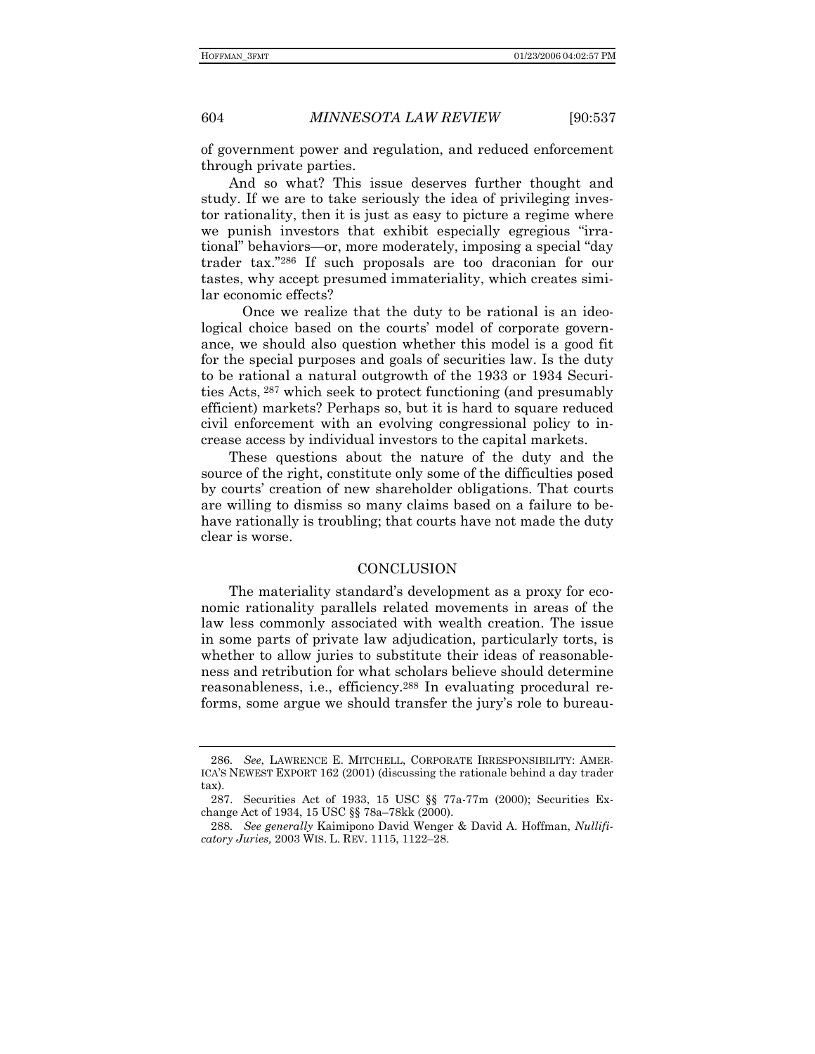of government power and regulation, and reduced enforcement through private parties.

And so what? This issue deserves further thought and study. If we are to take seriously the idea of privileging investor rationality, then it is just as easy to picture a regime where we punish investors that exhibit especially egregious "irrational" behaviors—or, more moderately, imposing a special "day trader tax."[286] If such proposals are too draconian for our tastes, why accept presumed immateriality, which creates similar economic effects?

Once we realize that the duty to be rational is an ideological choice based on the courts' model of corporate governance, we should also question whether this model is a good fit for the special purposes and goals of securities law. Is the duty to be rational a natural outgrowth of the 1933 or 1934 Securities Acts, [287] which seek to protect functioning (and presumably efficient) markets? Perhaps so, but it is hard to square reduced civil enforcement with an evolving congressional policy to increase access by individual investors to the capital markets.

These questions about the nature of the duty and the source of the right, constitute only some of the difficulties posed by courts' creation of new shareholder obligations. That courts are willing to dismiss so many claims based on a failure to behave rationally is troubling; that courts have not made the duty clear is worse.

## CONCLUSION

The materiality standard's development as a proxy for economic rationality parallels related movements in areas of the law less commonly associated with wealth creation. The issue in some parts of private law adjudication, particularly torts, is whether to allow juries to substitute their ideas of reasonableness and retribution for what scholars believe should determine reasonableness, i.e., efficiency.[288] In evaluating procedural reforms, some argue we should transfer the jury's role to bureau-

---

286. *See*, LAWRENCE E. MITCHELL, CORPORATE IRRESPONSIBILITY: AMERICA'S NEWEST EXPORT 162 (2001) (discussing the rationale behind a day trader tax).

287. Securities Act of 1933, 15 USC §§ 77a-77m (2000); Securities Exchange Act of 1934, 15 USC §§ 78a–78kk (2000).

288. *See generally* Kaimipono David Wenger & David A. Hoffman, *Nullificatory Juries,* 2003 WIS. L. REV. 1115, 1122–28.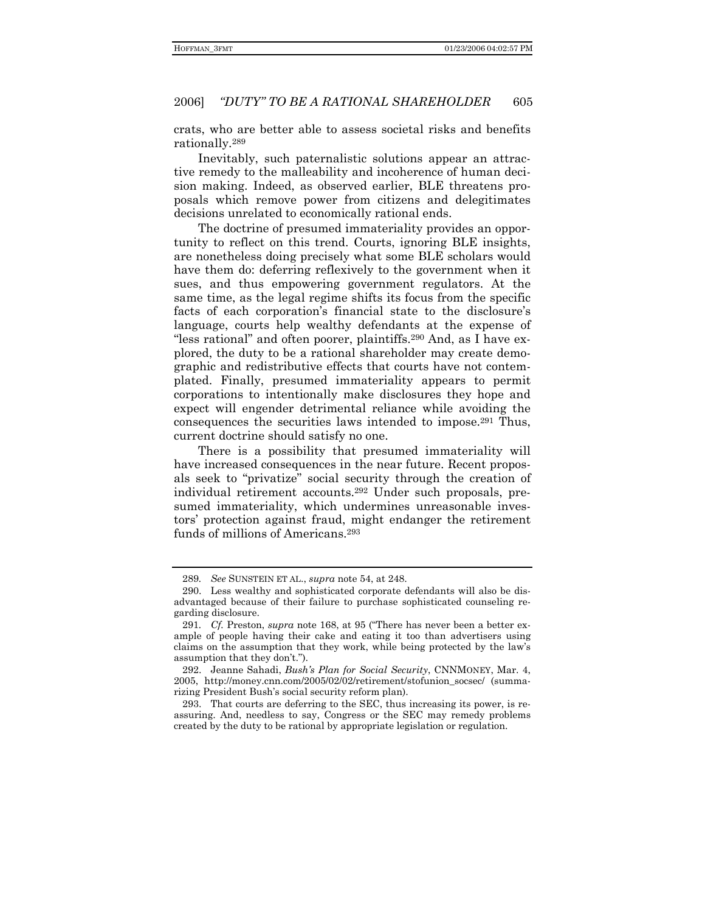crats, who are better able to assess societal risks and benefits rationally.[289]

Inevitably, such paternalistic solutions appear an attractive remedy to the malleability and incoherence of human decision making. Indeed, as observed earlier, BLE threatens proposals which remove power from citizens and delegitimates decisions unrelated to economically rational ends.

The doctrine of presumed immateriality provides an opportunity to reflect on this trend. Courts, ignoring BLE insights, are nonetheless doing precisely what some BLE scholars would have them do: deferring reflexively to the government when it sues, and thus empowering government regulators. At the same time, as the legal regime shifts its focus from the specific facts of each corporation's financial state to the disclosure's language, courts help wealthy defendants at the expense of "less rational" and often poorer, plaintiffs.[290] And, as I have explored, the duty to be a rational shareholder may create demographic and redistributive effects that courts have not contemplated. Finally, presumed immateriality appears to permit corporations to intentionally make disclosures they hope and expect will engender detrimental reliance while avoiding the consequences the securities laws intended to impose.[291] Thus, current doctrine should satisfy no one.

There is a possibility that presumed immateriality will have increased consequences in the near future. Recent proposals seek to "privatize" social security through the creation of individual retirement accounts.[292] Under such proposals, presumed immateriality, which undermines unreasonable investors' protection against fraud, might endanger the retirement funds of millions of Americans.[293]

---

289. *See* SUNSTEIN ET AL., *supra* note 54, at 248.

290. Less wealthy and sophisticated corporate defendants will also be disadvantaged because of their failure to purchase sophisticated counseling regarding disclosure.

291. *Cf.* Preston, *supra* note 168, at 95 ("There has never been a better example of people having their cake and eating it too than advertisers using claims on the assumption that they work, while being protected by the law's assumption that they don't.").

292. Jeanne Sahadi, *Bush's Plan for Social Security*, CNNMONEY, Mar. 4, 2005, http://money.cnn.com/2005/02/02/retirement/stofunion_socsec/ (summarizing President Bush's social security reform plan).

293. That courts are deferring to the SEC, thus increasing its power, is reassuring. And, needless to say, Congress or the SEC may remedy problems created by the duty to be rational by appropriate legislation or regulation.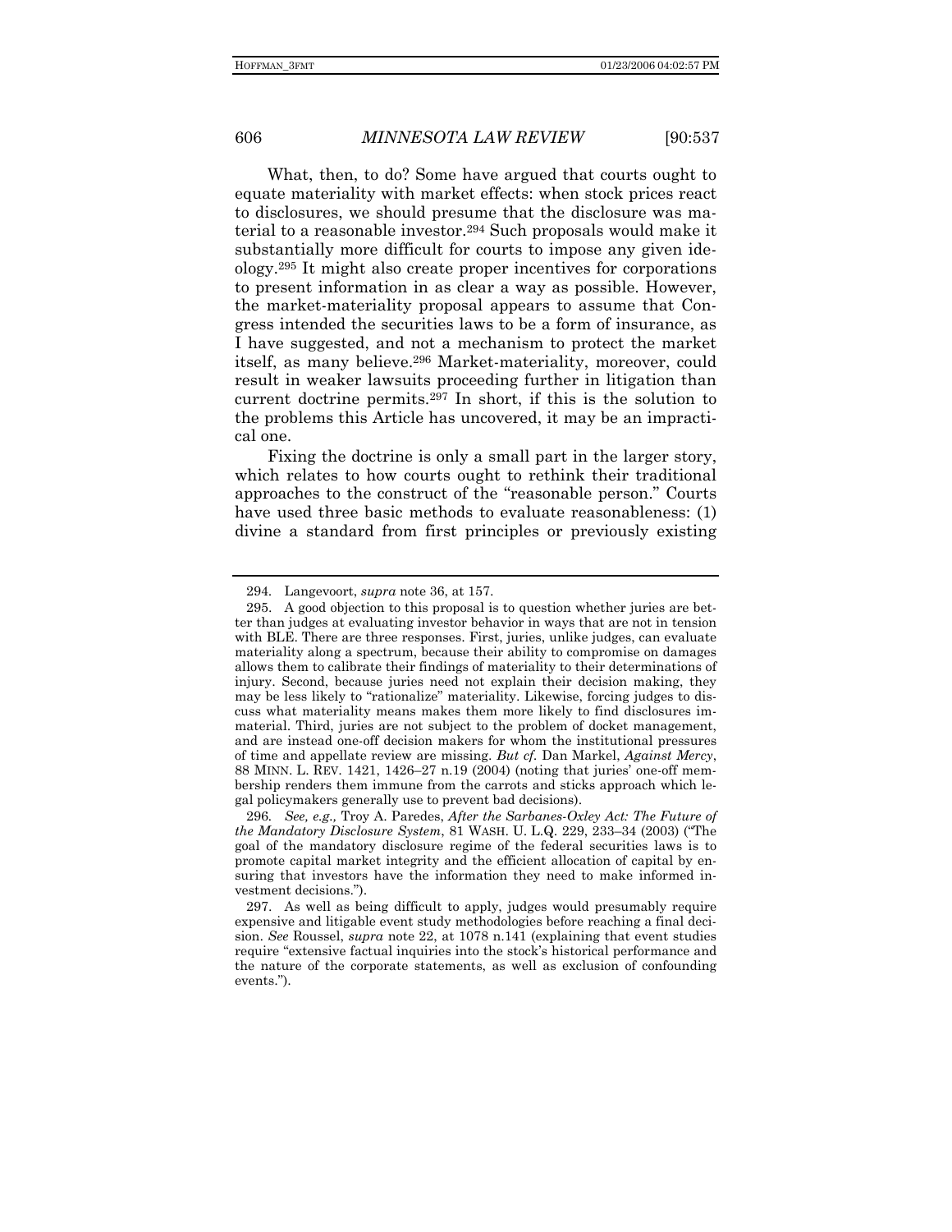What, then, to do? Some have argued that courts ought to equate materiality with market effects: when stock prices react to disclosures, we should presume that the disclosure was material to a reasonable investor.[294] Such proposals would make it substantially more difficult for courts to impose any given ideology.[295] It might also create proper incentives for corporations to present information in as clear a way as possible. However, the market-materiality proposal appears to assume that Congress intended the securities laws to be a form of insurance, as I have suggested, and not a mechanism to protect the market itself, as many believe.[296] Market-materiality, moreover, could result in weaker lawsuits proceeding further in litigation than current doctrine permits.[297] In short, if this is the solution to the problems this Article has uncovered, it may be an impractical one.

Fixing the doctrine is only a small part in the larger story, which relates to how courts ought to rethink their traditional approaches to the construct of the "reasonable person." Courts have used three basic methods to evaluate reasonableness: (1) divine a standard from first principles or previously existing

---

294. Langevoort, *supra* note 36, at 157.

295. A good objection to this proposal is to question whether juries are better than judges at evaluating investor behavior in ways that are not in tension with BLE. There are three responses. First, juries, unlike judges, can evaluate materiality along a spectrum, because their ability to compromise on damages allows them to calibrate their findings of materiality to their determinations of injury. Second, because juries need not explain their decision making, they may be less likely to "rationalize" materiality. Likewise, forcing judges to discuss what materiality means makes them more likely to find disclosures immaterial. Third, juries are not subject to the problem of docket management, and are instead one-off decision makers for whom the institutional pressures of time and appellate review are missing. *But cf.* Dan Markel, *Against Mercy*, 88 MINN. L. REV. 1421, 1426–27 n.19 (2004) (noting that juries' one-off membership renders them immune from the carrots and sticks approach which legal policymakers generally use to prevent bad decisions).

296. *See, e.g.,* Troy A. Paredes, *After the Sarbanes-Oxley Act: The Future of the Mandatory Disclosure System*, 81 WASH. U. L.Q. 229, 233–34 (2003) ("The goal of the mandatory disclosure regime of the federal securities laws is to promote capital market integrity and the efficient allocation of capital by ensuring that investors have the information they need to make informed investment decisions.").

297. As well as being difficult to apply, judges would presumably require expensive and litigable event study methodologies before reaching a final decision. *See* Roussel, *supra* note 22, at 1078 n.141 (explaining that event studies require "extensive factual inquiries into the stock's historical performance and the nature of the corporate statements, as well as exclusion of confounding events.").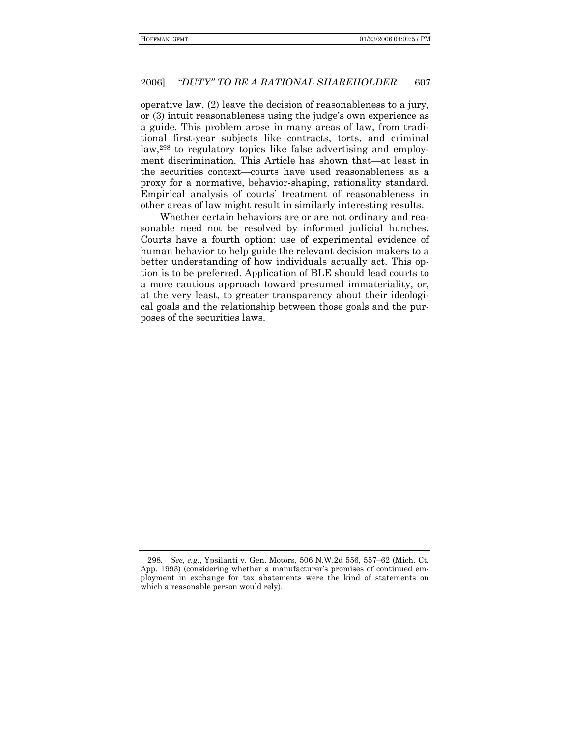operative law, (2) leave the decision of reasonableness to a jury, or (3) intuit reasonableness using the judge's own experience as a guide. This problem arose in many areas of law, from traditional first-year subjects like contracts, torts, and criminal law,[298] to regulatory topics like false advertising and employment discrimination. This Article has shown that—at least in the securities context—courts have used reasonableness as a proxy for a normative, behavior-shaping, rationality standard. Empirical analysis of courts' treatment of reasonableness in other areas of law might result in similarly interesting results.

Whether certain behaviors are or are not ordinary and reasonable need not be resolved by informed judicial hunches. Courts have a fourth option: use of experimental evidence of human behavior to help guide the relevant decision makers to a better understanding of how individuals actually act. This option is to be preferred. Application of BLE should lead courts to a more cautious approach toward presumed immateriality, or, at the very least, to greater transparency about their ideological goals and the relationship between those goals and the purposes of the securities laws.

---

298. *See, e.g.*, Ypsilanti v. Gen. Motors, 506 N.W.2d 556, 557–62 (Mich. Ct. App. 1993) (considering whether a manufacturer's promises of continued employment in exchange for tax abatements were the kind of statements on which a reasonable person would rely).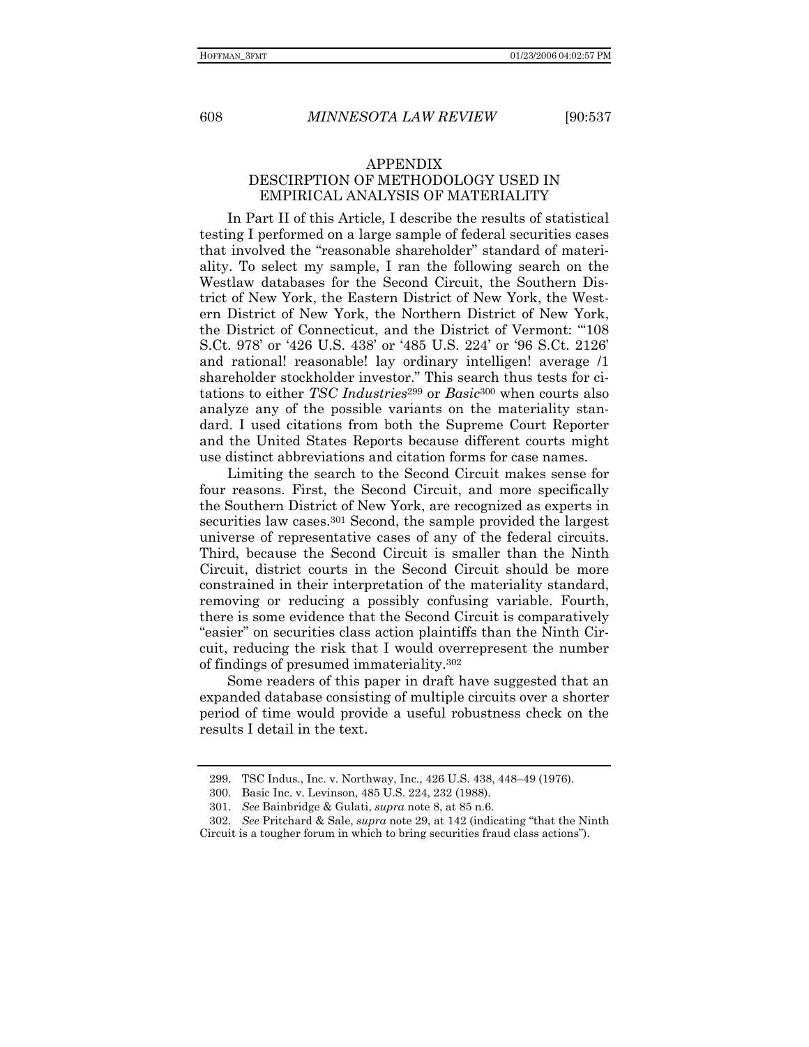# APPENDIX

## DESCIRPTION OF METHODOLOGY USED IN EMPIRICAL ANALYSIS OF MATERIALITY

In Part II of this Article, I describe the results of statistical testing I performed on a large sample of federal securities cases that involved the "reasonable shareholder" standard of materiality. To select my sample, I ran the following search on the Westlaw databases for the Second Circuit, the Southern District of New York, the Eastern District of New York, the Western District of New York, the Northern District of New York, the District of Connecticut, and the District of Vermont: "'108 S.Ct. 978' or '426 U.S. 438' or '485 U.S. 224' or '96 S.Ct. 2126' and rational! reasonable! lay ordinary intelligen! average /1 shareholder stockholder investor." This search thus tests for citations to either *TSC Industries*[299] or *Basic*[300] when courts also analyze any of the possible variants on the materiality standard. I used citations from both the Supreme Court Reporter and the United States Reports because different courts might use distinct abbreviations and citation forms for case names.

Limiting the search to the Second Circuit makes sense for four reasons. First, the Second Circuit, and more specifically the Southern District of New York, are recognized as experts in securities law cases.[301] Second, the sample provided the largest universe of representative cases of any of the federal circuits. Third, because the Second Circuit is smaller than the Ninth Circuit, district courts in the Second Circuit should be more constrained in their interpretation of the materiality standard, removing or reducing a possibly confusing variable. Fourth, there is some evidence that the Second Circuit is comparatively "easier" on securities class action plaintiffs than the Ninth Circuit, reducing the risk that I would overrepresent the number of findings of presumed immateriality.[302]

Some readers of this paper in draft have suggested that an expanded database consisting of multiple circuits over a shorter period of time would provide a useful robustness check on the results I detail in the text.

---

299. TSC Indus., Inc. v. Northway, Inc., 426 U.S. 438, 448–49 (1976).

300. Basic Inc. v. Levinson, 485 U.S. 224, 232 (1988).

301. *See* Bainbridge & Gulati, *supra* note 8, at 85 n.6.

302. *See* Pritchard & Sale, *supra* note 29, at 142 (indicating "that the Ninth Circuit is a tougher forum in which to bring securities fraud class actions").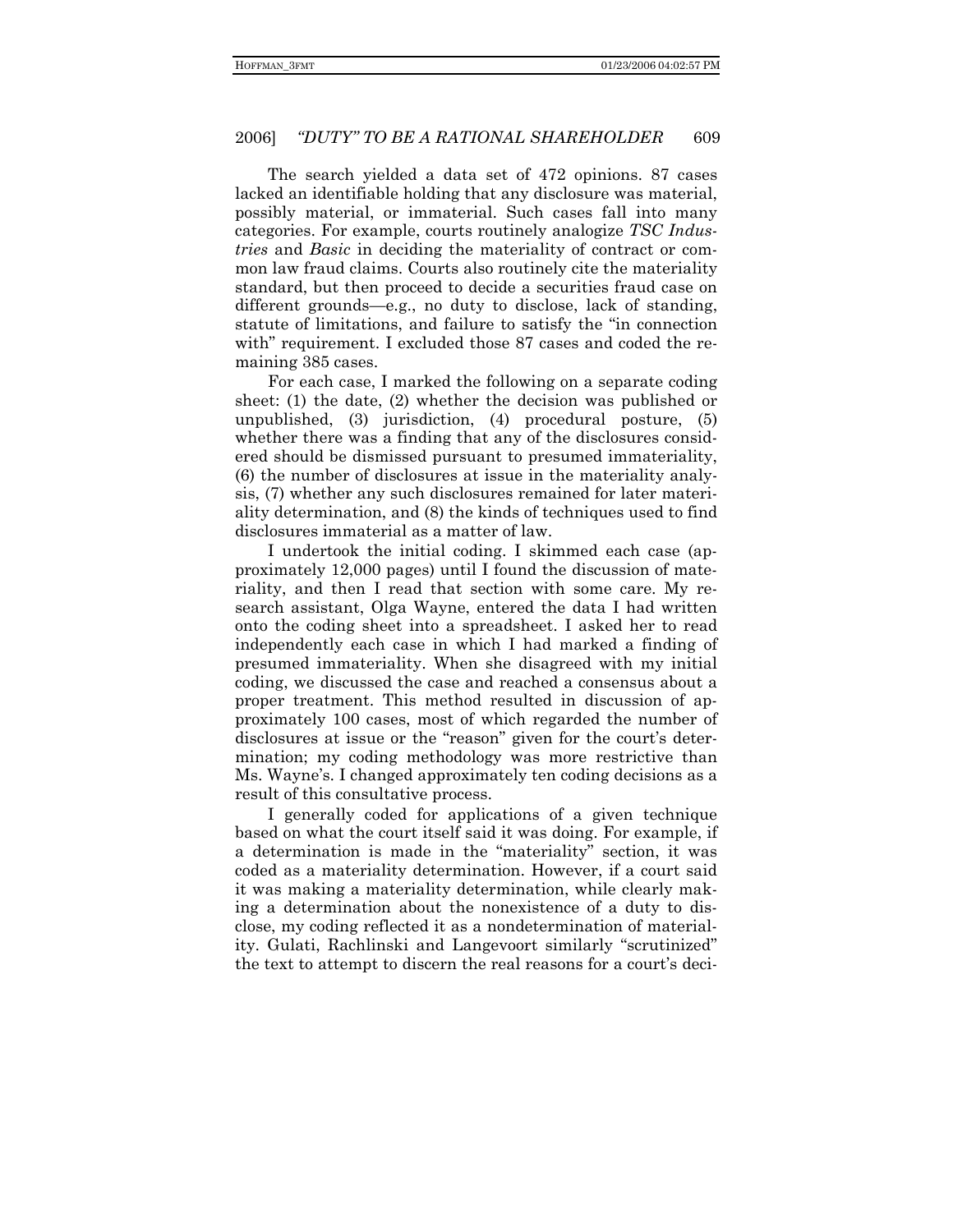The search yielded a data set of 472 opinions. 87 cases lacked an identifiable holding that any disclosure was material, possibly material, or immaterial. Such cases fall into many categories. For example, courts routinely analogize *TSC Industries* and *Basic* in deciding the materiality of contract or common law fraud claims. Courts also routinely cite the materiality standard, but then proceed to decide a securities fraud case on different grounds—e.g., no duty to disclose, lack of standing, statute of limitations, and failure to satisfy the "in connection with" requirement. I excluded those 87 cases and coded the remaining 385 cases.

For each case, I marked the following on a separate coding sheet: (1) the date, (2) whether the decision was published or unpublished, (3) jurisdiction, (4) procedural posture, (5) whether there was a finding that any of the disclosures considered should be dismissed pursuant to presumed immateriality, (6) the number of disclosures at issue in the materiality analysis, (7) whether any such disclosures remained for later materiality determination, and (8) the kinds of techniques used to find disclosures immaterial as a matter of law.

I undertook the initial coding. I skimmed each case (approximately 12,000 pages) until I found the discussion of materiality, and then I read that section with some care. My research assistant, Olga Wayne, entered the data I had written onto the coding sheet into a spreadsheet. I asked her to read independently each case in which I had marked a finding of presumed immateriality. When she disagreed with my initial coding, we discussed the case and reached a consensus about a proper treatment. This method resulted in discussion of approximately 100 cases, most of which regarded the number of disclosures at issue or the "reason" given for the court's determination; my coding methodology was more restrictive than Ms. Wayne's. I changed approximately ten coding decisions as a result of this consultative process.

I generally coded for applications of a given technique based on what the court itself said it was doing. For example, if a determination is made in the "materiality" section, it was coded as a materiality determination. However, if a court said it was making a materiality determination, while clearly making a determination about the nonexistence of a duty to disclose, my coding reflected it as a nondetermination of materiality. Gulati, Rachlinski and Langevoort similarly "scrutinized" the text to attempt to discern the real reasons for a court's deci-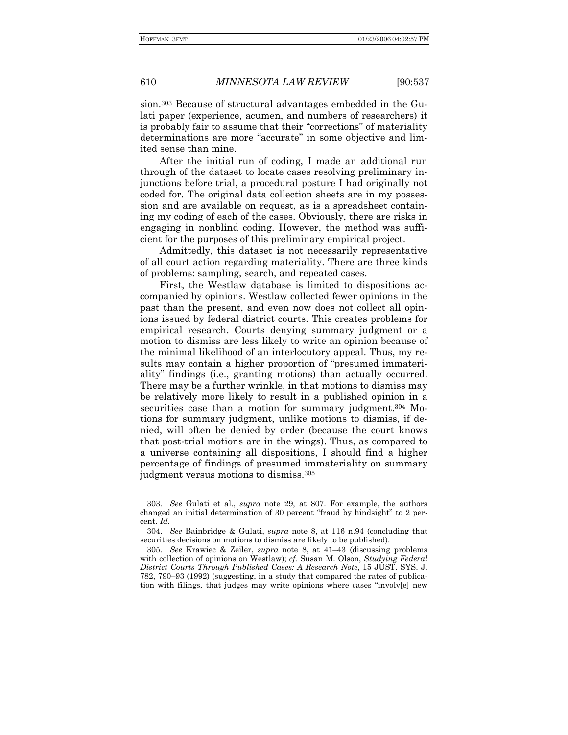sion.[303] Because of structural advantages embedded in the Gulati paper (experience, acumen, and numbers of researchers) it is probably fair to assume that their "corrections" of materiality determinations are more "accurate" in some objective and limited sense than mine.

After the initial run of coding, I made an additional run through of the dataset to locate cases resolving preliminary injunctions before trial, a procedural posture I had originally not coded for. The original data collection sheets are in my possession and are available on request, as is a spreadsheet containing my coding of each of the cases. Obviously, there are risks in engaging in nonblind coding. However, the method was sufficient for the purposes of this preliminary empirical project.

Admittedly, this dataset is not necessarily representative of all court action regarding materiality. There are three kinds of problems: sampling, search, and repeated cases.

First, the Westlaw database is limited to dispositions accompanied by opinions. Westlaw collected fewer opinions in the past than the present, and even now does not collect all opinions issued by federal district courts. This creates problems for empirical research. Courts denying summary judgment or a motion to dismiss are less likely to write an opinion because of the minimal likelihood of an interlocutory appeal. Thus, my results may contain a higher proportion of "presumed immateriality" findings (i.e., granting motions) than actually occurred. There may be a further wrinkle, in that motions to dismiss may be relatively more likely to result in a published opinion in a securities case than a motion for summary judgment.[304] Motions for summary judgment, unlike motions to dismiss, if denied, will often be denied by order (because the court knows that post-trial motions are in the wings). Thus, as compared to a universe containing all dispositions, I should find a higher percentage of findings of presumed immateriality on summary judgment versus motions to dismiss.[305]

---

303. *See* Gulati et al., *supra* note 29, at 807. For example, the authors changed an initial determination of 30 percent "fraud by hindsight" to 2 percent. *Id*.

304. *See* Bainbridge & Gulati, *supra* note 8, at 116 n.94 (concluding that securities decisions on motions to dismiss are likely to be published).

305. *See* Krawiec & Zeiler, *supra* note 8, at 41–43 (discussing problems with collection of opinions on Westlaw); *cf.* Susan M. Olson, *Studying Federal District Courts Through Published Cases: A Research Note*, 15 JUST. SYS. J. 782, 790–93 (1992) (suggesting, in a study that compared the rates of publication with filings, that judges may write opinions where cases "involv[e] new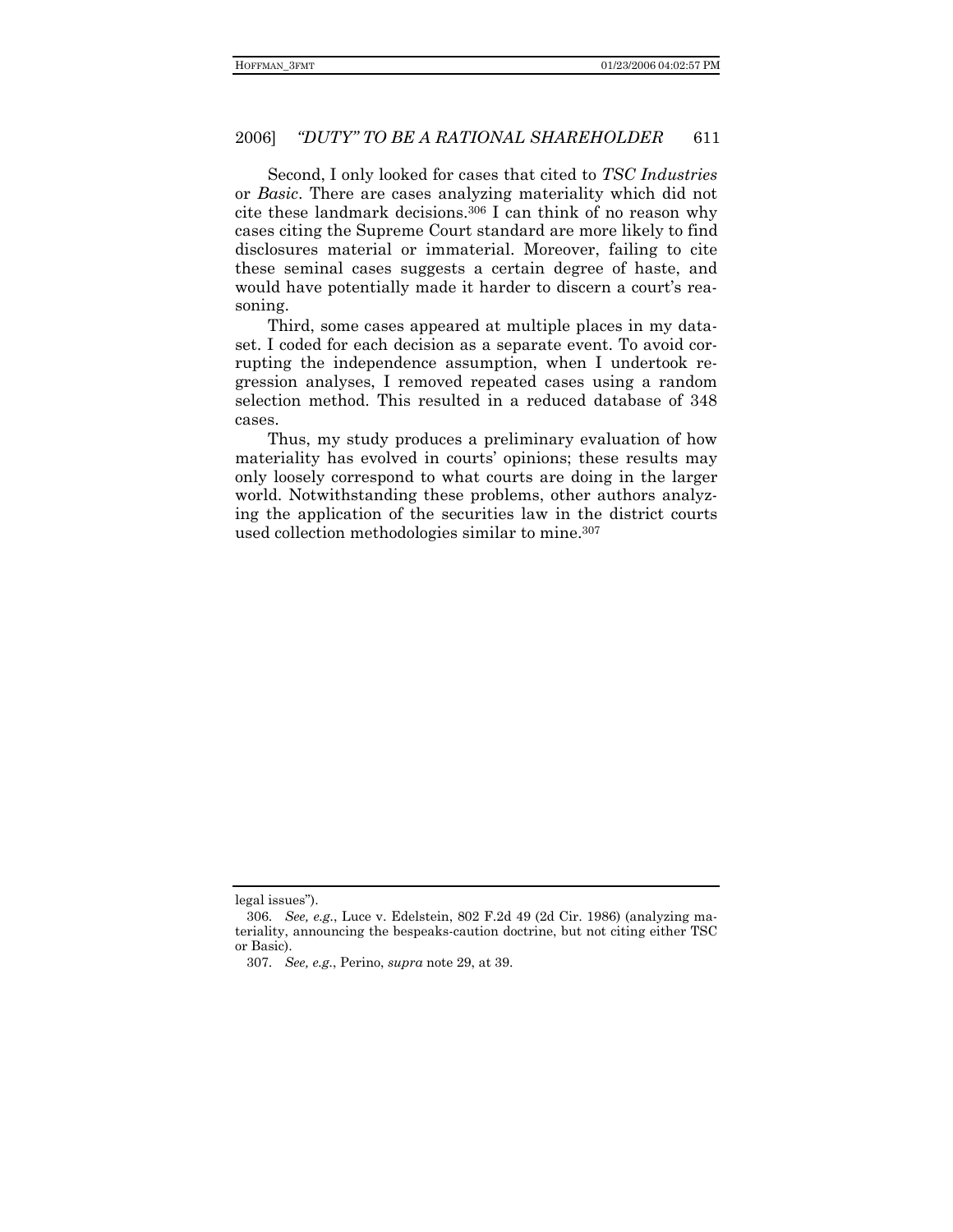Second, I only looked for cases that cited to *TSC Industries* or *Basic*. There are cases analyzing materiality which did not cite these landmark decisions.[306] I can think of no reason why cases citing the Supreme Court standard are more likely to find disclosures material or immaterial. Moreover, failing to cite these seminal cases suggests a certain degree of haste, and would have potentially made it harder to discern a court's reasoning.

Third, some cases appeared at multiple places in my dataset. I coded for each decision as a separate event. To avoid corrupting the independence assumption, when I undertook regression analyses, I removed repeated cases using a random selection method. This resulted in a reduced database of 348 cases.

Thus, my study produces a preliminary evaluation of how materiality has evolved in courts' opinions; these results may only loosely correspond to what courts are doing in the larger world. Notwithstanding these problems, other authors analyzing the application of the securities law in the district courts used collection methodologies similar to mine.[307]

---

legal issues").

306. *See, e.g.*, Luce v. Edelstein, 802 F.2d 49 (2d Cir. 1986) (analyzing materiality, announcing the bespeaks-caution doctrine, but not citing either TSC or Basic).

307. *See, e.g.*, Perino, *supra* note 29, at 39.